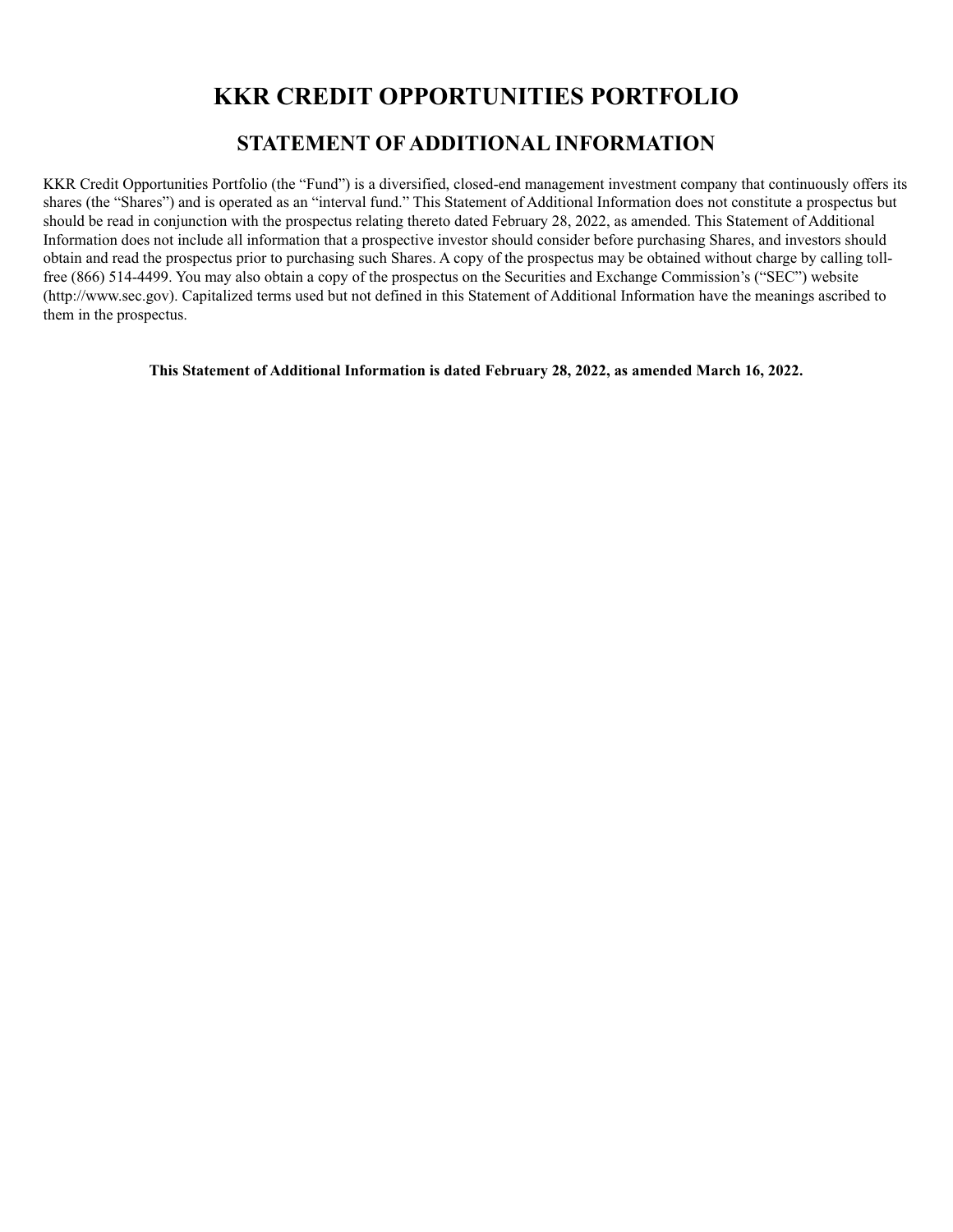# KKR CREDIT OPPORTUNITIES PORTFOLIO

## STATEMENT OF ADDITIONAL INFORMATION

KKR Credit Opportunities Portfolio (the "Fund") is a diversified, closed-end management investment company that continuously offers its shares (the "Shares") and is operated as an "interval fund." This Statement of Additional Information does not constitute a prospectus but should be read in conjunction with the prospectus relating thereto dated February 28, 2022, as amended. This Statement of Additional Information does not include all information that a prospective investor should consider before purchasing Shares, and investors should obtain and read the prospectus prior to purchasing such Shares. A copy of the prospectus may be obtained without charge by calling toll-free (866) 514-4499. You may also obtain a copy of the prospectus on the Securities and Exchange Commission's ("SEC") website (http://www.sec.gov). Capitalized terms used but not defined in this Statement of Additional Information have the meanings ascribed to them in the prospectus.

**This Statement of Additional Information is dated February 28, 2022, as amended March 16, 2022.**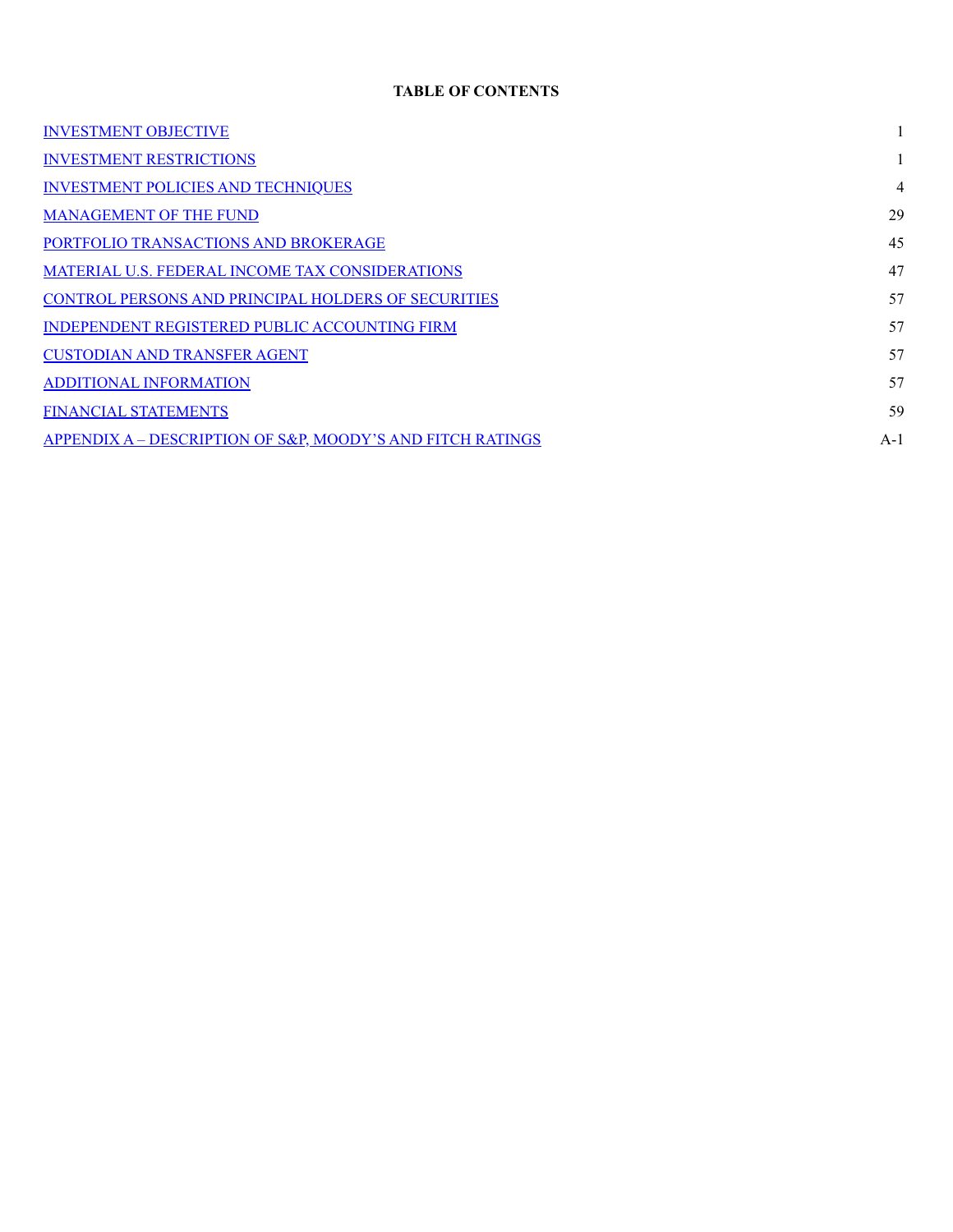**TABLE OF CONTENTS**

| | |
|---|---|
| INVESTMENT OBJECTIVE | 1 |
| INVESTMENT RESTRICTIONS | 1 |
| INVESTMENT POLICIES AND TECHNIQUES | 4 |
| MANAGEMENT OF THE FUND | 29 |
| PORTFOLIO TRANSACTIONS AND BROKERAGE | 45 |
| MATERIAL U.S. FEDERAL INCOME TAX CONSIDERATIONS | 47 |
| CONTROL PERSONS AND PRINCIPAL HOLDERS OF SECURITIES | 57 |
| INDEPENDENT REGISTERED PUBLIC ACCOUNTING FIRM | 57 |
| CUSTODIAN AND TRANSFER AGENT | 57 |
| ADDITIONAL INFORMATION | 57 |
| FINANCIAL STATEMENTS | 59 |
| APPENDIX A – DESCRIPTION OF S&P, MOODY'S AND FITCH RATINGS | A-1 |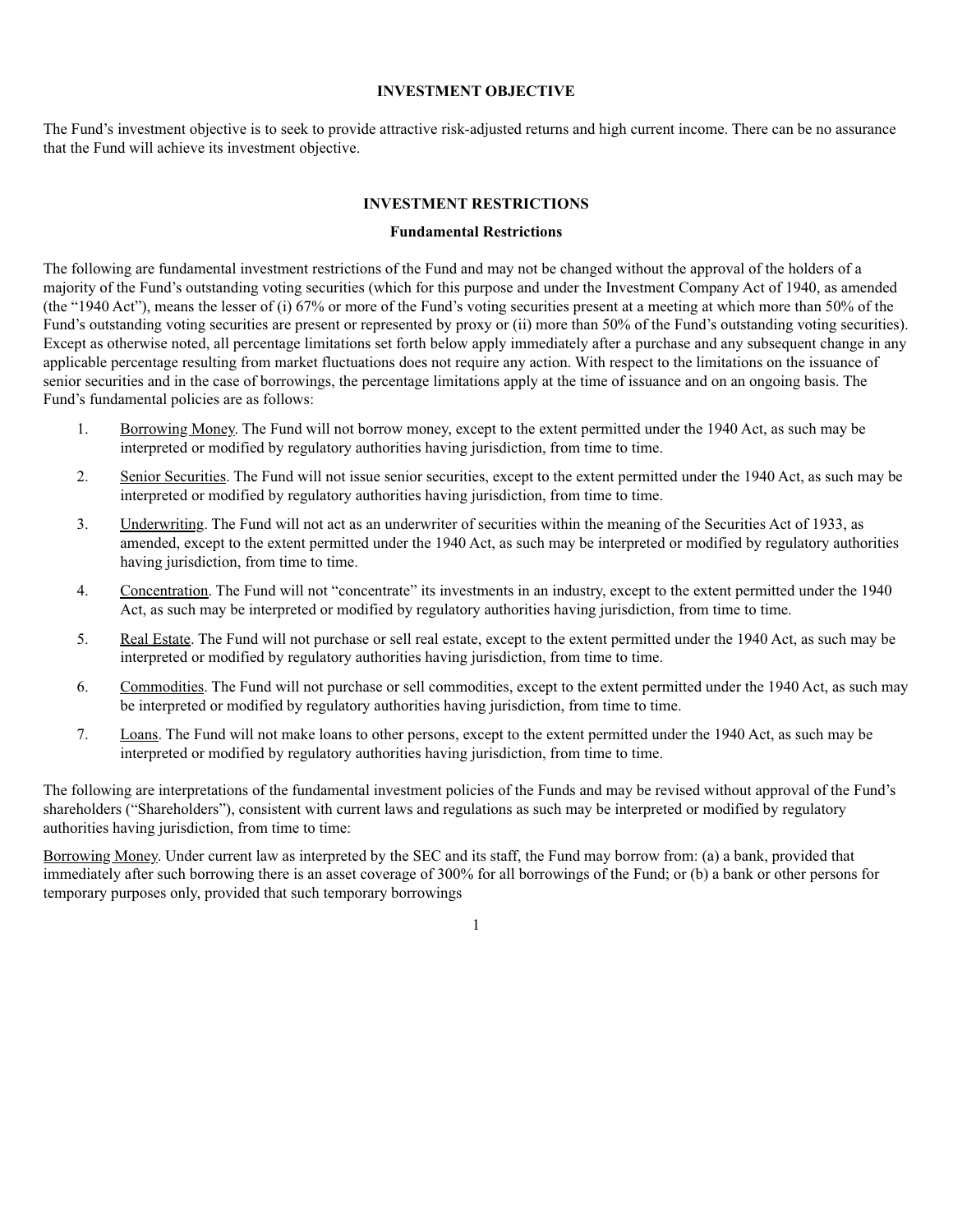## INVESTMENT OBJECTIVE

The Fund's investment objective is to seek to provide attractive risk-adjusted returns and high current income. There can be no assurance that the Fund will achieve its investment objective.

## INVESTMENT RESTRICTIONS

### Fundamental Restrictions

The following are fundamental investment restrictions of the Fund and may not be changed without the approval of the holders of a majority of the Fund's outstanding voting securities (which for this purpose and under the Investment Company Act of 1940, as amended (the "1940 Act"), means the lesser of (i) 67% or more of the Fund's voting securities present at a meeting at which more than 50% of the Fund's outstanding voting securities are present or represented by proxy or (ii) more than 50% of the Fund's outstanding voting securities). Except as otherwise noted, all percentage limitations set forth below apply immediately after a purchase and any subsequent change in any applicable percentage resulting from market fluctuations does not require any action. With respect to the limitations on the issuance of senior securities and in the case of borrowings, the percentage limitations apply at the time of issuance and on an ongoing basis. The Fund's fundamental policies are as follows:

1. Borrowing Money. The Fund will not borrow money, except to the extent permitted under the 1940 Act, as such may be interpreted or modified by regulatory authorities having jurisdiction, from time to time.
2. Senior Securities. The Fund will not issue senior securities, except to the extent permitted under the 1940 Act, as such may be interpreted or modified by regulatory authorities having jurisdiction, from time to time.
3. Underwriting. The Fund will not act as an underwriter of securities within the meaning of the Securities Act of 1933, as amended, except to the extent permitted under the 1940 Act, as such may be interpreted or modified by regulatory authorities having jurisdiction, from time to time.
4. Concentration. The Fund will not "concentrate" its investments in an industry, except to the extent permitted under the 1940 Act, as such may be interpreted or modified by regulatory authorities having jurisdiction, from time to time.
5. Real Estate. The Fund will not purchase or sell real estate, except to the extent permitted under the 1940 Act, as such may be interpreted or modified by regulatory authorities having jurisdiction, from time to time.
6. Commodities. The Fund will not purchase or sell commodities, except to the extent permitted under the 1940 Act, as such may be interpreted or modified by regulatory authorities having jurisdiction, from time to time.
7. Loans. The Fund will not make loans to other persons, except to the extent permitted under the 1940 Act, as such may be interpreted or modified by regulatory authorities having jurisdiction, from time to time.

The following are interpretations of the fundamental investment policies of the Funds and may be revised without approval of the Fund's shareholders ("Shareholders"), consistent with current laws and regulations as such may be interpreted or modified by regulatory authorities having jurisdiction, from time to time:

Borrowing Money. Under current law as interpreted by the SEC and its staff, the Fund may borrow from: (a) a bank, provided that immediately after such borrowing there is an asset coverage of 300% for all borrowings of the Fund; or (b) a bank or other persons for temporary purposes only, provided that such temporary borrowings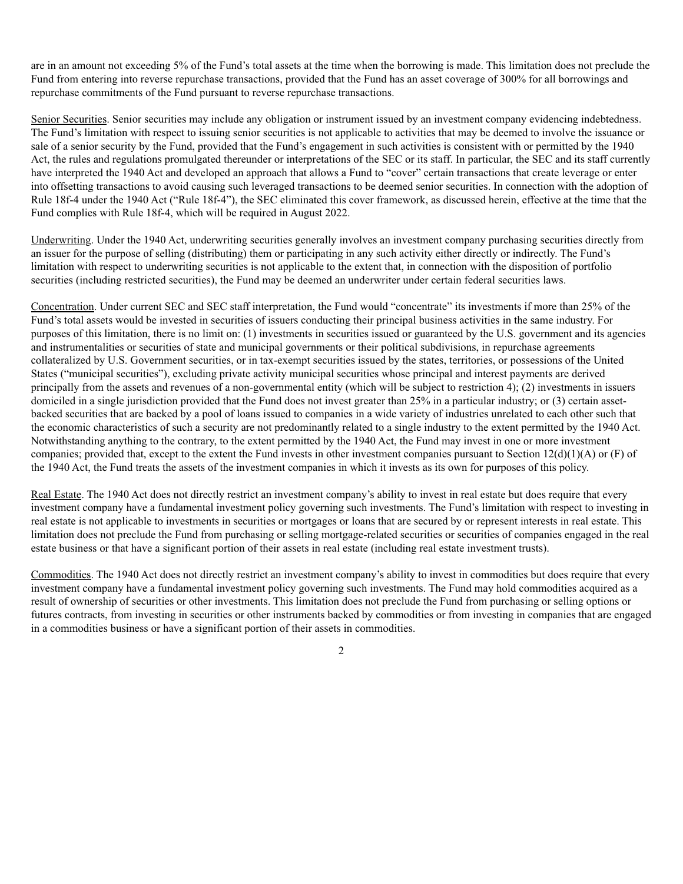are in an amount not exceeding 5% of the Fund's total assets at the time when the borrowing is made. This limitation does not preclude the Fund from entering into reverse repurchase transactions, provided that the Fund has an asset coverage of 300% for all borrowings and repurchase commitments of the Fund pursuant to reverse repurchase transactions.

Senior Securities. Senior securities may include any obligation or instrument issued by an investment company evidencing indebtedness. The Fund's limitation with respect to issuing senior securities is not applicable to activities that may be deemed to involve the issuance or sale of a senior security by the Fund, provided that the Fund's engagement in such activities is consistent with or permitted by the 1940 Act, the rules and regulations promulgated thereunder or interpretations of the SEC or its staff. In particular, the SEC and its staff currently have interpreted the 1940 Act and developed an approach that allows a Fund to "cover" certain transactions that create leverage or enter into offsetting transactions to avoid causing such leveraged transactions to be deemed senior securities. In connection with the adoption of Rule 18f-4 under the 1940 Act ("Rule 18f-4"), the SEC eliminated this cover framework, as discussed herein, effective at the time that the Fund complies with Rule 18f-4, which will be required in August 2022.

Underwriting. Under the 1940 Act, underwriting securities generally involves an investment company purchasing securities directly from an issuer for the purpose of selling (distributing) them or participating in any such activity either directly or indirectly. The Fund's limitation with respect to underwriting securities is not applicable to the extent that, in connection with the disposition of portfolio securities (including restricted securities), the Fund may be deemed an underwriter under certain federal securities laws.

Concentration. Under current SEC and SEC staff interpretation, the Fund would "concentrate" its investments if more than 25% of the Fund's total assets would be invested in securities of issuers conducting their principal business activities in the same industry. For purposes of this limitation, there is no limit on: (1) investments in securities issued or guaranteed by the U.S. government and its agencies and instrumentalities or securities of state and municipal governments or their political subdivisions, in repurchase agreements collateralized by U.S. Government securities, or in tax-exempt securities issued by the states, territories, or possessions of the United States ("municipal securities"), excluding private activity municipal securities whose principal and interest payments are derived principally from the assets and revenues of a non-governmental entity (which will be subject to restriction 4); (2) investments in issuers domiciled in a single jurisdiction provided that the Fund does not invest greater than 25% in a particular industry; or (3) certain asset-backed securities that are backed by a pool of loans issued to companies in a wide variety of industries unrelated to each other such that the economic characteristics of such a security are not predominantly related to a single industry to the extent permitted by the 1940 Act. Notwithstanding anything to the contrary, to the extent permitted by the 1940 Act, the Fund may invest in one or more investment companies; provided that, except to the extent the Fund invests in other investment companies pursuant to Section 12(d)(1)(A) or (F) of the 1940 Act, the Fund treats the assets of the investment companies in which it invests as its own for purposes of this policy.

Real Estate. The 1940 Act does not directly restrict an investment company's ability to invest in real estate but does require that every investment company have a fundamental investment policy governing such investments. The Fund's limitation with respect to investing in real estate is not applicable to investments in securities or mortgages or loans that are secured by or represent interests in real estate. This limitation does not preclude the Fund from purchasing or selling mortgage-related securities or securities of companies engaged in the real estate business or that have a significant portion of their assets in real estate (including real estate investment trusts).

Commodities. The 1940 Act does not directly restrict an investment company's ability to invest in commodities but does require that every investment company have a fundamental investment policy governing such investments. The Fund may hold commodities acquired as a result of ownership of securities or other investments. This limitation does not preclude the Fund from purchasing or selling options or futures contracts, from investing in securities or other instruments backed by commodities or from investing in companies that are engaged in a commodities business or have a significant portion of their assets in commodities.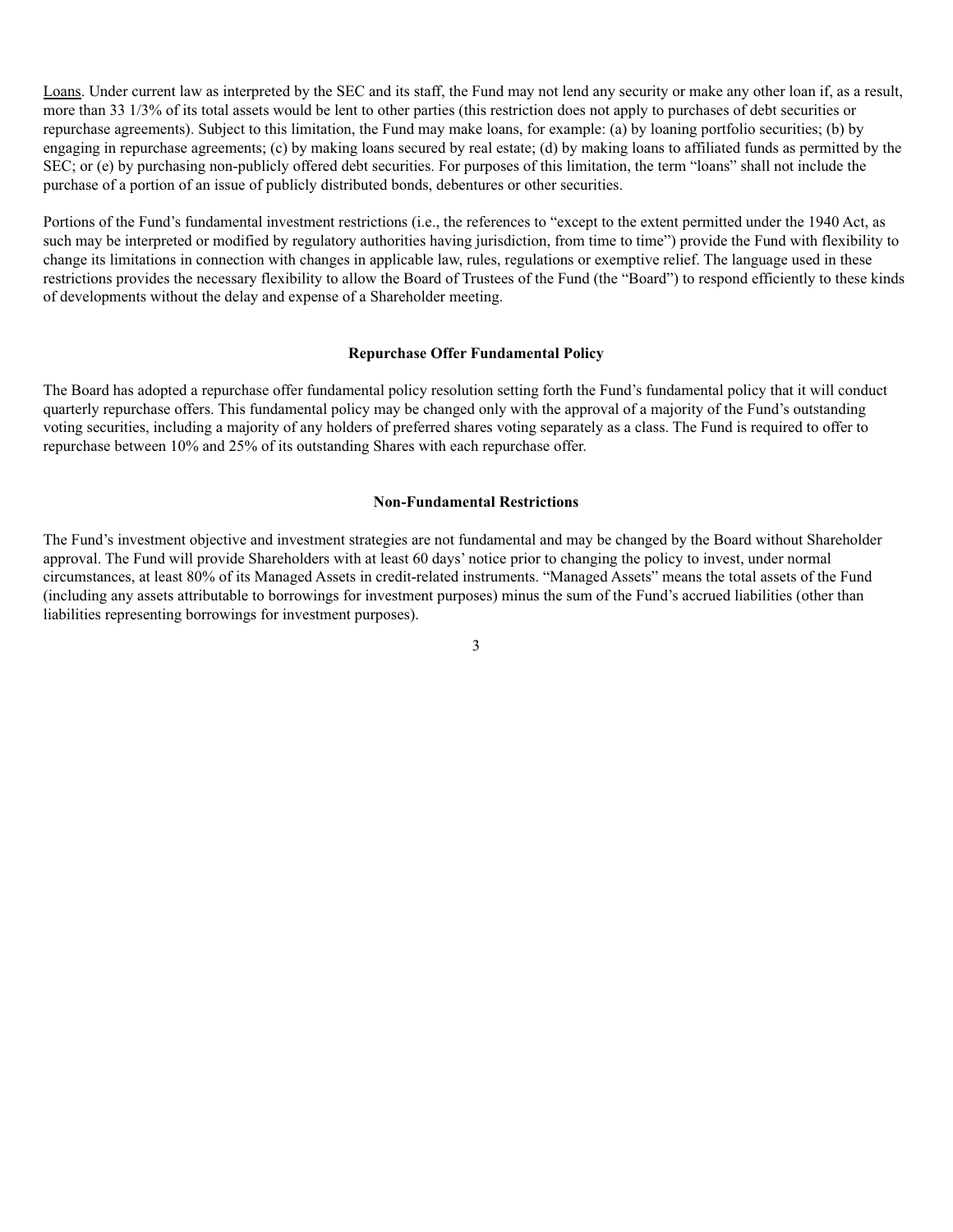Loans. Under current law as interpreted by the SEC and its staff, the Fund may not lend any security or make any other loan if, as a result, more than 33 1/3% of its total assets would be lent to other parties (this restriction does not apply to purchases of debt securities or repurchase agreements). Subject to this limitation, the Fund may make loans, for example: (a) by loaning portfolio securities; (b) by engaging in repurchase agreements; (c) by making loans secured by real estate; (d) by making loans to affiliated funds as permitted by the SEC; or (e) by purchasing non-publicly offered debt securities. For purposes of this limitation, the term "loans" shall not include the purchase of a portion of an issue of publicly distributed bonds, debentures or other securities.

Portions of the Fund's fundamental investment restrictions (i.e., the references to "except to the extent permitted under the 1940 Act, as such may be interpreted or modified by regulatory authorities having jurisdiction, from time to time") provide the Fund with flexibility to change its limitations in connection with changes in applicable law, rules, regulations or exemptive relief. The language used in these restrictions provides the necessary flexibility to allow the Board of Trustees of the Fund (the "Board") to respond efficiently to these kinds of developments without the delay and expense of a Shareholder meeting.

**Repurchase Offer Fundamental Policy**

The Board has adopted a repurchase offer fundamental policy resolution setting forth the Fund's fundamental policy that it will conduct quarterly repurchase offers. This fundamental policy may be changed only with the approval of a majority of the Fund's outstanding voting securities, including a majority of any holders of preferred shares voting separately as a class. The Fund is required to offer to repurchase between 10% and 25% of its outstanding Shares with each repurchase offer.

**Non-Fundamental Restrictions**

The Fund's investment objective and investment strategies are not fundamental and may be changed by the Board without Shareholder approval. The Fund will provide Shareholders with at least 60 days' notice prior to changing the policy to invest, under normal circumstances, at least 80% of its Managed Assets in credit-related instruments. "Managed Assets" means the total assets of the Fund (including any assets attributable to borrowings for investment purposes) minus the sum of the Fund's accrued liabilities (other than liabilities representing borrowings for investment purposes).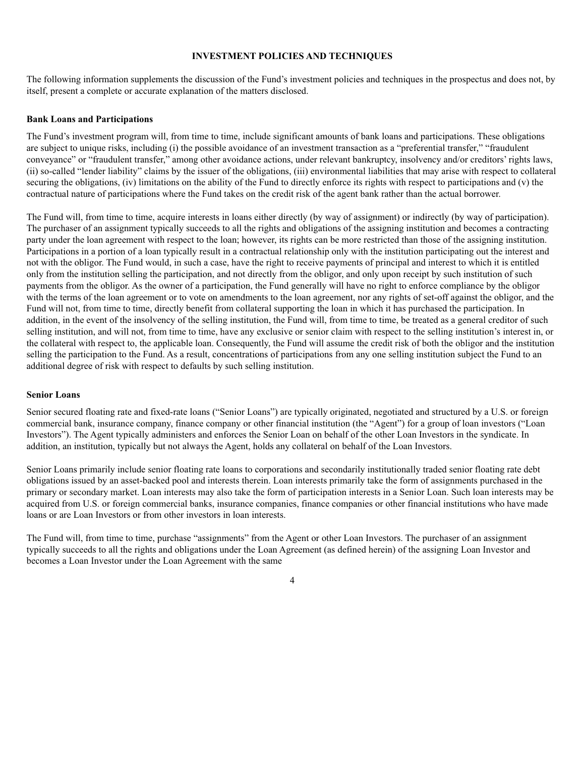## INVESTMENT POLICIES AND TECHNIQUES

The following information supplements the discussion of the Fund's investment policies and techniques in the prospectus and does not, by itself, present a complete or accurate explanation of the matters disclosed.

### Bank Loans and Participations

The Fund's investment program will, from time to time, include significant amounts of bank loans and participations. These obligations are subject to unique risks, including (i) the possible avoidance of an investment transaction as a "preferential transfer," "fraudulent conveyance" or "fraudulent transfer," among other avoidance actions, under relevant bankruptcy, insolvency and/or creditors' rights laws, (ii) so-called "lender liability" claims by the issuer of the obligations, (iii) environmental liabilities that may arise with respect to collateral securing the obligations, (iv) limitations on the ability of the Fund to directly enforce its rights with respect to participations and (v) the contractual nature of participations where the Fund takes on the credit risk of the agent bank rather than the actual borrower.

The Fund will, from time to time, acquire interests in loans either directly (by way of assignment) or indirectly (by way of participation). The purchaser of an assignment typically succeeds to all the rights and obligations of the assigning institution and becomes a contracting party under the loan agreement with respect to the loan; however, its rights can be more restricted than those of the assigning institution. Participations in a portion of a loan typically result in a contractual relationship only with the institution participating out the interest and not with the obligor. The Fund would, in such a case, have the right to receive payments of principal and interest to which it is entitled only from the institution selling the participation, and not directly from the obligor, and only upon receipt by such institution of such payments from the obligor. As the owner of a participation, the Fund generally will have no right to enforce compliance by the obligor with the terms of the loan agreement or to vote on amendments to the loan agreement, nor any rights of set-off against the obligor, and the Fund will not, from time to time, directly benefit from collateral supporting the loan in which it has purchased the participation. In addition, in the event of the insolvency of the selling institution, the Fund will, from time to time, be treated as a general creditor of such selling institution, and will not, from time to time, have any exclusive or senior claim with respect to the selling institution's interest in, or the collateral with respect to, the applicable loan. Consequently, the Fund will assume the credit risk of both the obligor and the institution selling the participation to the Fund. As a result, concentrations of participations from any one selling institution subject the Fund to an additional degree of risk with respect to defaults by such selling institution.

### Senior Loans

Senior secured floating rate and fixed-rate loans ("Senior Loans") are typically originated, negotiated and structured by a U.S. or foreign commercial bank, insurance company, finance company or other financial institution (the "Agent") for a group of loan investors ("Loan Investors"). The Agent typically administers and enforces the Senior Loan on behalf of the other Loan Investors in the syndicate. In addition, an institution, typically but not always the Agent, holds any collateral on behalf of the Loan Investors.

Senior Loans primarily include senior floating rate loans to corporations and secondarily institutionally traded senior floating rate debt obligations issued by an asset-backed pool and interests therein. Loan interests primarily take the form of assignments purchased in the primary or secondary market. Loan interests may also take the form of participation interests in a Senior Loan. Such loan interests may be acquired from U.S. or foreign commercial banks, insurance companies, finance companies or other financial institutions who have made loans or are Loan Investors or from other investors in loan interests.

The Fund will, from time to time, purchase "assignments" from the Agent or other Loan Investors. The purchaser of an assignment typically succeeds to all the rights and obligations under the Loan Agreement (as defined herein) of the assigning Loan Investor and becomes a Loan Investor under the Loan Agreement with the same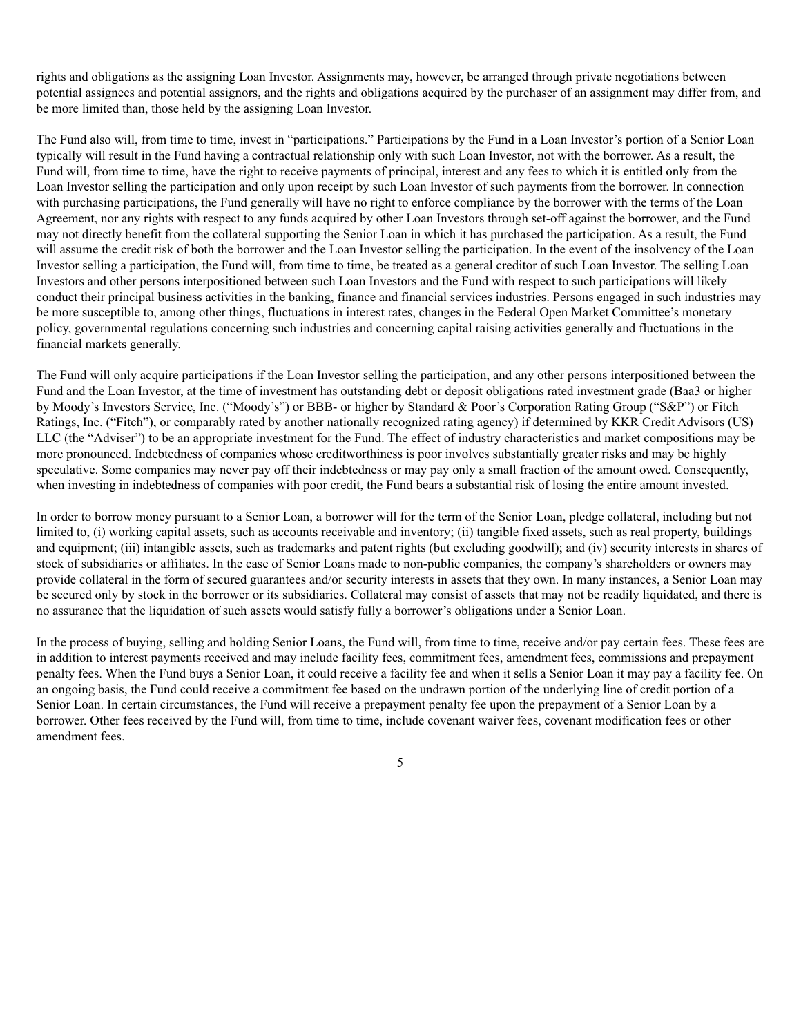rights and obligations as the assigning Loan Investor. Assignments may, however, be arranged through private negotiations between potential assignees and potential assignors, and the rights and obligations acquired by the purchaser of an assignment may differ from, and be more limited than, those held by the assigning Loan Investor.

The Fund also will, from time to time, invest in "participations." Participations by the Fund in a Loan Investor's portion of a Senior Loan typically will result in the Fund having a contractual relationship only with such Loan Investor, not with the borrower. As a result, the Fund will, from time to time, have the right to receive payments of principal, interest and any fees to which it is entitled only from the Loan Investor selling the participation and only upon receipt by such Loan Investor of such payments from the borrower. In connection with purchasing participations, the Fund generally will have no right to enforce compliance by the borrower with the terms of the Loan Agreement, nor any rights with respect to any funds acquired by other Loan Investors through set-off against the borrower, and the Fund may not directly benefit from the collateral supporting the Senior Loan in which it has purchased the participation. As a result, the Fund will assume the credit risk of both the borrower and the Loan Investor selling the participation. In the event of the insolvency of the Loan Investor selling a participation, the Fund will, from time to time, be treated as a general creditor of such Loan Investor. The selling Loan Investors and other persons interpositioned between such Loan Investors and the Fund with respect to such participations will likely conduct their principal business activities in the banking, finance and financial services industries. Persons engaged in such industries may be more susceptible to, among other things, fluctuations in interest rates, changes in the Federal Open Market Committee's monetary policy, governmental regulations concerning such industries and concerning capital raising activities generally and fluctuations in the financial markets generally.

The Fund will only acquire participations if the Loan Investor selling the participation, and any other persons interpositioned between the Fund and the Loan Investor, at the time of investment has outstanding debt or deposit obligations rated investment grade (Baa3 or higher by Moody's Investors Service, Inc. ("Moody's") or BBB- or higher by Standard & Poor's Corporation Rating Group ("S&P") or Fitch Ratings, Inc. ("Fitch"), or comparably rated by another nationally recognized rating agency) if determined by KKR Credit Advisors (US) LLC (the "Adviser") to be an appropriate investment for the Fund. The effect of industry characteristics and market compositions may be more pronounced. Indebtedness of companies whose creditworthiness is poor involves substantially greater risks and may be highly speculative. Some companies may never pay off their indebtedness or may pay only a small fraction of the amount owed. Consequently, when investing in indebtedness of companies with poor credit, the Fund bears a substantial risk of losing the entire amount invested.

In order to borrow money pursuant to a Senior Loan, a borrower will for the term of the Senior Loan, pledge collateral, including but not limited to, (i) working capital assets, such as accounts receivable and inventory; (ii) tangible fixed assets, such as real property, buildings and equipment; (iii) intangible assets, such as trademarks and patent rights (but excluding goodwill); and (iv) security interests in shares of stock of subsidiaries or affiliates. In the case of Senior Loans made to non-public companies, the company's shareholders or owners may provide collateral in the form of secured guarantees and/or security interests in assets that they own. In many instances, a Senior Loan may be secured only by stock in the borrower or its subsidiaries. Collateral may consist of assets that may not be readily liquidated, and there is no assurance that the liquidation of such assets would satisfy fully a borrower's obligations under a Senior Loan.

In the process of buying, selling and holding Senior Loans, the Fund will, from time to time, receive and/or pay certain fees. These fees are in addition to interest payments received and may include facility fees, commitment fees, amendment fees, commissions and prepayment penalty fees. When the Fund buys a Senior Loan, it could receive a facility fee and when it sells a Senior Loan it may pay a facility fee. On an ongoing basis, the Fund could receive a commitment fee based on the undrawn portion of the underlying line of credit portion of a Senior Loan. In certain circumstances, the Fund will receive a prepayment penalty fee upon the prepayment of a Senior Loan by a borrower. Other fees received by the Fund will, from time to time, include covenant waiver fees, covenant modification fees or other amendment fees.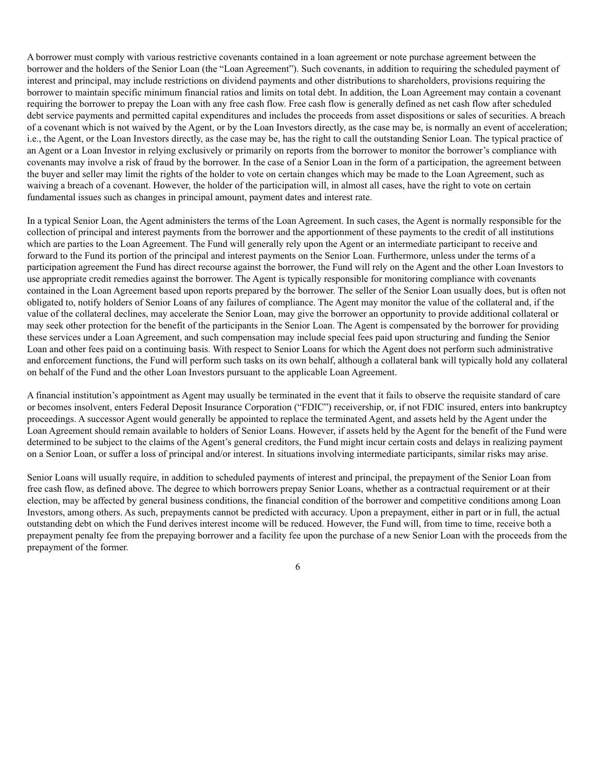A borrower must comply with various restrictive covenants contained in a loan agreement or note purchase agreement between the borrower and the holders of the Senior Loan (the "Loan Agreement"). Such covenants, in addition to requiring the scheduled payment of interest and principal, may include restrictions on dividend payments and other distributions to shareholders, provisions requiring the borrower to maintain specific minimum financial ratios and limits on total debt. In addition, the Loan Agreement may contain a covenant requiring the borrower to prepay the Loan with any free cash flow. Free cash flow is generally defined as net cash flow after scheduled debt service payments and permitted capital expenditures and includes the proceeds from asset dispositions or sales of securities. A breach of a covenant which is not waived by the Agent, or by the Loan Investors directly, as the case may be, is normally an event of acceleration; i.e., the Agent, or the Loan Investors directly, as the case may be, has the right to call the outstanding Senior Loan. The typical practice of an Agent or a Loan Investor in relying exclusively or primarily on reports from the borrower to monitor the borrower's compliance with covenants may involve a risk of fraud by the borrower. In the case of a Senior Loan in the form of a participation, the agreement between the buyer and seller may limit the rights of the holder to vote on certain changes which may be made to the Loan Agreement, such as waiving a breach of a covenant. However, the holder of the participation will, in almost all cases, have the right to vote on certain fundamental issues such as changes in principal amount, payment dates and interest rate.

In a typical Senior Loan, the Agent administers the terms of the Loan Agreement. In such cases, the Agent is normally responsible for the collection of principal and interest payments from the borrower and the apportionment of these payments to the credit of all institutions which are parties to the Loan Agreement. The Fund will generally rely upon the Agent or an intermediate participant to receive and forward to the Fund its portion of the principal and interest payments on the Senior Loan. Furthermore, unless under the terms of a participation agreement the Fund has direct recourse against the borrower, the Fund will rely on the Agent and the other Loan Investors to use appropriate credit remedies against the borrower. The Agent is typically responsible for monitoring compliance with covenants contained in the Loan Agreement based upon reports prepared by the borrower. The seller of the Senior Loan usually does, but is often not obligated to, notify holders of Senior Loans of any failures of compliance. The Agent may monitor the value of the collateral and, if the value of the collateral declines, may accelerate the Senior Loan, may give the borrower an opportunity to provide additional collateral or may seek other protection for the benefit of the participants in the Senior Loan. The Agent is compensated by the borrower for providing these services under a Loan Agreement, and such compensation may include special fees paid upon structuring and funding the Senior Loan and other fees paid on a continuing basis. With respect to Senior Loans for which the Agent does not perform such administrative and enforcement functions, the Fund will perform such tasks on its own behalf, although a collateral bank will typically hold any collateral on behalf of the Fund and the other Loan Investors pursuant to the applicable Loan Agreement.

A financial institution's appointment as Agent may usually be terminated in the event that it fails to observe the requisite standard of care or becomes insolvent, enters Federal Deposit Insurance Corporation ("FDIC") receivership, or, if not FDIC insured, enters into bankruptcy proceedings. A successor Agent would generally be appointed to replace the terminated Agent, and assets held by the Agent under the Loan Agreement should remain available to holders of Senior Loans. However, if assets held by the Agent for the benefit of the Fund were determined to be subject to the claims of the Agent's general creditors, the Fund might incur certain costs and delays in realizing payment on a Senior Loan, or suffer a loss of principal and/or interest. In situations involving intermediate participants, similar risks may arise.

Senior Loans will usually require, in addition to scheduled payments of interest and principal, the prepayment of the Senior Loan from free cash flow, as defined above. The degree to which borrowers prepay Senior Loans, whether as a contractual requirement or at their election, may be affected by general business conditions, the financial condition of the borrower and competitive conditions among Loan Investors, among others. As such, prepayments cannot be predicted with accuracy. Upon a prepayment, either in part or in full, the actual outstanding debt on which the Fund derives interest income will be reduced. However, the Fund will, from time to time, receive both a prepayment penalty fee from the prepaying borrower and a facility fee upon the purchase of a new Senior Loan with the proceeds from the prepayment of the former.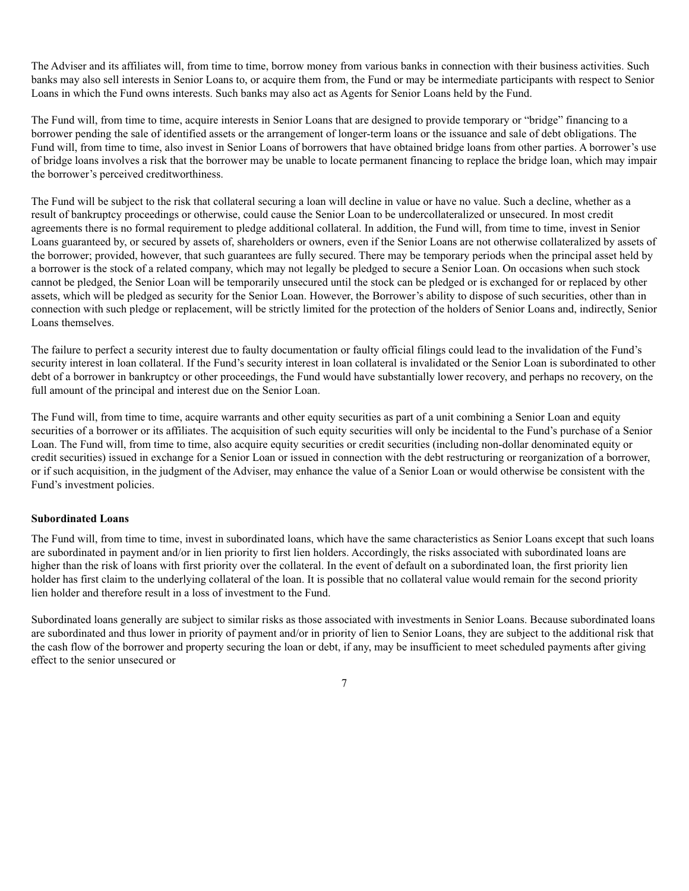The Adviser and its affiliates will, from time to time, borrow money from various banks in connection with their business activities. Such banks may also sell interests in Senior Loans to, or acquire them from, the Fund or may be intermediate participants with respect to Senior Loans in which the Fund owns interests. Such banks may also act as Agents for Senior Loans held by the Fund.

The Fund will, from time to time, acquire interests in Senior Loans that are designed to provide temporary or "bridge" financing to a borrower pending the sale of identified assets or the arrangement of longer-term loans or the issuance and sale of debt obligations. The Fund will, from time to time, also invest in Senior Loans of borrowers that have obtained bridge loans from other parties. A borrower's use of bridge loans involves a risk that the borrower may be unable to locate permanent financing to replace the bridge loan, which may impair the borrower's perceived creditworthiness.

The Fund will be subject to the risk that collateral securing a loan will decline in value or have no value. Such a decline, whether as a result of bankruptcy proceedings or otherwise, could cause the Senior Loan to be undercollateralized or unsecured. In most credit agreements there is no formal requirement to pledge additional collateral. In addition, the Fund will, from time to time, invest in Senior Loans guaranteed by, or secured by assets of, shareholders or owners, even if the Senior Loans are not otherwise collateralized by assets of the borrower; provided, however, that such guarantees are fully secured. There may be temporary periods when the principal asset held by a borrower is the stock of a related company, which may not legally be pledged to secure a Senior Loan. On occasions when such stock cannot be pledged, the Senior Loan will be temporarily unsecured until the stock can be pledged or is exchanged for or replaced by other assets, which will be pledged as security for the Senior Loan. However, the Borrower's ability to dispose of such securities, other than in connection with such pledge or replacement, will be strictly limited for the protection of the holders of Senior Loans and, indirectly, Senior Loans themselves.

The failure to perfect a security interest due to faulty documentation or faulty official filings could lead to the invalidation of the Fund's security interest in loan collateral. If the Fund's security interest in loan collateral is invalidated or the Senior Loan is subordinated to other debt of a borrower in bankruptcy or other proceedings, the Fund would have substantially lower recovery, and perhaps no recovery, on the full amount of the principal and interest due on the Senior Loan.

The Fund will, from time to time, acquire warrants and other equity securities as part of a unit combining a Senior Loan and equity securities of a borrower or its affiliates. The acquisition of such equity securities will only be incidental to the Fund's purchase of a Senior Loan. The Fund will, from time to time, also acquire equity securities or credit securities (including non-dollar denominated equity or credit securities) issued in exchange for a Senior Loan or issued in connection with the debt restructuring or reorganization of a borrower, or if such acquisition, in the judgment of the Adviser, may enhance the value of a Senior Loan or would otherwise be consistent with the Fund's investment policies.

**Subordinated Loans**

The Fund will, from time to time, invest in subordinated loans, which have the same characteristics as Senior Loans except that such loans are subordinated in payment and/or in lien priority to first lien holders. Accordingly, the risks associated with subordinated loans are higher than the risk of loans with first priority over the collateral. In the event of default on a subordinated loan, the first priority lien holder has first claim to the underlying collateral of the loan. It is possible that no collateral value would remain for the second priority lien holder and therefore result in a loss of investment to the Fund.

Subordinated loans generally are subject to similar risks as those associated with investments in Senior Loans. Because subordinated loans are subordinated and thus lower in priority of payment and/or in priority of lien to Senior Loans, they are subject to the additional risk that the cash flow of the borrower and property securing the loan or debt, if any, may be insufficient to meet scheduled payments after giving effect to the senior unsecured or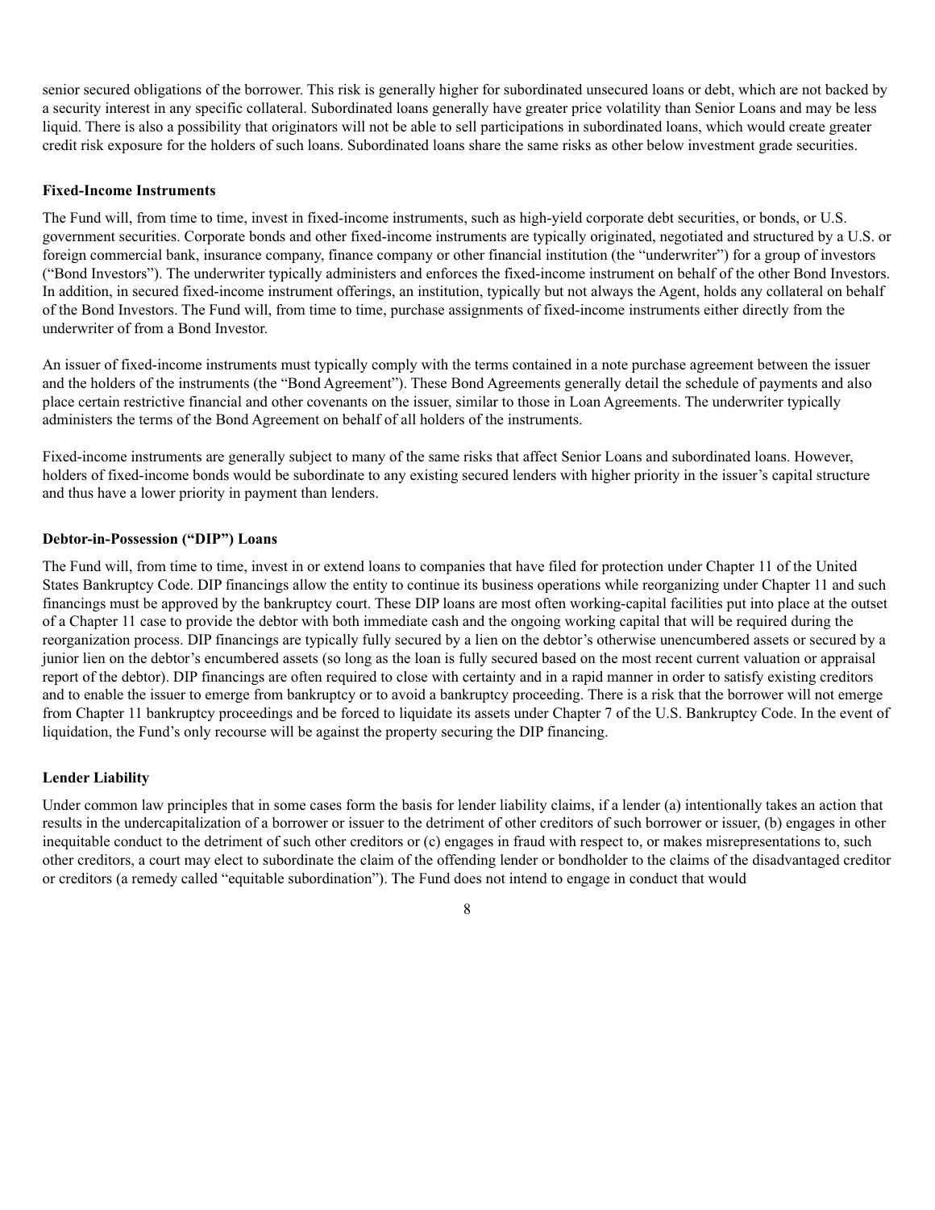senior secured obligations of the borrower. This risk is generally higher for subordinated unsecured loans or debt, which are not backed by a security interest in any specific collateral. Subordinated loans generally have greater price volatility than Senior Loans and may be less liquid. There is also a possibility that originators will not be able to sell participations in subordinated loans, which would create greater credit risk exposure for the holders of such loans. Subordinated loans share the same risks as other below investment grade securities.

**Fixed-Income Instruments**

The Fund will, from time to time, invest in fixed-income instruments, such as high-yield corporate debt securities, or bonds, or U.S. government securities. Corporate bonds and other fixed-income instruments are typically originated, negotiated and structured by a U.S. or foreign commercial bank, insurance company, finance company or other financial institution (the "underwriter") for a group of investors ("Bond Investors"). The underwriter typically administers and enforces the fixed-income instrument on behalf of the other Bond Investors. In addition, in secured fixed-income instrument offerings, an institution, typically but not always the Agent, holds any collateral on behalf of the Bond Investors. The Fund will, from time to time, purchase assignments of fixed-income instruments either directly from the underwriter of from a Bond Investor.

An issuer of fixed-income instruments must typically comply with the terms contained in a note purchase agreement between the issuer and the holders of the instruments (the "Bond Agreement"). These Bond Agreements generally detail the schedule of payments and also place certain restrictive financial and other covenants on the issuer, similar to those in Loan Agreements. The underwriter typically administers the terms of the Bond Agreement on behalf of all holders of the instruments.

Fixed-income instruments are generally subject to many of the same risks that affect Senior Loans and subordinated loans. However, holders of fixed-income bonds would be subordinate to any existing secured lenders with higher priority in the issuer's capital structure and thus have a lower priority in payment than lenders.

**Debtor-in-Possession ("DIP") Loans**

The Fund will, from time to time, invest in or extend loans to companies that have filed for protection under Chapter 11 of the United States Bankruptcy Code. DIP financings allow the entity to continue its business operations while reorganizing under Chapter 11 and such financings must be approved by the bankruptcy court. These DIP loans are most often working-capital facilities put into place at the outset of a Chapter 11 case to provide the debtor with both immediate cash and the ongoing working capital that will be required during the reorganization process. DIP financings are typically fully secured by a lien on the debtor's otherwise unencumbered assets or secured by a junior lien on the debtor's encumbered assets (so long as the loan is fully secured based on the most recent current valuation or appraisal report of the debtor). DIP financings are often required to close with certainty and in a rapid manner in order to satisfy existing creditors and to enable the issuer to emerge from bankruptcy or to avoid a bankruptcy proceeding. There is a risk that the borrower will not emerge from Chapter 11 bankruptcy proceedings and be forced to liquidate its assets under Chapter 7 of the U.S. Bankruptcy Code. In the event of liquidation, the Fund's only recourse will be against the property securing the DIP financing.

**Lender Liability**

Under common law principles that in some cases form the basis for lender liability claims, if a lender (a) intentionally takes an action that results in the undercapitalization of a borrower or issuer to the detriment of other creditors of such borrower or issuer, (b) engages in other inequitable conduct to the detriment of such other creditors or (c) engages in fraud with respect to, or makes misrepresentations to, such other creditors, a court may elect to subordinate the claim of the offending lender or bondholder to the claims of the disadvantaged creditor or creditors (a remedy called "equitable subordination"). The Fund does not intend to engage in conduct that would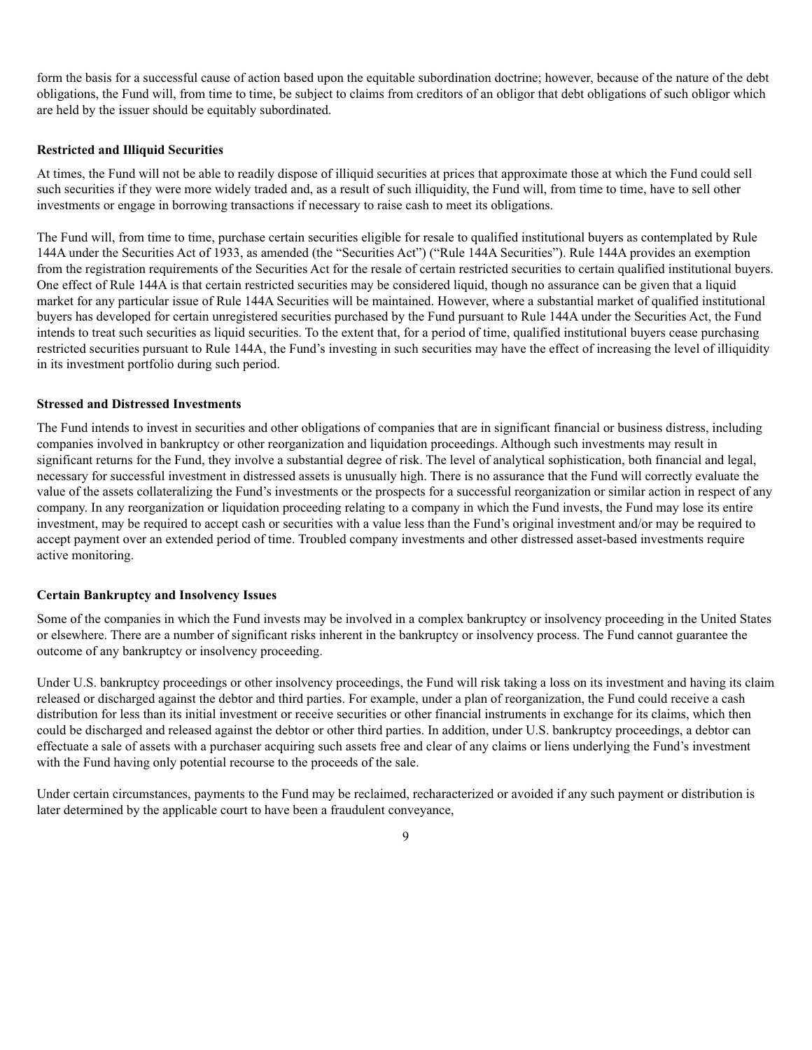form the basis for a successful cause of action based upon the equitable subordination doctrine; however, because of the nature of the debt obligations, the Fund will, from time to time, be subject to claims from creditors of an obligor that debt obligations of such obligor which are held by the issuer should be equitably subordinated.

**Restricted and Illiquid Securities**

At times, the Fund will not be able to readily dispose of illiquid securities at prices that approximate those at which the Fund could sell such securities if they were more widely traded and, as a result of such illiquidity, the Fund will, from time to time, have to sell other investments or engage in borrowing transactions if necessary to raise cash to meet its obligations.

The Fund will, from time to time, purchase certain securities eligible for resale to qualified institutional buyers as contemplated by Rule 144A under the Securities Act of 1933, as amended (the "Securities Act") ("Rule 144A Securities"). Rule 144A provides an exemption from the registration requirements of the Securities Act for the resale of certain restricted securities to certain qualified institutional buyers. One effect of Rule 144A is that certain restricted securities may be considered liquid, though no assurance can be given that a liquid market for any particular issue of Rule 144A Securities will be maintained. However, where a substantial market of qualified institutional buyers has developed for certain unregistered securities purchased by the Fund pursuant to Rule 144A under the Securities Act, the Fund intends to treat such securities as liquid securities. To the extent that, for a period of time, qualified institutional buyers cease purchasing restricted securities pursuant to Rule 144A, the Fund's investing in such securities may have the effect of increasing the level of illiquidity in its investment portfolio during such period.

**Stressed and Distressed Investments**

The Fund intends to invest in securities and other obligations of companies that are in significant financial or business distress, including companies involved in bankruptcy or other reorganization and liquidation proceedings. Although such investments may result in significant returns for the Fund, they involve a substantial degree of risk. The level of analytical sophistication, both financial and legal, necessary for successful investment in distressed assets is unusually high. There is no assurance that the Fund will correctly evaluate the value of the assets collateralizing the Fund's investments or the prospects for a successful reorganization or similar action in respect of any company. In any reorganization or liquidation proceeding relating to a company in which the Fund invests, the Fund may lose its entire investment, may be required to accept cash or securities with a value less than the Fund's original investment and/or may be required to accept payment over an extended period of time. Troubled company investments and other distressed asset-based investments require active monitoring.

**Certain Bankruptcy and Insolvency Issues**

Some of the companies in which the Fund invests may be involved in a complex bankruptcy or insolvency proceeding in the United States or elsewhere. There are a number of significant risks inherent in the bankruptcy or insolvency process. The Fund cannot guarantee the outcome of any bankruptcy or insolvency proceeding.

Under U.S. bankruptcy proceedings or other insolvency proceedings, the Fund will risk taking a loss on its investment and having its claim released or discharged against the debtor and third parties. For example, under a plan of reorganization, the Fund could receive a cash distribution for less than its initial investment or receive securities or other financial instruments in exchange for its claims, which then could be discharged and released against the debtor or other third parties. In addition, under U.S. bankruptcy proceedings, a debtor can effectuate a sale of assets with a purchaser acquiring such assets free and clear of any claims or liens underlying the Fund's investment with the Fund having only potential recourse to the proceeds of the sale.

Under certain circumstances, payments to the Fund may be reclaimed, recharacterized or avoided if any such payment or distribution is later determined by the applicable court to have been a fraudulent conveyance,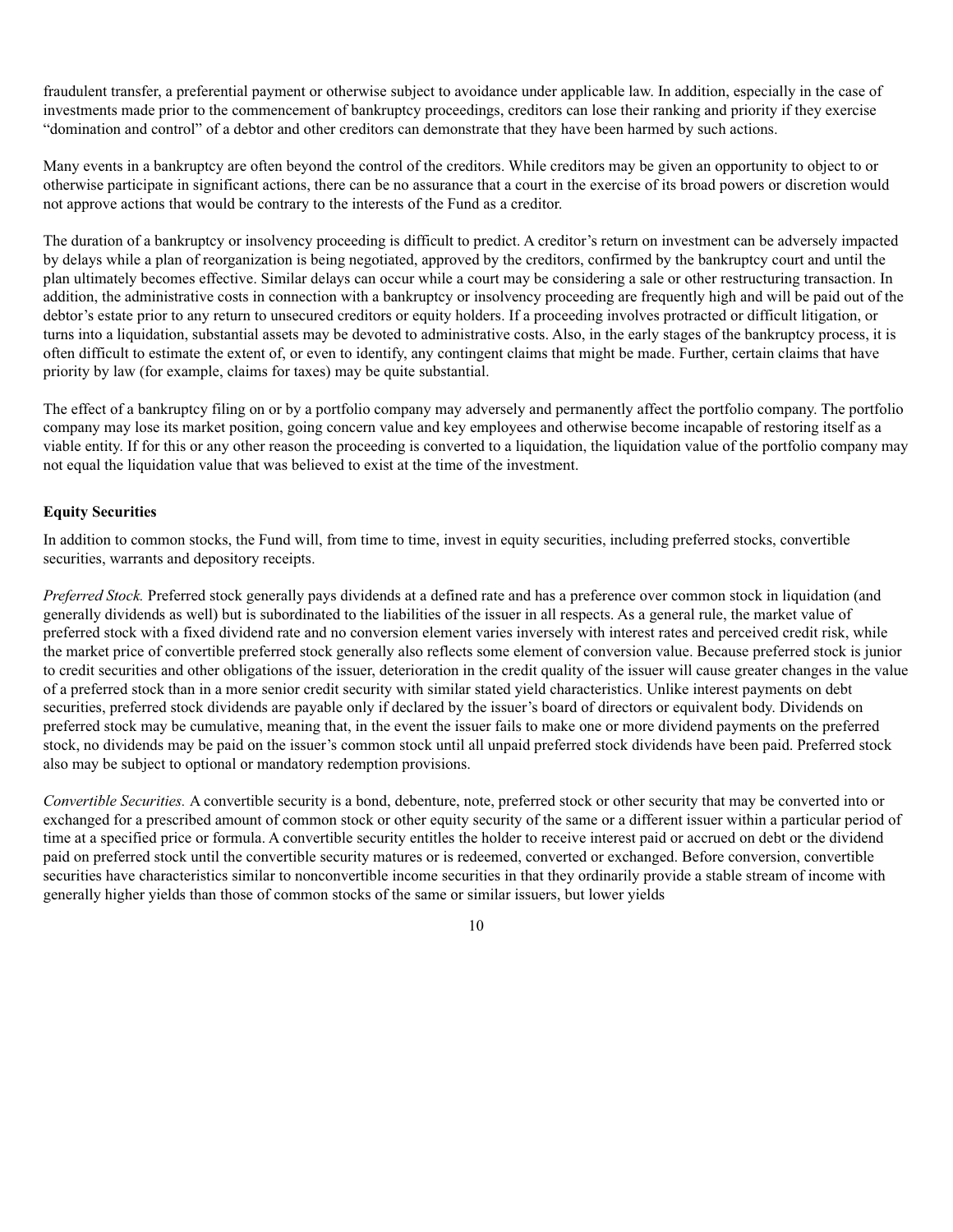fraudulent transfer, a preferential payment or otherwise subject to avoidance under applicable law. In addition, especially in the case of investments made prior to the commencement of bankruptcy proceedings, creditors can lose their ranking and priority if they exercise "domination and control" of a debtor and other creditors can demonstrate that they have been harmed by such actions.

Many events in a bankruptcy are often beyond the control of the creditors. While creditors may be given an opportunity to object to or otherwise participate in significant actions, there can be no assurance that a court in the exercise of its broad powers or discretion would not approve actions that would be contrary to the interests of the Fund as a creditor.

The duration of a bankruptcy or insolvency proceeding is difficult to predict. A creditor's return on investment can be adversely impacted by delays while a plan of reorganization is being negotiated, approved by the creditors, confirmed by the bankruptcy court and until the plan ultimately becomes effective. Similar delays can occur while a court may be considering a sale or other restructuring transaction. In addition, the administrative costs in connection with a bankruptcy or insolvency proceeding are frequently high and will be paid out of the debtor's estate prior to any return to unsecured creditors or equity holders. If a proceeding involves protracted or difficult litigation, or turns into a liquidation, substantial assets may be devoted to administrative costs. Also, in the early stages of the bankruptcy process, it is often difficult to estimate the extent of, or even to identify, any contingent claims that might be made. Further, certain claims that have priority by law (for example, claims for taxes) may be quite substantial.

The effect of a bankruptcy filing on or by a portfolio company may adversely and permanently affect the portfolio company. The portfolio company may lose its market position, going concern value and key employees and otherwise become incapable of restoring itself as a viable entity. If for this or any other reason the proceeding is converted to a liquidation, the liquidation value of the portfolio company may not equal the liquidation value that was believed to exist at the time of the investment.

**Equity Securities**

In addition to common stocks, the Fund will, from time to time, invest in equity securities, including preferred stocks, convertible securities, warrants and depository receipts.

*Preferred Stock.* Preferred stock generally pays dividends at a defined rate and has a preference over common stock in liquidation (and generally dividends as well) but is subordinated to the liabilities of the issuer in all respects. As a general rule, the market value of preferred stock with a fixed dividend rate and no conversion element varies inversely with interest rates and perceived credit risk, while the market price of convertible preferred stock generally also reflects some element of conversion value. Because preferred stock is junior to credit securities and other obligations of the issuer, deterioration in the credit quality of the issuer will cause greater changes in the value of a preferred stock than in a more senior credit security with similar stated yield characteristics. Unlike interest payments on debt securities, preferred stock dividends are payable only if declared by the issuer's board of directors or equivalent body. Dividends on preferred stock may be cumulative, meaning that, in the event the issuer fails to make one or more dividend payments on the preferred stock, no dividends may be paid on the issuer's common stock until all unpaid preferred stock dividends have been paid. Preferred stock also may be subject to optional or mandatory redemption provisions.

*Convertible Securities.* A convertible security is a bond, debenture, note, preferred stock or other security that may be converted into or exchanged for a prescribed amount of common stock or other equity security of the same or a different issuer within a particular period of time at a specified price or formula. A convertible security entitles the holder to receive interest paid or accrued on debt or the dividend paid on preferred stock until the convertible security matures or is redeemed, converted or exchanged. Before conversion, convertible securities have characteristics similar to nonconvertible income securities in that they ordinarily provide a stable stream of income with generally higher yields than those of common stocks of the same or similar issuers, but lower yields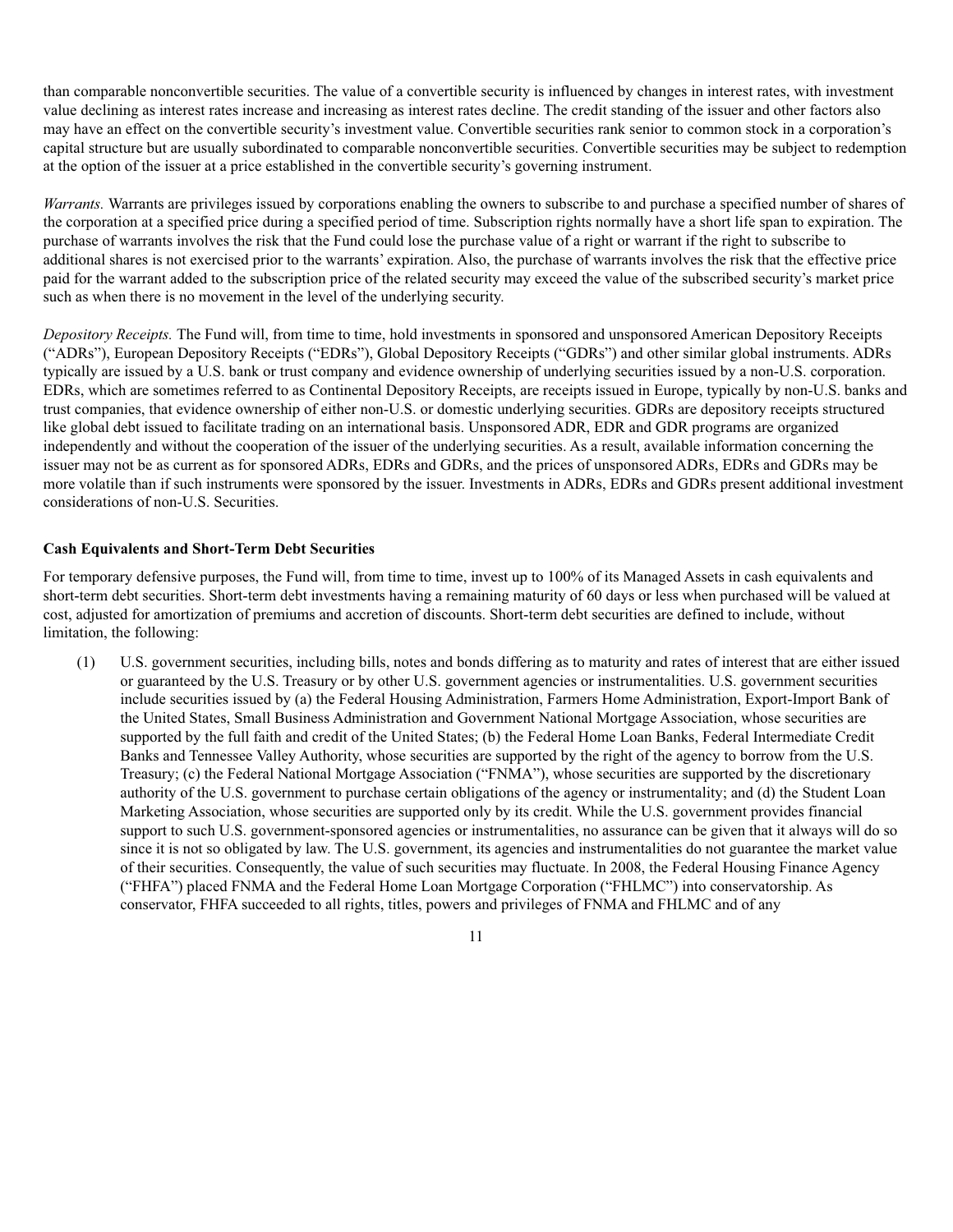than comparable nonconvertible securities. The value of a convertible security is influenced by changes in interest rates, with investment value declining as interest rates increase and increasing as interest rates decline. The credit standing of the issuer and other factors also may have an effect on the convertible security's investment value. Convertible securities rank senior to common stock in a corporation's capital structure but are usually subordinated to comparable nonconvertible securities. Convertible securities may be subject to redemption at the option of the issuer at a price established in the convertible security's governing instrument.

*Warrants.* Warrants are privileges issued by corporations enabling the owners to subscribe to and purchase a specified number of shares of the corporation at a specified price during a specified period of time. Subscription rights normally have a short life span to expiration. The purchase of warrants involves the risk that the Fund could lose the purchase value of a right or warrant if the right to subscribe to additional shares is not exercised prior to the warrants' expiration. Also, the purchase of warrants involves the risk that the effective price paid for the warrant added to the subscription price of the related security may exceed the value of the subscribed security's market price such as when there is no movement in the level of the underlying security.

*Depository Receipts.* The Fund will, from time to time, hold investments in sponsored and unsponsored American Depository Receipts ("ADRs"), European Depository Receipts ("EDRs"), Global Depository Receipts ("GDRs") and other similar global instruments. ADRs typically are issued by a U.S. bank or trust company and evidence ownership of underlying securities issued by a non-U.S. corporation. EDRs, which are sometimes referred to as Continental Depository Receipts, are receipts issued in Europe, typically by non-U.S. banks and trust companies, that evidence ownership of either non-U.S. or domestic underlying securities. GDRs are depository receipts structured like global debt issued to facilitate trading on an international basis. Unsponsored ADR, EDR and GDR programs are organized independently and without the cooperation of the issuer of the underlying securities. As a result, available information concerning the issuer may not be as current as for sponsored ADRs, EDRs and GDRs, and the prices of unsponsored ADRs, EDRs and GDRs may be more volatile than if such instruments were sponsored by the issuer. Investments in ADRs, EDRs and GDRs present additional investment considerations of non-U.S. Securities.

**Cash Equivalents and Short-Term Debt Securities**

For temporary defensive purposes, the Fund will, from time to time, invest up to 100% of its Managed Assets in cash equivalents and short-term debt securities. Short-term debt investments having a remaining maturity of 60 days or less when purchased will be valued at cost, adjusted for amortization of premiums and accretion of discounts. Short-term debt securities are defined to include, without limitation, the following:

(1) U.S. government securities, including bills, notes and bonds differing as to maturity and rates of interest that are either issued or guaranteed by the U.S. Treasury or by other U.S. government agencies or instrumentalities. U.S. government securities include securities issued by (a) the Federal Housing Administration, Farmers Home Administration, Export-Import Bank of the United States, Small Business Administration and Government National Mortgage Association, whose securities are supported by the full faith and credit of the United States; (b) the Federal Home Loan Banks, Federal Intermediate Credit Banks and Tennessee Valley Authority, whose securities are supported by the right of the agency to borrow from the U.S. Treasury; (c) the Federal National Mortgage Association ("FNMA"), whose securities are supported by the discretionary authority of the U.S. government to purchase certain obligations of the agency or instrumentality; and (d) the Student Loan Marketing Association, whose securities are supported only by its credit. While the U.S. government provides financial support to such U.S. government-sponsored agencies or instrumentalities, no assurance can be given that it always will do so since it is not so obligated by law. The U.S. government, its agencies and instrumentalities do not guarantee the market value of their securities. Consequently, the value of such securities may fluctuate. In 2008, the Federal Housing Finance Agency ("FHFA") placed FNMA and the Federal Home Loan Mortgage Corporation ("FHLMC") into conservatorship. As conservator, FHFA succeeded to all rights, titles, powers and privileges of FNMA and FHLMC and of any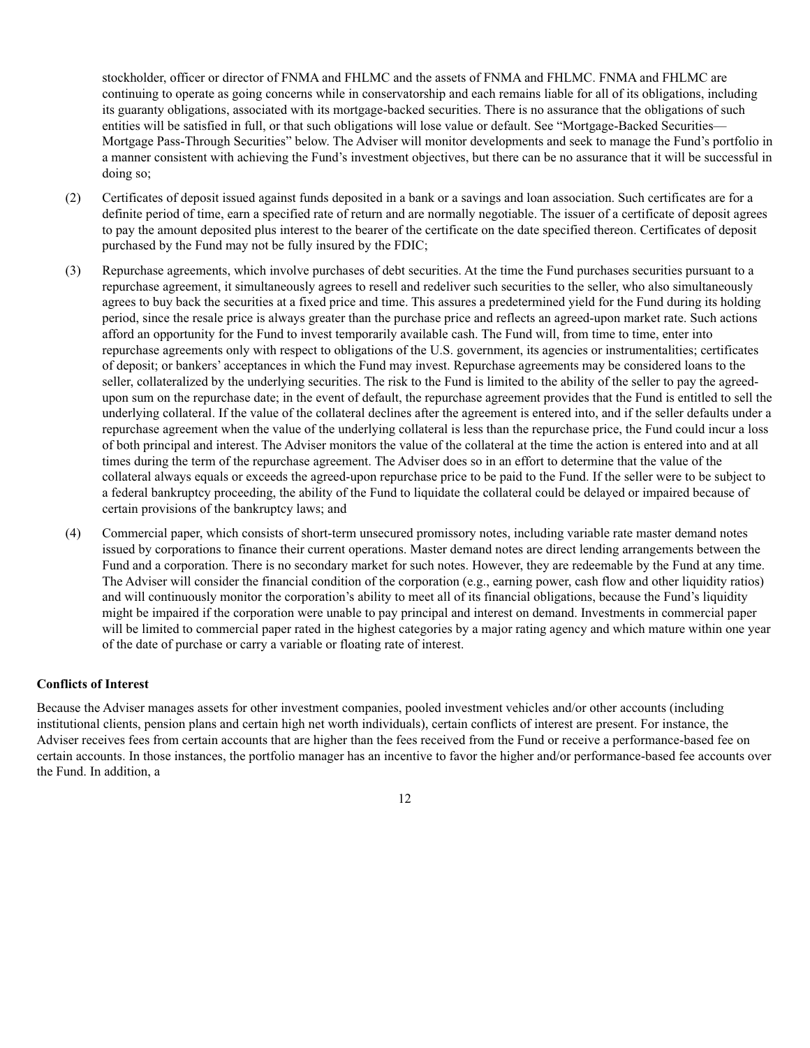stockholder, officer or director of FNMA and FHLMC and the assets of FNMA and FHLMC. FNMA and FHLMC are continuing to operate as going concerns while in conservatorship and each remains liable for all of its obligations, including its guaranty obligations, associated with its mortgage-backed securities. There is no assurance that the obligations of such entities will be satisfied in full, or that such obligations will lose value or default. See "Mortgage-Backed Securities—Mortgage Pass-Through Securities" below. The Adviser will monitor developments and seek to manage the Fund's portfolio in a manner consistent with achieving the Fund's investment objectives, but there can be no assurance that it will be successful in doing so;

(2) Certificates of deposit issued against funds deposited in a bank or a savings and loan association. Such certificates are for a definite period of time, earn a specified rate of return and are normally negotiable. The issuer of a certificate of deposit agrees to pay the amount deposited plus interest to the bearer of the certificate on the date specified thereon. Certificates of deposit purchased by the Fund may not be fully insured by the FDIC;

(3) Repurchase agreements, which involve purchases of debt securities. At the time the Fund purchases securities pursuant to a repurchase agreement, it simultaneously agrees to resell and redeliver such securities to the seller, who also simultaneously agrees to buy back the securities at a fixed price and time. This assures a predetermined yield for the Fund during its holding period, since the resale price is always greater than the purchase price and reflects an agreed-upon market rate. Such actions afford an opportunity for the Fund to invest temporarily available cash. The Fund will, from time to time, enter into repurchase agreements only with respect to obligations of the U.S. government, its agencies or instrumentalities; certificates of deposit; or bankers' acceptances in which the Fund may invest. Repurchase agreements may be considered loans to the seller, collateralized by the underlying securities. The risk to the Fund is limited to the ability of the seller to pay the agreed-upon sum on the repurchase date; in the event of default, the repurchase agreement provides that the Fund is entitled to sell the underlying collateral. If the value of the collateral declines after the agreement is entered into, and if the seller defaults under a repurchase agreement when the value of the underlying collateral is less than the repurchase price, the Fund could incur a loss of both principal and interest. The Adviser monitors the value of the collateral at the time the action is entered into and at all times during the term of the repurchase agreement. The Adviser does so in an effort to determine that the value of the collateral always equals or exceeds the agreed-upon repurchase price to be paid to the Fund. If the seller were to be subject to a federal bankruptcy proceeding, the ability of the Fund to liquidate the collateral could be delayed or impaired because of certain provisions of the bankruptcy laws; and

(4) Commercial paper, which consists of short-term unsecured promissory notes, including variable rate master demand notes issued by corporations to finance their current operations. Master demand notes are direct lending arrangements between the Fund and a corporation. There is no secondary market for such notes. However, they are redeemable by the Fund at any time. The Adviser will consider the financial condition of the corporation (e.g., earning power, cash flow and other liquidity ratios) and will continuously monitor the corporation's ability to meet all of its financial obligations, because the Fund's liquidity might be impaired if the corporation were unable to pay principal and interest on demand. Investments in commercial paper will be limited to commercial paper rated in the highest categories by a major rating agency and which mature within one year of the date of purchase or carry a variable or floating rate of interest.

**Conflicts of Interest**

Because the Adviser manages assets for other investment companies, pooled investment vehicles and/or other accounts (including institutional clients, pension plans and certain high net worth individuals), certain conflicts of interest are present. For instance, the Adviser receives fees from certain accounts that are higher than the fees received from the Fund or receive a performance-based fee on certain accounts. In those instances, the portfolio manager has an incentive to favor the higher and/or performance-based fee accounts over the Fund. In addition, a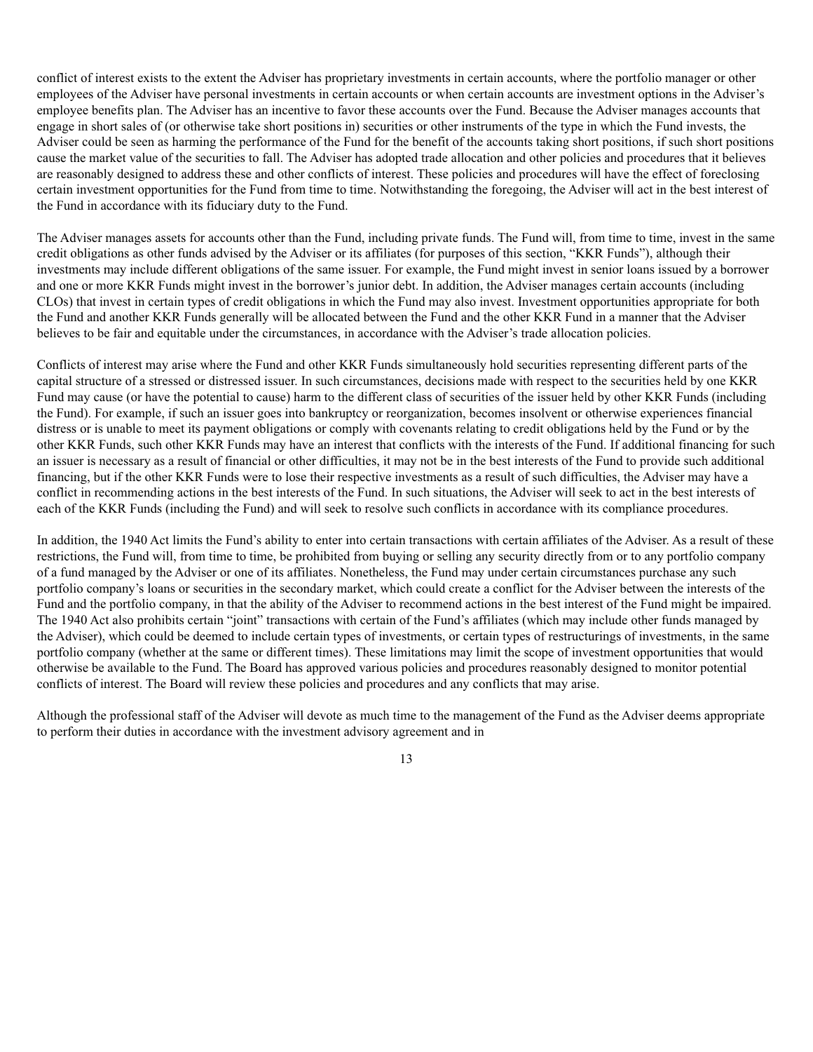conflict of interest exists to the extent the Adviser has proprietary investments in certain accounts, where the portfolio manager or other employees of the Adviser have personal investments in certain accounts or when certain accounts are investment options in the Adviser's employee benefits plan. The Adviser has an incentive to favor these accounts over the Fund. Because the Adviser manages accounts that engage in short sales of (or otherwise take short positions in) securities or other instruments of the type in which the Fund invests, the Adviser could be seen as harming the performance of the Fund for the benefit of the accounts taking short positions, if such short positions cause the market value of the securities to fall. The Adviser has adopted trade allocation and other policies and procedures that it believes are reasonably designed to address these and other conflicts of interest. These policies and procedures will have the effect of foreclosing certain investment opportunities for the Fund from time to time. Notwithstanding the foregoing, the Adviser will act in the best interest of the Fund in accordance with its fiduciary duty to the Fund.

The Adviser manages assets for accounts other than the Fund, including private funds. The Fund will, from time to time, invest in the same credit obligations as other funds advised by the Adviser or its affiliates (for purposes of this section, "KKR Funds"), although their investments may include different obligations of the same issuer. For example, the Fund might invest in senior loans issued by a borrower and one or more KKR Funds might invest in the borrower's junior debt. In addition, the Adviser manages certain accounts (including CLOs) that invest in certain types of credit obligations in which the Fund may also invest. Investment opportunities appropriate for both the Fund and another KKR Funds generally will be allocated between the Fund and the other KKR Fund in a manner that the Adviser believes to be fair and equitable under the circumstances, in accordance with the Adviser's trade allocation policies.

Conflicts of interest may arise where the Fund and other KKR Funds simultaneously hold securities representing different parts of the capital structure of a stressed or distressed issuer. In such circumstances, decisions made with respect to the securities held by one KKR Fund may cause (or have the potential to cause) harm to the different class of securities of the issuer held by other KKR Funds (including the Fund). For example, if such an issuer goes into bankruptcy or reorganization, becomes insolvent or otherwise experiences financial distress or is unable to meet its payment obligations or comply with covenants relating to credit obligations held by the Fund or by the other KKR Funds, such other KKR Funds may have an interest that conflicts with the interests of the Fund. If additional financing for such an issuer is necessary as a result of financial or other difficulties, it may not be in the best interests of the Fund to provide such additional financing, but if the other KKR Funds were to lose their respective investments as a result of such difficulties, the Adviser may have a conflict in recommending actions in the best interests of the Fund. In such situations, the Adviser will seek to act in the best interests of each of the KKR Funds (including the Fund) and will seek to resolve such conflicts in accordance with its compliance procedures.

In addition, the 1940 Act limits the Fund's ability to enter into certain transactions with certain affiliates of the Adviser. As a result of these restrictions, the Fund will, from time to time, be prohibited from buying or selling any security directly from or to any portfolio company of a fund managed by the Adviser or one of its affiliates. Nonetheless, the Fund may under certain circumstances purchase any such portfolio company's loans or securities in the secondary market, which could create a conflict for the Adviser between the interests of the Fund and the portfolio company, in that the ability of the Adviser to recommend actions in the best interest of the Fund might be impaired. The 1940 Act also prohibits certain "joint" transactions with certain of the Fund's affiliates (which may include other funds managed by the Adviser), which could be deemed to include certain types of investments, or certain types of restructurings of investments, in the same portfolio company (whether at the same or different times). These limitations may limit the scope of investment opportunities that would otherwise be available to the Fund. The Board has approved various policies and procedures reasonably designed to monitor potential conflicts of interest. The Board will review these policies and procedures and any conflicts that may arise.

Although the professional staff of the Adviser will devote as much time to the management of the Fund as the Adviser deems appropriate to perform their duties in accordance with the investment advisory agreement and in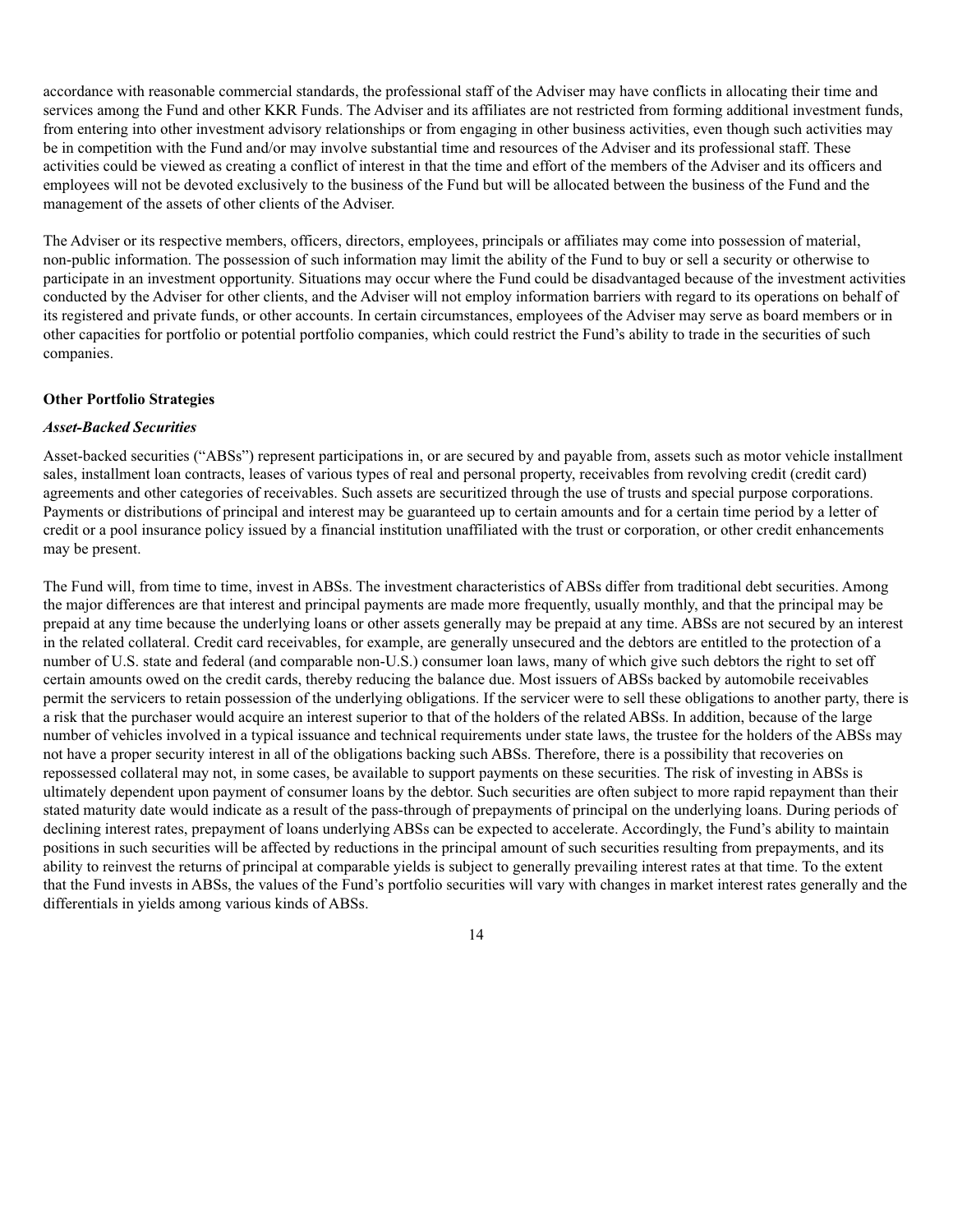accordance with reasonable commercial standards, the professional staff of the Adviser may have conflicts in allocating their time and services among the Fund and other KKR Funds. The Adviser and its affiliates are not restricted from forming additional investment funds, from entering into other investment advisory relationships or from engaging in other business activities, even though such activities may be in competition with the Fund and/or may involve substantial time and resources of the Adviser and its professional staff. These activities could be viewed as creating a conflict of interest in that the time and effort of the members of the Adviser and its officers and employees will not be devoted exclusively to the business of the Fund but will be allocated between the business of the Fund and the management of the assets of other clients of the Adviser.

The Adviser or its respective members, officers, directors, employees, principals or affiliates may come into possession of material, non-public information. The possession of such information may limit the ability of the Fund to buy or sell a security or otherwise to participate in an investment opportunity. Situations may occur where the Fund could be disadvantaged because of the investment activities conducted by the Adviser for other clients, and the Adviser will not employ information barriers with regard to its operations on behalf of its registered and private funds, or other accounts. In certain circumstances, employees of the Adviser may serve as board members or in other capacities for portfolio or potential portfolio companies, which could restrict the Fund's ability to trade in the securities of such companies.

**Other Portfolio Strategies**

***Asset-Backed Securities***

Asset-backed securities ("ABSs") represent participations in, or are secured by and payable from, assets such as motor vehicle installment sales, installment loan contracts, leases of various types of real and personal property, receivables from revolving credit (credit card) agreements and other categories of receivables. Such assets are securitized through the use of trusts and special purpose corporations. Payments or distributions of principal and interest may be guaranteed up to certain amounts and for a certain time period by a letter of credit or a pool insurance policy issued by a financial institution unaffiliated with the trust or corporation, or other credit enhancements may be present.

The Fund will, from time to time, invest in ABSs. The investment characteristics of ABSs differ from traditional debt securities. Among the major differences are that interest and principal payments are made more frequently, usually monthly, and that the principal may be prepaid at any time because the underlying loans or other assets generally may be prepaid at any time. ABSs are not secured by an interest in the related collateral. Credit card receivables, for example, are generally unsecured and the debtors are entitled to the protection of a number of U.S. state and federal (and comparable non-U.S.) consumer loan laws, many of which give such debtors the right to set off certain amounts owed on the credit cards, thereby reducing the balance due. Most issuers of ABSs backed by automobile receivables permit the servicers to retain possession of the underlying obligations. If the servicer were to sell these obligations to another party, there is a risk that the purchaser would acquire an interest superior to that of the holders of the related ABSs. In addition, because of the large number of vehicles involved in a typical issuance and technical requirements under state laws, the trustee for the holders of the ABSs may not have a proper security interest in all of the obligations backing such ABSs. Therefore, there is a possibility that recoveries on repossessed collateral may not, in some cases, be available to support payments on these securities. The risk of investing in ABSs is ultimately dependent upon payment of consumer loans by the debtor. Such securities are often subject to more rapid repayment than their stated maturity date would indicate as a result of the pass-through of prepayments of principal on the underlying loans. During periods of declining interest rates, prepayment of loans underlying ABSs can be expected to accelerate. Accordingly, the Fund's ability to maintain positions in such securities will be affected by reductions in the principal amount of such securities resulting from prepayments, and its ability to reinvest the returns of principal at comparable yields is subject to generally prevailing interest rates at that time. To the extent that the Fund invests in ABSs, the values of the Fund's portfolio securities will vary with changes in market interest rates generally and the differentials in yields among various kinds of ABSs.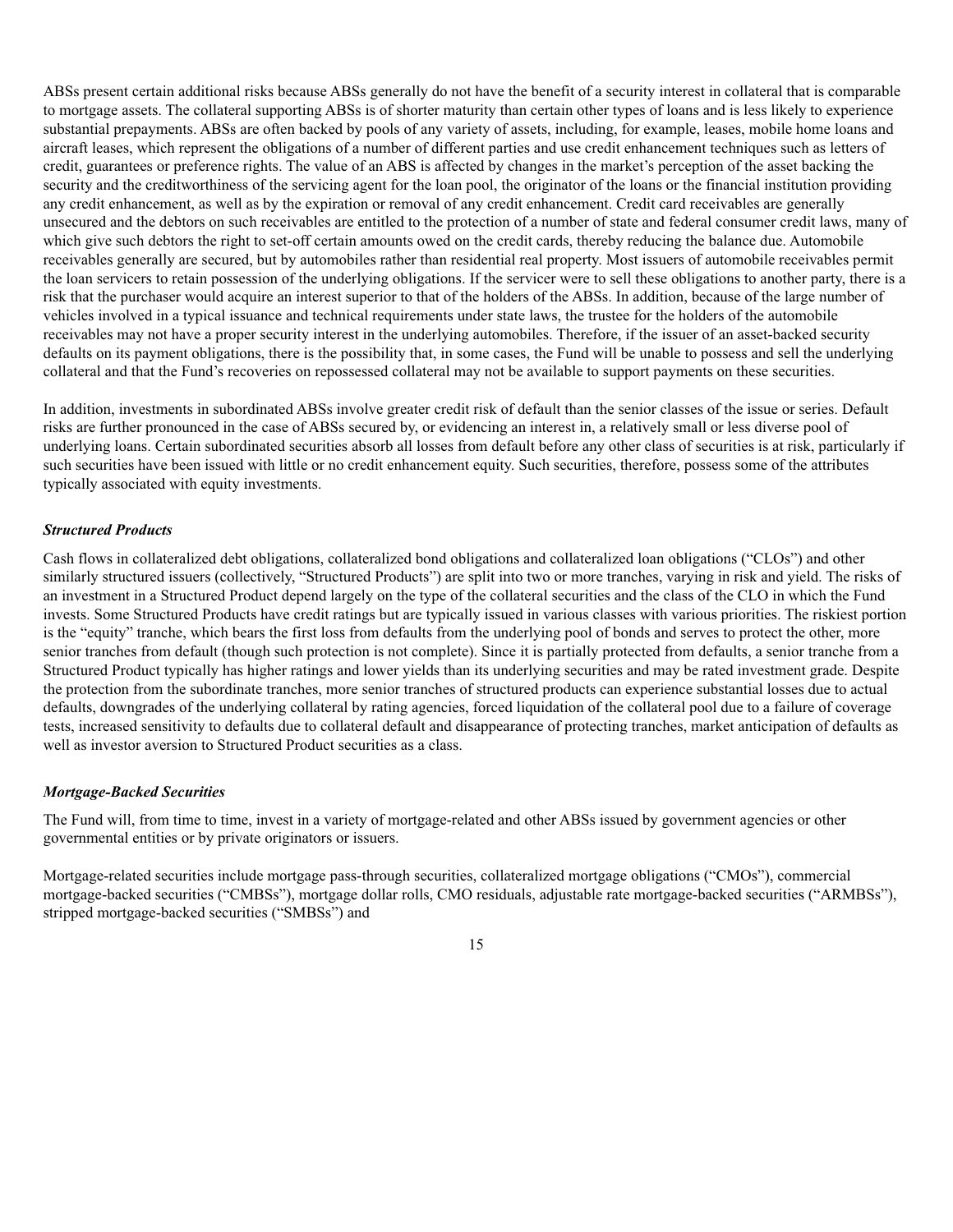ABSs present certain additional risks because ABSs generally do not have the benefit of a security interest in collateral that is comparable to mortgage assets. The collateral supporting ABSs is of shorter maturity than certain other types of loans and is less likely to experience substantial prepayments. ABSs are often backed by pools of any variety of assets, including, for example, leases, mobile home loans and aircraft leases, which represent the obligations of a number of different parties and use credit enhancement techniques such as letters of credit, guarantees or preference rights. The value of an ABS is affected by changes in the market's perception of the asset backing the security and the creditworthiness of the servicing agent for the loan pool, the originator of the loans or the financial institution providing any credit enhancement, as well as by the expiration or removal of any credit enhancement. Credit card receivables are generally unsecured and the debtors on such receivables are entitled to the protection of a number of state and federal consumer credit laws, many of which give such debtors the right to set-off certain amounts owed on the credit cards, thereby reducing the balance due. Automobile receivables generally are secured, but by automobiles rather than residential real property. Most issuers of automobile receivables permit the loan servicers to retain possession of the underlying obligations. If the servicer were to sell these obligations to another party, there is a risk that the purchaser would acquire an interest superior to that of the holders of the ABSs. In addition, because of the large number of vehicles involved in a typical issuance and technical requirements under state laws, the trustee for the holders of the automobile receivables may not have a proper security interest in the underlying automobiles. Therefore, if the issuer of an asset-backed security defaults on its payment obligations, there is the possibility that, in some cases, the Fund will be unable to possess and sell the underlying collateral and that the Fund's recoveries on repossessed collateral may not be available to support payments on these securities.

In addition, investments in subordinated ABSs involve greater credit risk of default than the senior classes of the issue or series. Default risks are further pronounced in the case of ABSs secured by, or evidencing an interest in, a relatively small or less diverse pool of underlying loans. Certain subordinated securities absorb all losses from default before any other class of securities is at risk, particularly if such securities have been issued with little or no credit enhancement equity. Such securities, therefore, possess some of the attributes typically associated with equity investments.

### *Structured Products*

Cash flows in collateralized debt obligations, collateralized bond obligations and collateralized loan obligations ("CLOs") and other similarly structured issuers (collectively, "Structured Products") are split into two or more tranches, varying in risk and yield. The risks of an investment in a Structured Product depend largely on the type of the collateral securities and the class of the CLO in which the Fund invests. Some Structured Products have credit ratings but are typically issued in various classes with various priorities. The riskiest portion is the "equity" tranche, which bears the first loss from defaults from the underlying pool of bonds and serves to protect the other, more senior tranches from default (though such protection is not complete). Since it is partially protected from defaults, a senior tranche from a Structured Product typically has higher ratings and lower yields than its underlying securities and may be rated investment grade. Despite the protection from the subordinate tranches, more senior tranches of structured products can experience substantial losses due to actual defaults, downgrades of the underlying collateral by rating agencies, forced liquidation of the collateral pool due to a failure of coverage tests, increased sensitivity to defaults due to collateral default and disappearance of protecting tranches, market anticipation of defaults as well as investor aversion to Structured Product securities as a class.

### *Mortgage-Backed Securities*

The Fund will, from time to time, invest in a variety of mortgage-related and other ABSs issued by government agencies or other governmental entities or by private originators or issuers.

Mortgage-related securities include mortgage pass-through securities, collateralized mortgage obligations ("CMOs"), commercial mortgage-backed securities ("CMBSs"), mortgage dollar rolls, CMO residuals, adjustable rate mortgage-backed securities ("ARMBSs"), stripped mortgage-backed securities ("SMBSs") and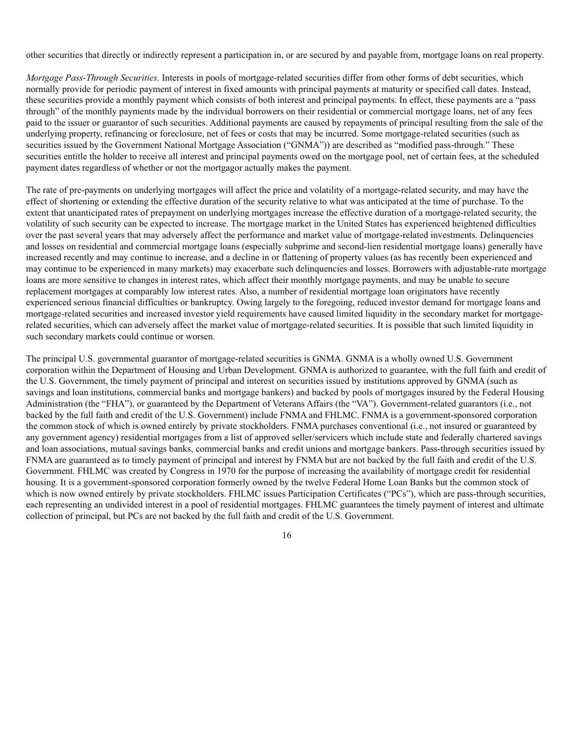other securities that directly or indirectly represent a participation in, or are secured by and payable from, mortgage loans on real property.

*Mortgage Pass-Through Securities.* Interests in pools of mortgage-related securities differ from other forms of debt securities, which normally provide for periodic payment of interest in fixed amounts with principal payments at maturity or specified call dates. Instead, these securities provide a monthly payment which consists of both interest and principal payments. In effect, these payments are a "pass through" of the monthly payments made by the individual borrowers on their residential or commercial mortgage loans, net of any fees paid to the issuer or guarantor of such securities. Additional payments are caused by repayments of principal resulting from the sale of the underlying property, refinancing or foreclosure, net of fees or costs that may be incurred. Some mortgage-related securities (such as securities issued by the Government National Mortgage Association ("GNMA")) are described as "modified pass-through." These securities entitle the holder to receive all interest and principal payments owed on the mortgage pool, net of certain fees, at the scheduled payment dates regardless of whether or not the mortgagor actually makes the payment.

The rate of pre-payments on underlying mortgages will affect the price and volatility of a mortgage-related security, and may have the effect of shortening or extending the effective duration of the security relative to what was anticipated at the time of purchase. To the extent that unanticipated rates of prepayment on underlying mortgages increase the effective duration of a mortgage-related security, the volatility of such security can be expected to increase. The mortgage market in the United States has experienced heightened difficulties over the past several years that may adversely affect the performance and market value of mortgage-related investments. Delinquencies and losses on residential and commercial mortgage loans (especially subprime and second-lien residential mortgage loans) generally have increased recently and may continue to increase, and a decline in or flattening of property values (as has recently been experienced and may continue to be experienced in many markets) may exacerbate such delinquencies and losses. Borrowers with adjustable-rate mortgage loans are more sensitive to changes in interest rates, which affect their monthly mortgage payments, and may be unable to secure replacement mortgages at comparably low interest rates. Also, a number of residential mortgage loan originators have recently experienced serious financial difficulties or bankruptcy. Owing largely to the foregoing, reduced investor demand for mortgage loans and mortgage-related securities and increased investor yield requirements have caused limited liquidity in the secondary market for mortgage-related securities, which can adversely affect the market value of mortgage-related securities. It is possible that such limited liquidity in such secondary markets could continue or worsen.

The principal U.S. governmental guarantor of mortgage-related securities is GNMA. GNMA is a wholly owned U.S. Government corporation within the Department of Housing and Urban Development. GNMA is authorized to guarantee, with the full faith and credit of the U.S. Government, the timely payment of principal and interest on securities issued by institutions approved by GNMA (such as savings and loan institutions, commercial banks and mortgage bankers) and backed by pools of mortgages insured by the Federal Housing Administration (the "FHA"), or guaranteed by the Department of Veterans Affairs (the "VA"). Government-related guarantors (i.e., not backed by the full faith and credit of the U.S. Government) include FNMA and FHLMC. FNMA is a government-sponsored corporation the common stock of which is owned entirely by private stockholders. FNMA purchases conventional (i.e., not insured or guaranteed by any government agency) residential mortgages from a list of approved seller/servicers which include state and federally chartered savings and loan associations, mutual savings banks, commercial banks and credit unions and mortgage bankers. Pass-through securities issued by FNMA are guaranteed as to timely payment of principal and interest by FNMA but are not backed by the full faith and credit of the U.S. Government. FHLMC was created by Congress in 1970 for the purpose of increasing the availability of mortgage credit for residential housing. It is a government-sponsored corporation formerly owned by the twelve Federal Home Loan Banks but the common stock of which is now owned entirely by private stockholders. FHLMC issues Participation Certificates ("PCs"), which are pass-through securities, each representing an undivided interest in a pool of residential mortgages. FHLMC guarantees the timely payment of interest and ultimate collection of principal, but PCs are not backed by the full faith and credit of the U.S. Government.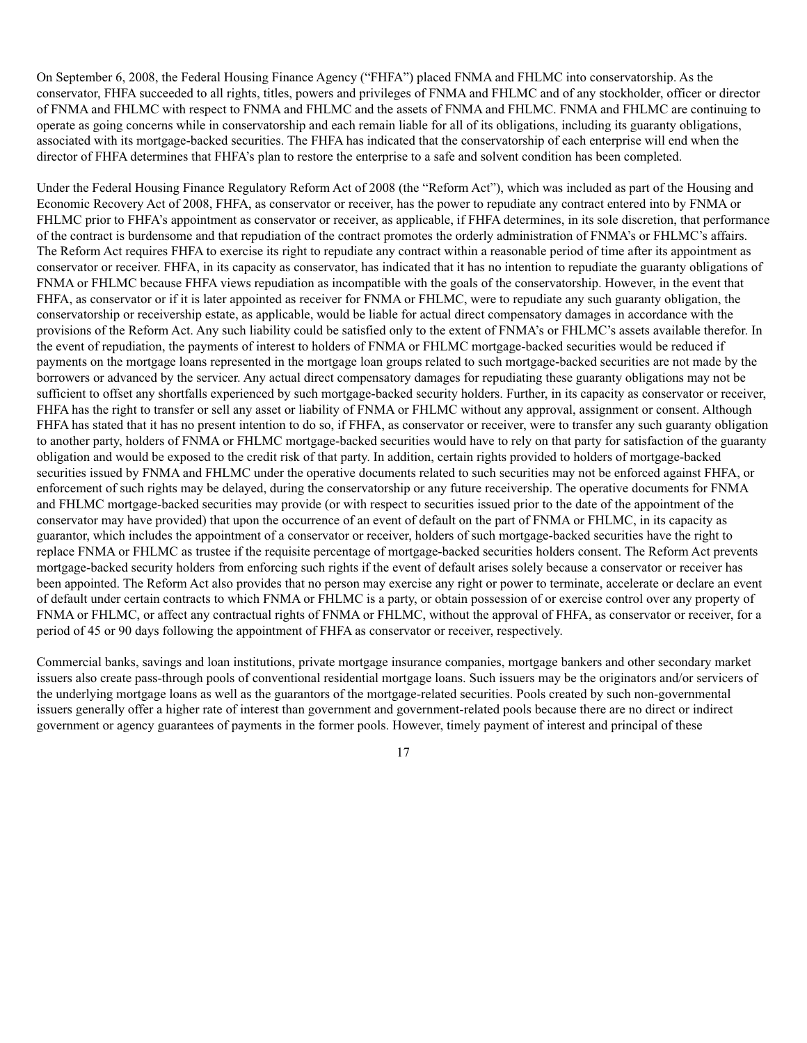On September 6, 2008, the Federal Housing Finance Agency ("FHFA") placed FNMA and FHLMC into conservatorship. As the conservator, FHFA succeeded to all rights, titles, powers and privileges of FNMA and FHLMC and of any stockholder, officer or director of FNMA and FHLMC with respect to FNMA and FHLMC and the assets of FNMA and FHLMC. FNMA and FHLMC are continuing to operate as going concerns while in conservatorship and each remain liable for all of its obligations, including its guaranty obligations, associated with its mortgage-backed securities. The FHFA has indicated that the conservatorship of each enterprise will end when the director of FHFA determines that FHFA's plan to restore the enterprise to a safe and solvent condition has been completed.

Under the Federal Housing Finance Regulatory Reform Act of 2008 (the "Reform Act"), which was included as part of the Housing and Economic Recovery Act of 2008, FHFA, as conservator or receiver, has the power to repudiate any contract entered into by FNMA or FHLMC prior to FHFA's appointment as conservator or receiver, as applicable, if FHFA determines, in its sole discretion, that performance of the contract is burdensome and that repudiation of the contract promotes the orderly administration of FNMA's or FHLMC's affairs. The Reform Act requires FHFA to exercise its right to repudiate any contract within a reasonable period of time after its appointment as conservator or receiver. FHFA, in its capacity as conservator, has indicated that it has no intention to repudiate the guaranty obligations of FNMA or FHLMC because FHFA views repudiation as incompatible with the goals of the conservatorship. However, in the event that FHFA, as conservator or if it is later appointed as receiver for FNMA or FHLMC, were to repudiate any such guaranty obligation, the conservatorship or receivership estate, as applicable, would be liable for actual direct compensatory damages in accordance with the provisions of the Reform Act. Any such liability could be satisfied only to the extent of FNMA's or FHLMC's assets available therefor. In the event of repudiation, the payments of interest to holders of FNMA or FHLMC mortgage-backed securities would be reduced if payments on the mortgage loans represented in the mortgage loan groups related to such mortgage-backed securities are not made by the borrowers or advanced by the servicer. Any actual direct compensatory damages for repudiating these guaranty obligations may not be sufficient to offset any shortfalls experienced by such mortgage-backed security holders. Further, in its capacity as conservator or receiver, FHFA has the right to transfer or sell any asset or liability of FNMA or FHLMC without any approval, assignment or consent. Although FHFA has stated that it has no present intention to do so, if FHFA, as conservator or receiver, were to transfer any such guaranty obligation to another party, holders of FNMA or FHLMC mortgage-backed securities would have to rely on that party for satisfaction of the guaranty obligation and would be exposed to the credit risk of that party. In addition, certain rights provided to holders of mortgage-backed securities issued by FNMA and FHLMC under the operative documents related to such securities may not be enforced against FHFA, or enforcement of such rights may be delayed, during the conservatorship or any future receivership. The operative documents for FNMA and FHLMC mortgage-backed securities may provide (or with respect to securities issued prior to the date of the appointment of the conservator may have provided) that upon the occurrence of an event of default on the part of FNMA or FHLMC, in its capacity as guarantor, which includes the appointment of a conservator or receiver, holders of such mortgage-backed securities have the right to replace FNMA or FHLMC as trustee if the requisite percentage of mortgage-backed securities holders consent. The Reform Act prevents mortgage-backed security holders from enforcing such rights if the event of default arises solely because a conservator or receiver has been appointed. The Reform Act also provides that no person may exercise any right or power to terminate, accelerate or declare an event of default under certain contracts to which FNMA or FHLMC is a party, or obtain possession of or exercise control over any property of FNMA or FHLMC, or affect any contractual rights of FNMA or FHLMC, without the approval of FHFA, as conservator or receiver, for a period of 45 or 90 days following the appointment of FHFA as conservator or receiver, respectively.

Commercial banks, savings and loan institutions, private mortgage insurance companies, mortgage bankers and other secondary market issuers also create pass-through pools of conventional residential mortgage loans. Such issuers may be the originators and/or servicers of the underlying mortgage loans as well as the guarantors of the mortgage-related securities. Pools created by such non-governmental issuers generally offer a higher rate of interest than government and government-related pools because there are no direct or indirect government or agency guarantees of payments in the former pools. However, timely payment of interest and principal of these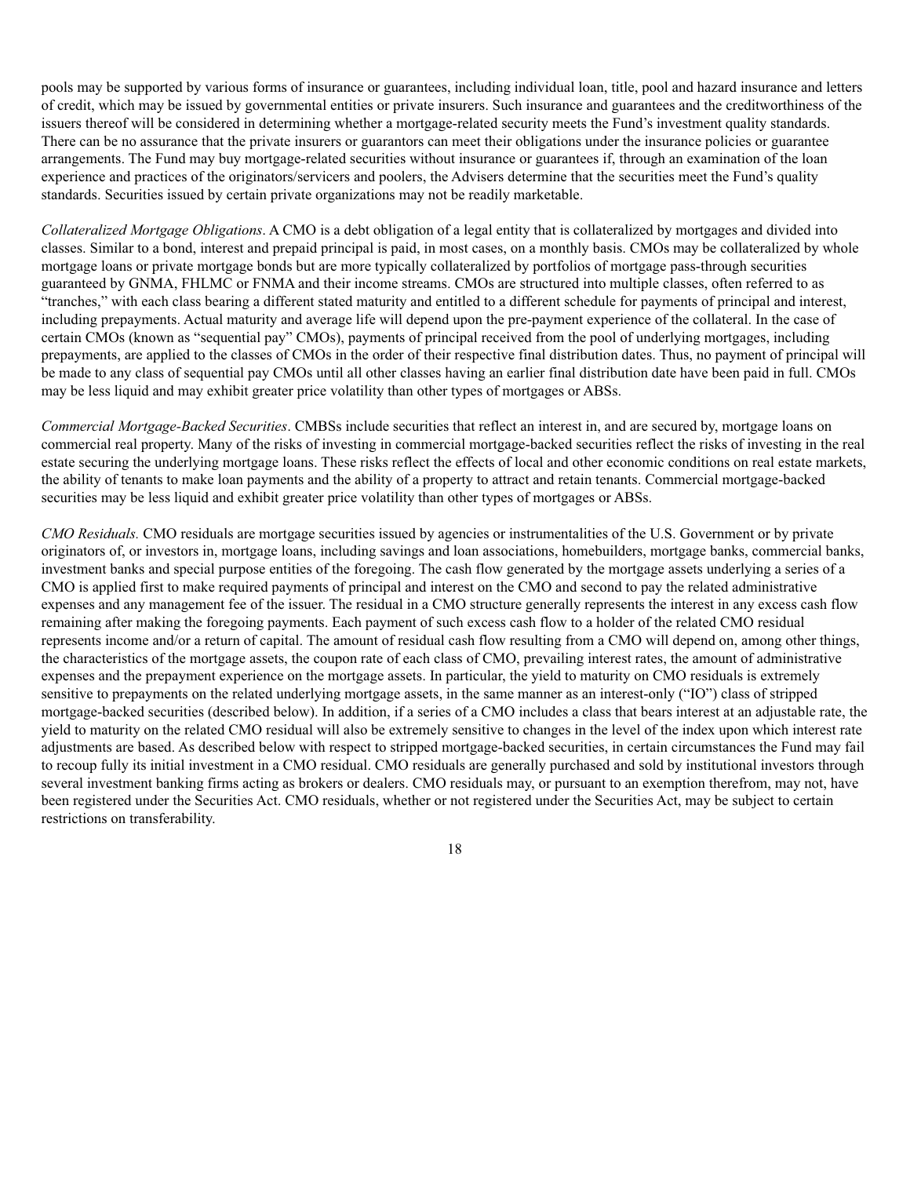pools may be supported by various forms of insurance or guarantees, including individual loan, title, pool and hazard insurance and letters of credit, which may be issued by governmental entities or private insurers. Such insurance and guarantees and the creditworthiness of the issuers thereof will be considered in determining whether a mortgage-related security meets the Fund's investment quality standards. There can be no assurance that the private insurers or guarantors can meet their obligations under the insurance policies or guarantee arrangements. The Fund may buy mortgage-related securities without insurance or guarantees if, through an examination of the loan experience and practices of the originators/servicers and poolers, the Advisers determine that the securities meet the Fund's quality standards. Securities issued by certain private organizations may not be readily marketable.

*Collateralized Mortgage Obligations*. A CMO is a debt obligation of a legal entity that is collateralized by mortgages and divided into classes. Similar to a bond, interest and prepaid principal is paid, in most cases, on a monthly basis. CMOs may be collateralized by whole mortgage loans or private mortgage bonds but are more typically collateralized by portfolios of mortgage pass-through securities guaranteed by GNMA, FHLMC or FNMA and their income streams. CMOs are structured into multiple classes, often referred to as "tranches," with each class bearing a different stated maturity and entitled to a different schedule for payments of principal and interest, including prepayments. Actual maturity and average life will depend upon the pre-payment experience of the collateral. In the case of certain CMOs (known as "sequential pay" CMOs), payments of principal received from the pool of underlying mortgages, including prepayments, are applied to the classes of CMOs in the order of their respective final distribution dates. Thus, no payment of principal will be made to any class of sequential pay CMOs until all other classes having an earlier final distribution date have been paid in full. CMOs may be less liquid and may exhibit greater price volatility than other types of mortgages or ABSs.

*Commercial Mortgage-Backed Securities*. CMBSs include securities that reflect an interest in, and are secured by, mortgage loans on commercial real property. Many of the risks of investing in commercial mortgage-backed securities reflect the risks of investing in the real estate securing the underlying mortgage loans. These risks reflect the effects of local and other economic conditions on real estate markets, the ability of tenants to make loan payments and the ability of a property to attract and retain tenants. Commercial mortgage-backed securities may be less liquid and exhibit greater price volatility than other types of mortgages or ABSs.

*CMO Residuals.* CMO residuals are mortgage securities issued by agencies or instrumentalities of the U.S. Government or by private originators of, or investors in, mortgage loans, including savings and loan associations, homebuilders, mortgage banks, commercial banks, investment banks and special purpose entities of the foregoing. The cash flow generated by the mortgage assets underlying a series of a CMO is applied first to make required payments of principal and interest on the CMO and second to pay the related administrative expenses and any management fee of the issuer. The residual in a CMO structure generally represents the interest in any excess cash flow remaining after making the foregoing payments. Each payment of such excess cash flow to a holder of the related CMO residual represents income and/or a return of capital. The amount of residual cash flow resulting from a CMO will depend on, among other things, the characteristics of the mortgage assets, the coupon rate of each class of CMO, prevailing interest rates, the amount of administrative expenses and the prepayment experience on the mortgage assets. In particular, the yield to maturity on CMO residuals is extremely sensitive to prepayments on the related underlying mortgage assets, in the same manner as an interest-only ("IO") class of stripped mortgage-backed securities (described below). In addition, if a series of a CMO includes a class that bears interest at an adjustable rate, the yield to maturity on the related CMO residual will also be extremely sensitive to changes in the level of the index upon which interest rate adjustments are based. As described below with respect to stripped mortgage-backed securities, in certain circumstances the Fund may fail to recoup fully its initial investment in a CMO residual. CMO residuals are generally purchased and sold by institutional investors through several investment banking firms acting as brokers or dealers. CMO residuals may, or pursuant to an exemption therefrom, may not, have been registered under the Securities Act. CMO residuals, whether or not registered under the Securities Act, may be subject to certain restrictions on transferability.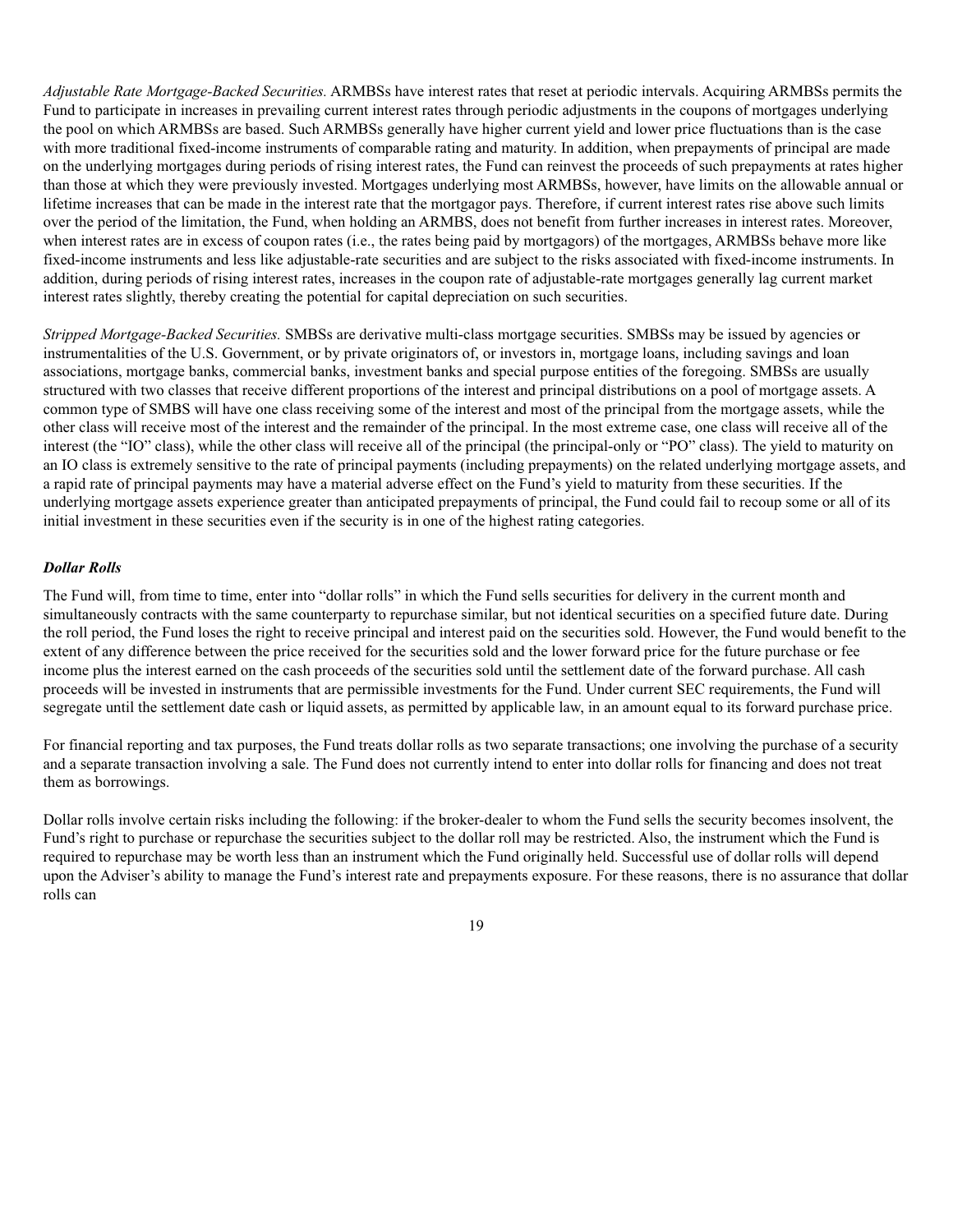*Adjustable Rate Mortgage-Backed Securities.* ARMBSs have interest rates that reset at periodic intervals. Acquiring ARMBSs permits the Fund to participate in increases in prevailing current interest rates through periodic adjustments in the coupons of mortgages underlying the pool on which ARMBSs are based. Such ARMBSs generally have higher current yield and lower price fluctuations than is the case with more traditional fixed-income instruments of comparable rating and maturity. In addition, when prepayments of principal are made on the underlying mortgages during periods of rising interest rates, the Fund can reinvest the proceeds of such prepayments at rates higher than those at which they were previously invested. Mortgages underlying most ARMBSs, however, have limits on the allowable annual or lifetime increases that can be made in the interest rate that the mortgagor pays. Therefore, if current interest rates rise above such limits over the period of the limitation, the Fund, when holding an ARMBS, does not benefit from further increases in interest rates. Moreover, when interest rates are in excess of coupon rates (i.e., the rates being paid by mortgagors) of the mortgages, ARMBSs behave more like fixed-income instruments and less like adjustable-rate securities and are subject to the risks associated with fixed-income instruments. In addition, during periods of rising interest rates, increases in the coupon rate of adjustable-rate mortgages generally lag current market interest rates slightly, thereby creating the potential for capital depreciation on such securities.

*Stripped Mortgage-Backed Securities.* SMBSs are derivative multi-class mortgage securities. SMBSs may be issued by agencies or instrumentalities of the U.S. Government, or by private originators of, or investors in, mortgage loans, including savings and loan associations, mortgage banks, commercial banks, investment banks and special purpose entities of the foregoing. SMBSs are usually structured with two classes that receive different proportions of the interest and principal distributions on a pool of mortgage assets. A common type of SMBS will have one class receiving some of the interest and most of the principal from the mortgage assets, while the other class will receive most of the interest and the remainder of the principal. In the most extreme case, one class will receive all of the interest (the "IO" class), while the other class will receive all of the principal (the principal-only or "PO" class). The yield to maturity on an IO class is extremely sensitive to the rate of principal payments (including prepayments) on the related underlying mortgage assets, and a rapid rate of principal payments may have a material adverse effect on the Fund's yield to maturity from these securities. If the underlying mortgage assets experience greater than anticipated prepayments of principal, the Fund could fail to recoup some or all of its initial investment in these securities even if the security is in one of the highest rating categories.

***Dollar Rolls***

The Fund will, from time to time, enter into "dollar rolls" in which the Fund sells securities for delivery in the current month and simultaneously contracts with the same counterparty to repurchase similar, but not identical securities on a specified future date. During the roll period, the Fund loses the right to receive principal and interest paid on the securities sold. However, the Fund would benefit to the extent of any difference between the price received for the securities sold and the lower forward price for the future purchase or fee income plus the interest earned on the cash proceeds of the securities sold until the settlement date of the forward purchase. All cash proceeds will be invested in instruments that are permissible investments for the Fund. Under current SEC requirements, the Fund will segregate until the settlement date cash or liquid assets, as permitted by applicable law, in an amount equal to its forward purchase price.

For financial reporting and tax purposes, the Fund treats dollar rolls as two separate transactions; one involving the purchase of a security and a separate transaction involving a sale. The Fund does not currently intend to enter into dollar rolls for financing and does not treat them as borrowings.

Dollar rolls involve certain risks including the following: if the broker-dealer to whom the Fund sells the security becomes insolvent, the Fund's right to purchase or repurchase the securities subject to the dollar roll may be restricted. Also, the instrument which the Fund is required to repurchase may be worth less than an instrument which the Fund originally held. Successful use of dollar rolls will depend upon the Adviser's ability to manage the Fund's interest rate and prepayments exposure. For these reasons, there is no assurance that dollar rolls can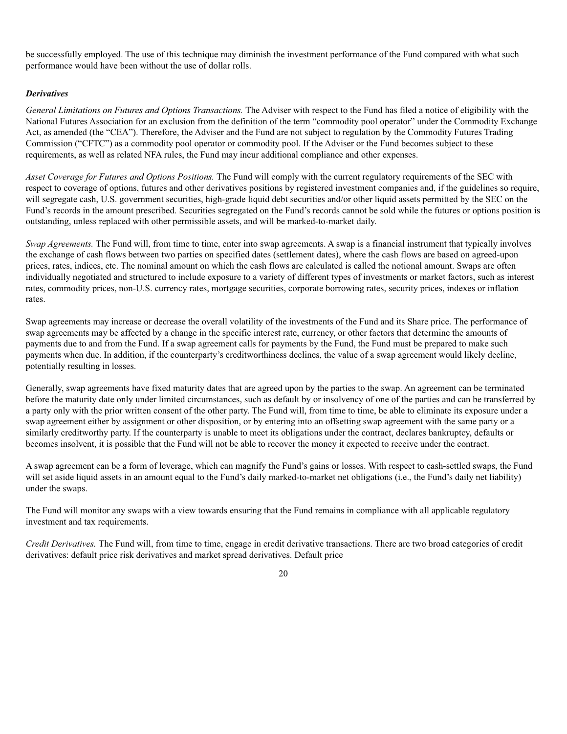be successfully employed. The use of this technique may diminish the investment performance of the Fund compared with what such performance would have been without the use of dollar rolls.

***Derivatives***

*General Limitations on Futures and Options Transactions.* The Adviser with respect to the Fund has filed a notice of eligibility with the National Futures Association for an exclusion from the definition of the term "commodity pool operator" under the Commodity Exchange Act, as amended (the "CEA"). Therefore, the Adviser and the Fund are not subject to regulation by the Commodity Futures Trading Commission ("CFTC") as a commodity pool operator or commodity pool. If the Adviser or the Fund becomes subject to these requirements, as well as related NFA rules, the Fund may incur additional compliance and other expenses.

*Asset Coverage for Futures and Options Positions.* The Fund will comply with the current regulatory requirements of the SEC with respect to coverage of options, futures and other derivatives positions by registered investment companies and, if the guidelines so require, will segregate cash, U.S. government securities, high-grade liquid debt securities and/or other liquid assets permitted by the SEC on the Fund's records in the amount prescribed. Securities segregated on the Fund's records cannot be sold while the futures or options position is outstanding, unless replaced with other permissible assets, and will be marked-to-market daily.

*Swap Agreements.* The Fund will, from time to time, enter into swap agreements. A swap is a financial instrument that typically involves the exchange of cash flows between two parties on specified dates (settlement dates), where the cash flows are based on agreed-upon prices, rates, indices, etc. The nominal amount on which the cash flows are calculated is called the notional amount. Swaps are often individually negotiated and structured to include exposure to a variety of different types of investments or market factors, such as interest rates, commodity prices, non-U.S. currency rates, mortgage securities, corporate borrowing rates, security prices, indexes or inflation rates.

Swap agreements may increase or decrease the overall volatility of the investments of the Fund and its Share price. The performance of swap agreements may be affected by a change in the specific interest rate, currency, or other factors that determine the amounts of payments due to and from the Fund. If a swap agreement calls for payments by the Fund, the Fund must be prepared to make such payments when due. In addition, if the counterparty's creditworthiness declines, the value of a swap agreement would likely decline, potentially resulting in losses.

Generally, swap agreements have fixed maturity dates that are agreed upon by the parties to the swap. An agreement can be terminated before the maturity date only under limited circumstances, such as default by or insolvency of one of the parties and can be transferred by a party only with the prior written consent of the other party. The Fund will, from time to time, be able to eliminate its exposure under a swap agreement either by assignment or other disposition, or by entering into an offsetting swap agreement with the same party or a similarly creditworthy party. If the counterparty is unable to meet its obligations under the contract, declares bankruptcy, defaults or becomes insolvent, it is possible that the Fund will not be able to recover the money it expected to receive under the contract.

A swap agreement can be a form of leverage, which can magnify the Fund's gains or losses. With respect to cash-settled swaps, the Fund will set aside liquid assets in an amount equal to the Fund's daily marked-to-market net obligations (i.e., the Fund's daily net liability) under the swaps.

The Fund will monitor any swaps with a view towards ensuring that the Fund remains in compliance with all applicable regulatory investment and tax requirements.

*Credit Derivatives.* The Fund will, from time to time, engage in credit derivative transactions. There are two broad categories of credit derivatives: default price risk derivatives and market spread derivatives. Default price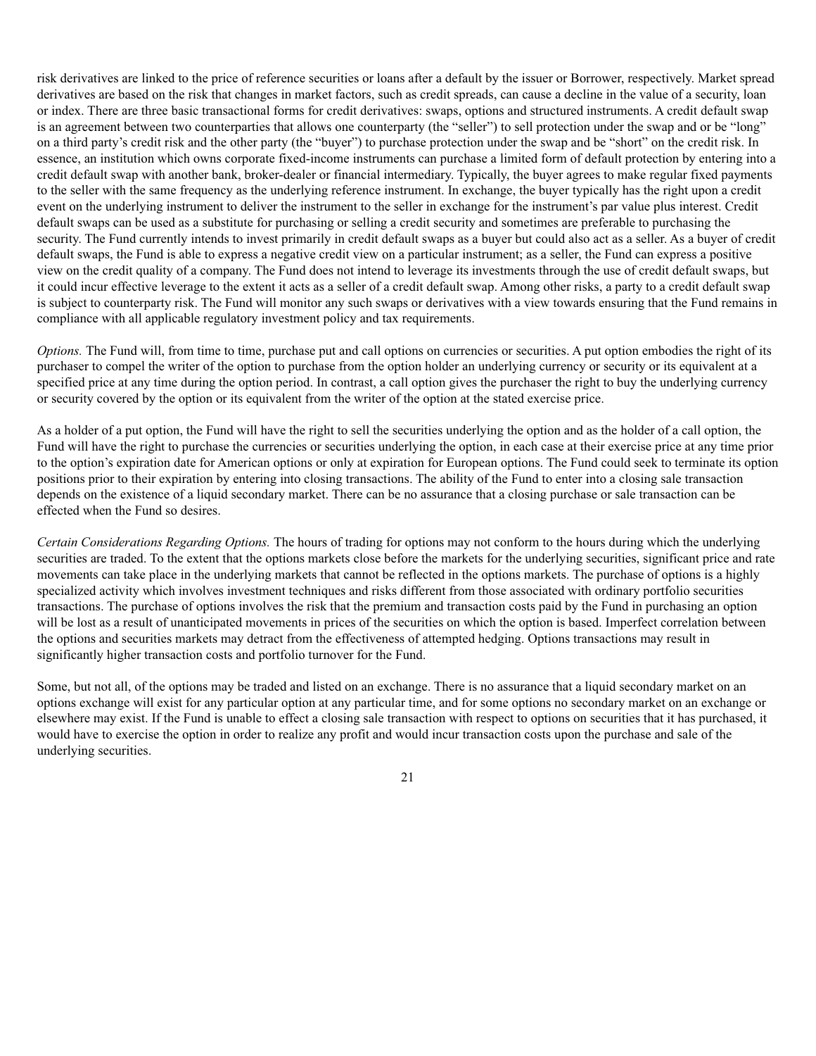risk derivatives are linked to the price of reference securities or loans after a default by the issuer or Borrower, respectively. Market spread derivatives are based on the risk that changes in market factors, such as credit spreads, can cause a decline in the value of a security, loan or index. There are three basic transactional forms for credit derivatives: swaps, options and structured instruments. A credit default swap is an agreement between two counterparties that allows one counterparty (the "seller") to sell protection under the swap and or be "long" on a third party's credit risk and the other party (the "buyer") to purchase protection under the swap and be "short" on the credit risk. In essence, an institution which owns corporate fixed-income instruments can purchase a limited form of default protection by entering into a credit default swap with another bank, broker-dealer or financial intermediary. Typically, the buyer agrees to make regular fixed payments to the seller with the same frequency as the underlying reference instrument. In exchange, the buyer typically has the right upon a credit event on the underlying instrument to deliver the instrument to the seller in exchange for the instrument's par value plus interest. Credit default swaps can be used as a substitute for purchasing or selling a credit security and sometimes are preferable to purchasing the security. The Fund currently intends to invest primarily in credit default swaps as a buyer but could also act as a seller. As a buyer of credit default swaps, the Fund is able to express a negative credit view on a particular instrument; as a seller, the Fund can express a positive view on the credit quality of a company. The Fund does not intend to leverage its investments through the use of credit default swaps, but it could incur effective leverage to the extent it acts as a seller of a credit default swap. Among other risks, a party to a credit default swap is subject to counterparty risk. The Fund will monitor any such swaps or derivatives with a view towards ensuring that the Fund remains in compliance with all applicable regulatory investment policy and tax requirements.

*Options.* The Fund will, from time to time, purchase put and call options on currencies or securities. A put option embodies the right of its purchaser to compel the writer of the option to purchase from the option holder an underlying currency or security or its equivalent at a specified price at any time during the option period. In contrast, a call option gives the purchaser the right to buy the underlying currency or security covered by the option or its equivalent from the writer of the option at the stated exercise price.

As a holder of a put option, the Fund will have the right to sell the securities underlying the option and as the holder of a call option, the Fund will have the right to purchase the currencies or securities underlying the option, in each case at their exercise price at any time prior to the option's expiration date for American options or only at expiration for European options. The Fund could seek to terminate its option positions prior to their expiration by entering into closing transactions. The ability of the Fund to enter into a closing sale transaction depends on the existence of a liquid secondary market. There can be no assurance that a closing purchase or sale transaction can be effected when the Fund so desires.

*Certain Considerations Regarding Options.* The hours of trading for options may not conform to the hours during which the underlying securities are traded. To the extent that the options markets close before the markets for the underlying securities, significant price and rate movements can take place in the underlying markets that cannot be reflected in the options markets. The purchase of options is a highly specialized activity which involves investment techniques and risks different from those associated with ordinary portfolio securities transactions. The purchase of options involves the risk that the premium and transaction costs paid by the Fund in purchasing an option will be lost as a result of unanticipated movements in prices of the securities on which the option is based. Imperfect correlation between the options and securities markets may detract from the effectiveness of attempted hedging. Options transactions may result in significantly higher transaction costs and portfolio turnover for the Fund.

Some, but not all, of the options may be traded and listed on an exchange. There is no assurance that a liquid secondary market on an options exchange will exist for any particular option at any particular time, and for some options no secondary market on an exchange or elsewhere may exist. If the Fund is unable to effect a closing sale transaction with respect to options on securities that it has purchased, it would have to exercise the option in order to realize any profit and would incur transaction costs upon the purchase and sale of the underlying securities.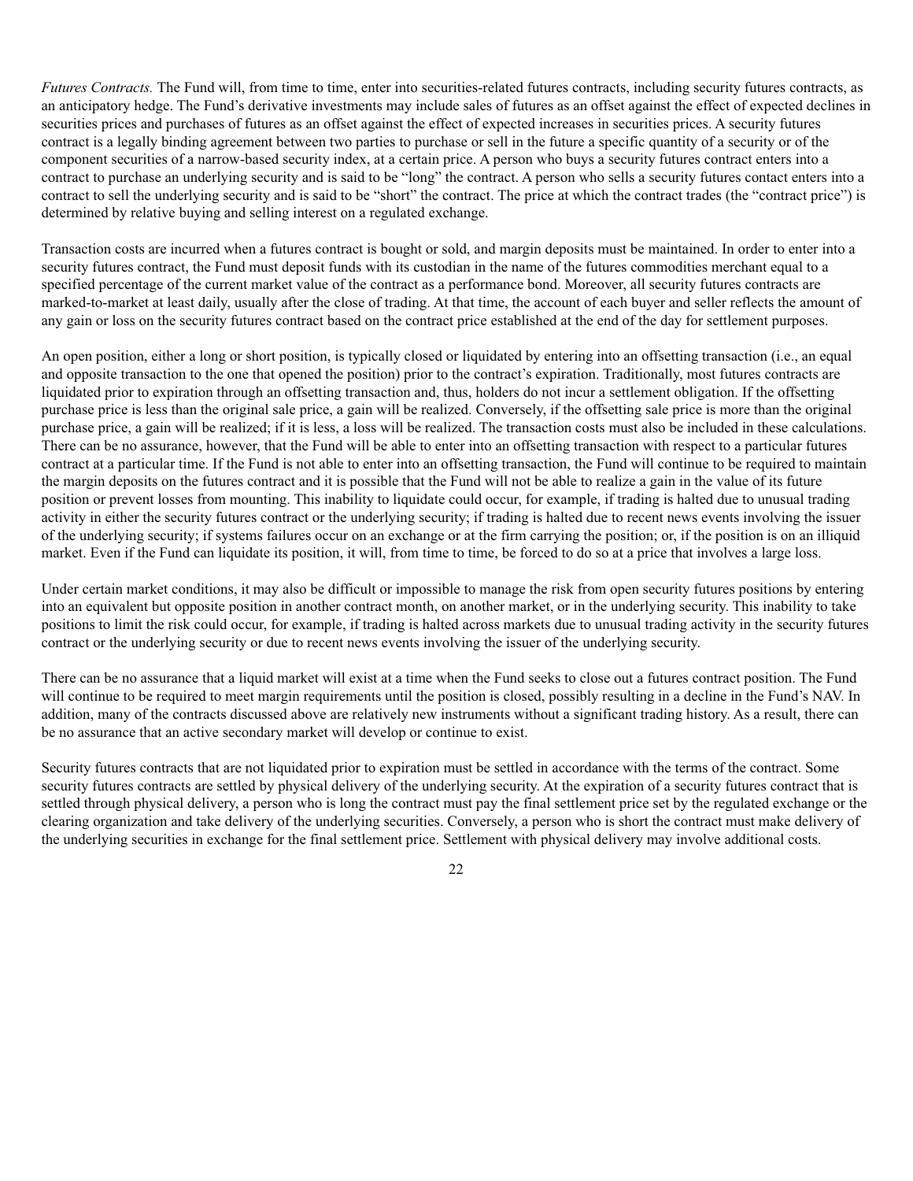*Futures Contracts.* The Fund will, from time to time, enter into securities-related futures contracts, including security futures contracts, as an anticipatory hedge. The Fund's derivative investments may include sales of futures as an offset against the effect of expected declines in securities prices and purchases of futures as an offset against the effect of expected increases in securities prices. A security futures contract is a legally binding agreement between two parties to purchase or sell in the future a specific quantity of a security or of the component securities of a narrow-based security index, at a certain price. A person who buys a security futures contract enters into a contract to purchase an underlying security and is said to be "long" the contract. A person who sells a security futures contact enters into a contract to sell the underlying security and is said to be "short" the contract. The price at which the contract trades (the "contract price") is determined by relative buying and selling interest on a regulated exchange.

Transaction costs are incurred when a futures contract is bought or sold, and margin deposits must be maintained. In order to enter into a security futures contract, the Fund must deposit funds with its custodian in the name of the futures commodities merchant equal to a specified percentage of the current market value of the contract as a performance bond. Moreover, all security futures contracts are marked-to-market at least daily, usually after the close of trading. At that time, the account of each buyer and seller reflects the amount of any gain or loss on the security futures contract based on the contract price established at the end of the day for settlement purposes.

An open position, either a long or short position, is typically closed or liquidated by entering into an offsetting transaction (i.e., an equal and opposite transaction to the one that opened the position) prior to the contract's expiration. Traditionally, most futures contracts are liquidated prior to expiration through an offsetting transaction and, thus, holders do not incur a settlement obligation. If the offsetting purchase price is less than the original sale price, a gain will be realized. Conversely, if the offsetting sale price is more than the original purchase price, a gain will be realized; if it is less, a loss will be realized. The transaction costs must also be included in these calculations. There can be no assurance, however, that the Fund will be able to enter into an offsetting transaction with respect to a particular futures contract at a particular time. If the Fund is not able to enter into an offsetting transaction, the Fund will continue to be required to maintain the margin deposits on the futures contract and it is possible that the Fund will not be able to realize a gain in the value of its future position or prevent losses from mounting. This inability to liquidate could occur, for example, if trading is halted due to unusual trading activity in either the security futures contract or the underlying security; if trading is halted due to recent news events involving the issuer of the underlying security; if systems failures occur on an exchange or at the firm carrying the position; or, if the position is on an illiquid market. Even if the Fund can liquidate its position, it will, from time to time, be forced to do so at a price that involves a large loss.

Under certain market conditions, it may also be difficult or impossible to manage the risk from open security futures positions by entering into an equivalent but opposite position in another contract month, on another market, or in the underlying security. This inability to take positions to limit the risk could occur, for example, if trading is halted across markets due to unusual trading activity in the security futures contract or the underlying security or due to recent news events involving the issuer of the underlying security.

There can be no assurance that a liquid market will exist at a time when the Fund seeks to close out a futures contract position. The Fund will continue to be required to meet margin requirements until the position is closed, possibly resulting in a decline in the Fund's NAV. In addition, many of the contracts discussed above are relatively new instruments without a significant trading history. As a result, there can be no assurance that an active secondary market will develop or continue to exist.

Security futures contracts that are not liquidated prior to expiration must be settled in accordance with the terms of the contract. Some security futures contracts are settled by physical delivery of the underlying security. At the expiration of a security futures contract that is settled through physical delivery, a person who is long the contract must pay the final settlement price set by the regulated exchange or the clearing organization and take delivery of the underlying securities. Conversely, a person who is short the contract must make delivery of the underlying securities in exchange for the final settlement price. Settlement with physical delivery may involve additional costs.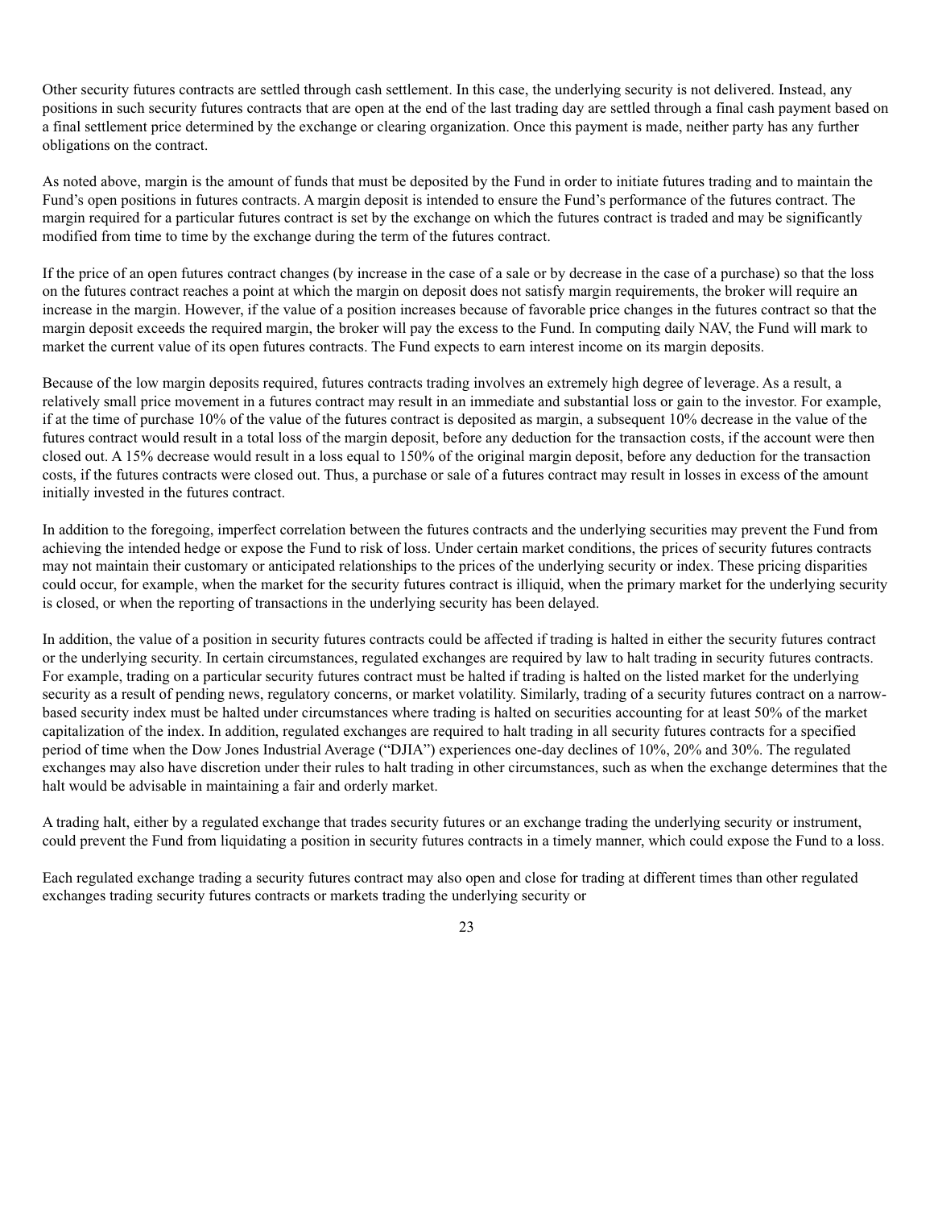Other security futures contracts are settled through cash settlement. In this case, the underlying security is not delivered. Instead, any positions in such security futures contracts that are open at the end of the last trading day are settled through a final cash payment based on a final settlement price determined by the exchange or clearing organization. Once this payment is made, neither party has any further obligations on the contract.

As noted above, margin is the amount of funds that must be deposited by the Fund in order to initiate futures trading and to maintain the Fund's open positions in futures contracts. A margin deposit is intended to ensure the Fund's performance of the futures contract. The margin required for a particular futures contract is set by the exchange on which the futures contract is traded and may be significantly modified from time to time by the exchange during the term of the futures contract.

If the price of an open futures contract changes (by increase in the case of a sale or by decrease in the case of a purchase) so that the loss on the futures contract reaches a point at which the margin on deposit does not satisfy margin requirements, the broker will require an increase in the margin. However, if the value of a position increases because of favorable price changes in the futures contract so that the margin deposit exceeds the required margin, the broker will pay the excess to the Fund. In computing daily NAV, the Fund will mark to market the current value of its open futures contracts. The Fund expects to earn interest income on its margin deposits.

Because of the low margin deposits required, futures contracts trading involves an extremely high degree of leverage. As a result, a relatively small price movement in a futures contract may result in an immediate and substantial loss or gain to the investor. For example, if at the time of purchase 10% of the value of the futures contract is deposited as margin, a subsequent 10% decrease in the value of the futures contract would result in a total loss of the margin deposit, before any deduction for the transaction costs, if the account were then closed out. A 15% decrease would result in a loss equal to 150% of the original margin deposit, before any deduction for the transaction costs, if the futures contracts were closed out. Thus, a purchase or sale of a futures contract may result in losses in excess of the amount initially invested in the futures contract.

In addition to the foregoing, imperfect correlation between the futures contracts and the underlying securities may prevent the Fund from achieving the intended hedge or expose the Fund to risk of loss. Under certain market conditions, the prices of security futures contracts may not maintain their customary or anticipated relationships to the prices of the underlying security or index. These pricing disparities could occur, for example, when the market for the security futures contract is illiquid, when the primary market for the underlying security is closed, or when the reporting of transactions in the underlying security has been delayed.

In addition, the value of a position in security futures contracts could be affected if trading is halted in either the security futures contract or the underlying security. In certain circumstances, regulated exchanges are required by law to halt trading in security futures contracts. For example, trading on a particular security futures contract must be halted if trading is halted on the listed market for the underlying security as a result of pending news, regulatory concerns, or market volatility. Similarly, trading of a security futures contract on a narrow-based security index must be halted under circumstances where trading is halted on securities accounting for at least 50% of the market capitalization of the index. In addition, regulated exchanges are required to halt trading in all security futures contracts for a specified period of time when the Dow Jones Industrial Average ("DJIA") experiences one-day declines of 10%, 20% and 30%. The regulated exchanges may also have discretion under their rules to halt trading in other circumstances, such as when the exchange determines that the halt would be advisable in maintaining a fair and orderly market.

A trading halt, either by a regulated exchange that trades security futures or an exchange trading the underlying security or instrument, could prevent the Fund from liquidating a position in security futures contracts in a timely manner, which could expose the Fund to a loss.

Each regulated exchange trading a security futures contract may also open and close for trading at different times than other regulated exchanges trading security futures contracts or markets trading the underlying security or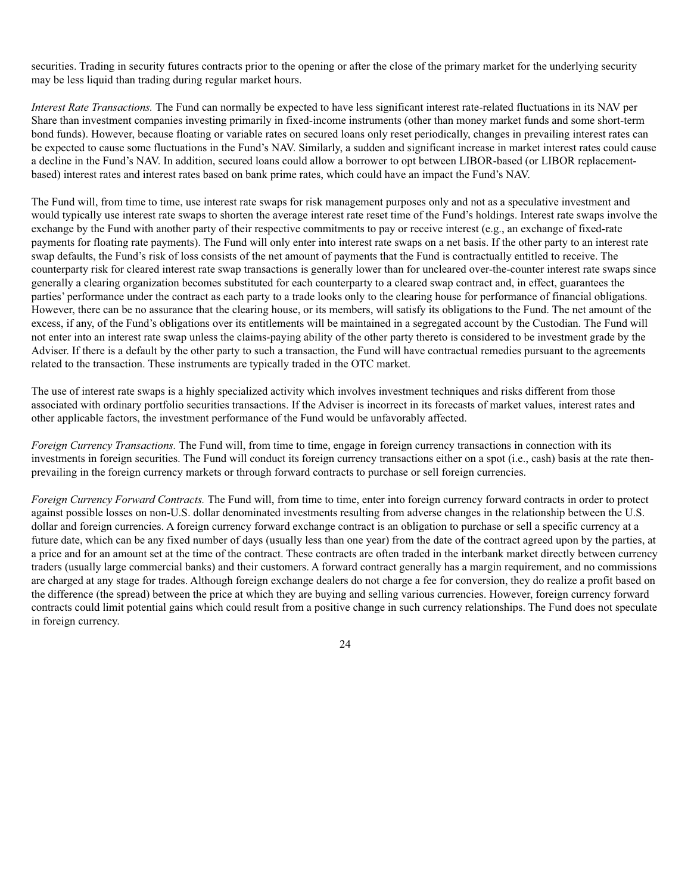securities. Trading in security futures contracts prior to the opening or after the close of the primary market for the underlying security may be less liquid than trading during regular market hours.

*Interest Rate Transactions.* The Fund can normally be expected to have less significant interest rate-related fluctuations in its NAV per Share than investment companies investing primarily in fixed-income instruments (other than money market funds and some short-term bond funds). However, because floating or variable rates on secured loans only reset periodically, changes in prevailing interest rates can be expected to cause some fluctuations in the Fund's NAV. Similarly, a sudden and significant increase in market interest rates could cause a decline in the Fund's NAV. In addition, secured loans could allow a borrower to opt between LIBOR-based (or LIBOR replacement-based) interest rates and interest rates based on bank prime rates, which could have an impact the Fund's NAV.

The Fund will, from time to time, use interest rate swaps for risk management purposes only and not as a speculative investment and would typically use interest rate swaps to shorten the average interest rate reset time of the Fund's holdings. Interest rate swaps involve the exchange by the Fund with another party of their respective commitments to pay or receive interest (e.g., an exchange of fixed-rate payments for floating rate payments). The Fund will only enter into interest rate swaps on a net basis. If the other party to an interest rate swap defaults, the Fund's risk of loss consists of the net amount of payments that the Fund is contractually entitled to receive. The counterparty risk for cleared interest rate swap transactions is generally lower than for uncleared over-the-counter interest rate swaps since generally a clearing organization becomes substituted for each counterparty to a cleared swap contract and, in effect, guarantees the parties' performance under the contract as each party to a trade looks only to the clearing house for performance of financial obligations. However, there can be no assurance that the clearing house, or its members, will satisfy its obligations to the Fund. The net amount of the excess, if any, of the Fund's obligations over its entitlements will be maintained in a segregated account by the Custodian. The Fund will not enter into an interest rate swap unless the claims-paying ability of the other party thereto is considered to be investment grade by the Adviser. If there is a default by the other party to such a transaction, the Fund will have contractual remedies pursuant to the agreements related to the transaction. These instruments are typically traded in the OTC market.

The use of interest rate swaps is a highly specialized activity which involves investment techniques and risks different from those associated with ordinary portfolio securities transactions. If the Adviser is incorrect in its forecasts of market values, interest rates and other applicable factors, the investment performance of the Fund would be unfavorably affected.

*Foreign Currency Transactions.* The Fund will, from time to time, engage in foreign currency transactions in connection with its investments in foreign securities. The Fund will conduct its foreign currency transactions either on a spot (i.e., cash) basis at the rate then-prevailing in the foreign currency markets or through forward contracts to purchase or sell foreign currencies.

*Foreign Currency Forward Contracts.* The Fund will, from time to time, enter into foreign currency forward contracts in order to protect against possible losses on non-U.S. dollar denominated investments resulting from adverse changes in the relationship between the U.S. dollar and foreign currencies. A foreign currency forward exchange contract is an obligation to purchase or sell a specific currency at a future date, which can be any fixed number of days (usually less than one year) from the date of the contract agreed upon by the parties, at a price and for an amount set at the time of the contract. These contracts are often traded in the interbank market directly between currency traders (usually large commercial banks) and their customers. A forward contract generally has a margin requirement, and no commissions are charged at any stage for trades. Although foreign exchange dealers do not charge a fee for conversion, they do realize a profit based on the difference (the spread) between the price at which they are buying and selling various currencies. However, foreign currency forward contracts could limit potential gains which could result from a positive change in such currency relationships. The Fund does not speculate in foreign currency.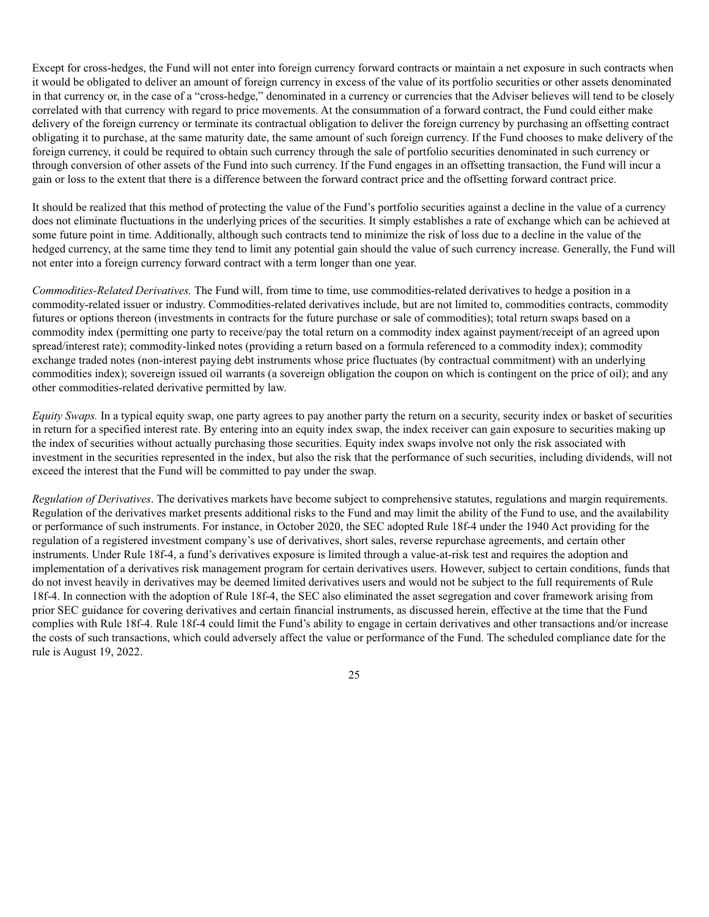Except for cross-hedges, the Fund will not enter into foreign currency forward contracts or maintain a net exposure in such contracts when it would be obligated to deliver an amount of foreign currency in excess of the value of its portfolio securities or other assets denominated in that currency or, in the case of a "cross-hedge," denominated in a currency or currencies that the Adviser believes will tend to be closely correlated with that currency with regard to price movements. At the consummation of a forward contract, the Fund could either make delivery of the foreign currency or terminate its contractual obligation to deliver the foreign currency by purchasing an offsetting contract obligating it to purchase, at the same maturity date, the same amount of such foreign currency. If the Fund chooses to make delivery of the foreign currency, it could be required to obtain such currency through the sale of portfolio securities denominated in such currency or through conversion of other assets of the Fund into such currency. If the Fund engages in an offsetting transaction, the Fund will incur a gain or loss to the extent that there is a difference between the forward contract price and the offsetting forward contract price.

It should be realized that this method of protecting the value of the Fund's portfolio securities against a decline in the value of a currency does not eliminate fluctuations in the underlying prices of the securities. It simply establishes a rate of exchange which can be achieved at some future point in time. Additionally, although such contracts tend to minimize the risk of loss due to a decline in the value of the hedged currency, at the same time they tend to limit any potential gain should the value of such currency increase. Generally, the Fund will not enter into a foreign currency forward contract with a term longer than one year.

*Commodities-Related Derivatives.* The Fund will, from time to time, use commodities-related derivatives to hedge a position in a commodity-related issuer or industry. Commodities-related derivatives include, but are not limited to, commodities contracts, commodity futures or options thereon (investments in contracts for the future purchase or sale of commodities); total return swaps based on a commodity index (permitting one party to receive/pay the total return on a commodity index against payment/receipt of an agreed upon spread/interest rate); commodity-linked notes (providing a return based on a formula referenced to a commodity index); commodity exchange traded notes (non-interest paying debt instruments whose price fluctuates (by contractual commitment) with an underlying commodities index); sovereign issued oil warrants (a sovereign obligation the coupon on which is contingent on the price of oil); and any other commodities-related derivative permitted by law.

*Equity Swaps.* In a typical equity swap, one party agrees to pay another party the return on a security, security index or basket of securities in return for a specified interest rate. By entering into an equity index swap, the index receiver can gain exposure to securities making up the index of securities without actually purchasing those securities. Equity index swaps involve not only the risk associated with investment in the securities represented in the index, but also the risk that the performance of such securities, including dividends, will not exceed the interest that the Fund will be committed to pay under the swap.

*Regulation of Derivatives*. The derivatives markets have become subject to comprehensive statutes, regulations and margin requirements. Regulation of the derivatives market presents additional risks to the Fund and may limit the ability of the Fund to use, and the availability or performance of such instruments. For instance, in October 2020, the SEC adopted Rule 18f-4 under the 1940 Act providing for the regulation of a registered investment company's use of derivatives, short sales, reverse repurchase agreements, and certain other instruments. Under Rule 18f-4, a fund's derivatives exposure is limited through a value-at-risk test and requires the adoption and implementation of a derivatives risk management program for certain derivatives users. However, subject to certain conditions, funds that do not invest heavily in derivatives may be deemed limited derivatives users and would not be subject to the full requirements of Rule 18f-4. In connection with the adoption of Rule 18f-4, the SEC also eliminated the asset segregation and cover framework arising from prior SEC guidance for covering derivatives and certain financial instruments, as discussed herein, effective at the time that the Fund complies with Rule 18f-4. Rule 18f-4 could limit the Fund's ability to engage in certain derivatives and other transactions and/or increase the costs of such transactions, which could adversely affect the value or performance of the Fund. The scheduled compliance date for the rule is August 19, 2022.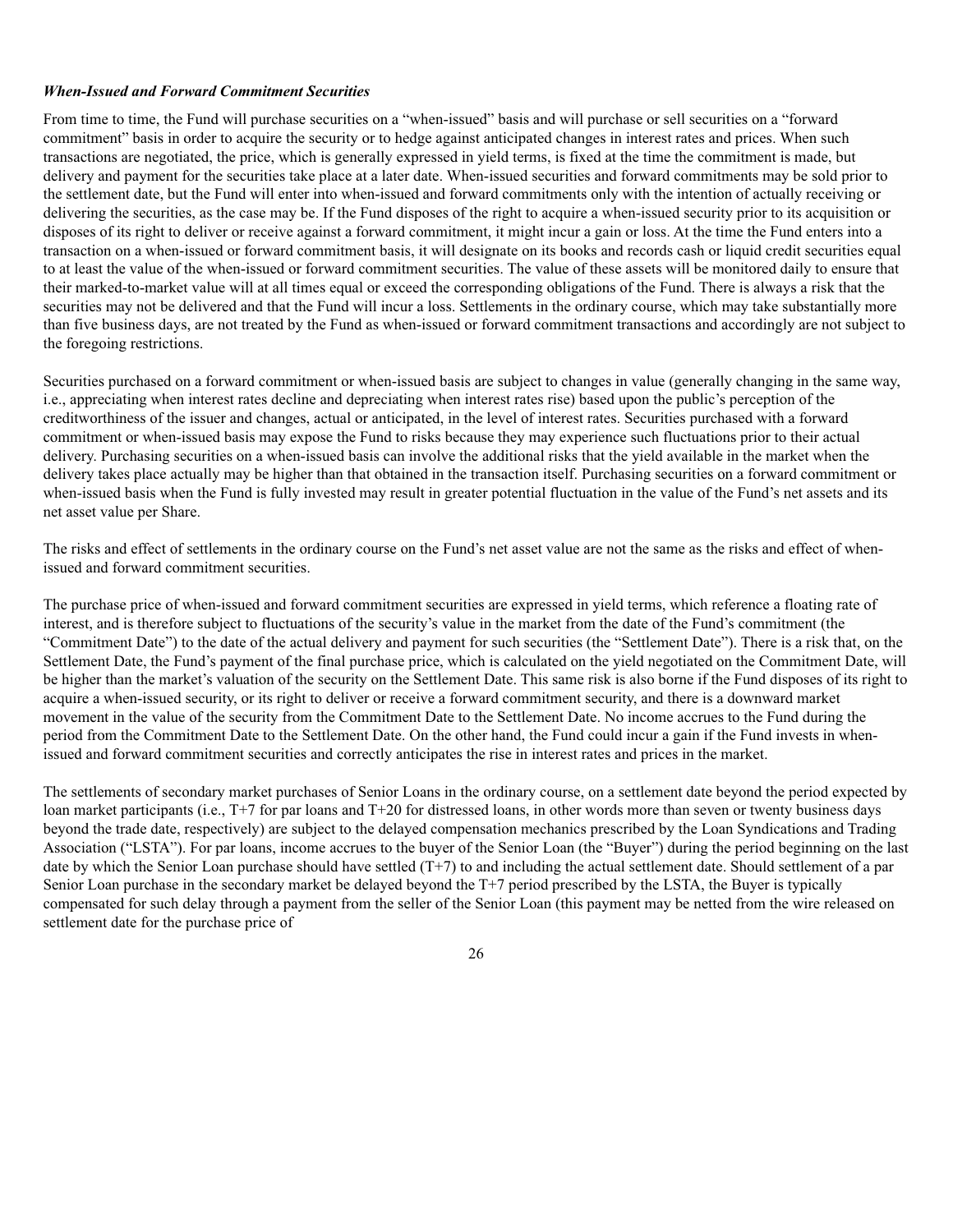***When-Issued and Forward Commitment Securities***

From time to time, the Fund will purchase securities on a "when-issued" basis and will purchase or sell securities on a "forward commitment" basis in order to acquire the security or to hedge against anticipated changes in interest rates and prices. When such transactions are negotiated, the price, which is generally expressed in yield terms, is fixed at the time the commitment is made, but delivery and payment for the securities take place at a later date. When-issued securities and forward commitments may be sold prior to the settlement date, but the Fund will enter into when-issued and forward commitments only with the intention of actually receiving or delivering the securities, as the case may be. If the Fund disposes of the right to acquire a when-issued security prior to its acquisition or disposes of its right to deliver or receive against a forward commitment, it might incur a gain or loss. At the time the Fund enters into a transaction on a when-issued or forward commitment basis, it will designate on its books and records cash or liquid credit securities equal to at least the value of the when-issued or forward commitment securities. The value of these assets will be monitored daily to ensure that their marked-to-market value will at all times equal or exceed the corresponding obligations of the Fund. There is always a risk that the securities may not be delivered and that the Fund will incur a loss. Settlements in the ordinary course, which may take substantially more than five business days, are not treated by the Fund as when-issued or forward commitment transactions and accordingly are not subject to the foregoing restrictions.

Securities purchased on a forward commitment or when-issued basis are subject to changes in value (generally changing in the same way, i.e., appreciating when interest rates decline and depreciating when interest rates rise) based upon the public's perception of the creditworthiness of the issuer and changes, actual or anticipated, in the level of interest rates. Securities purchased with a forward commitment or when-issued basis may expose the Fund to risks because they may experience such fluctuations prior to their actual delivery. Purchasing securities on a when-issued basis can involve the additional risks that the yield available in the market when the delivery takes place actually may be higher than that obtained in the transaction itself. Purchasing securities on a forward commitment or when-issued basis when the Fund is fully invested may result in greater potential fluctuation in the value of the Fund's net assets and its net asset value per Share.

The risks and effect of settlements in the ordinary course on the Fund's net asset value are not the same as the risks and effect of when-issued and forward commitment securities.

The purchase price of when-issued and forward commitment securities are expressed in yield terms, which reference a floating rate of interest, and is therefore subject to fluctuations of the security's value in the market from the date of the Fund's commitment (the "Commitment Date") to the date of the actual delivery and payment for such securities (the "Settlement Date"). There is a risk that, on the Settlement Date, the Fund's payment of the final purchase price, which is calculated on the yield negotiated on the Commitment Date, will be higher than the market's valuation of the security on the Settlement Date. This same risk is also borne if the Fund disposes of its right to acquire a when-issued security, or its right to deliver or receive a forward commitment security, and there is a downward market movement in the value of the security from the Commitment Date to the Settlement Date. No income accrues to the Fund during the period from the Commitment Date to the Settlement Date. On the other hand, the Fund could incur a gain if the Fund invests in when-issued and forward commitment securities and correctly anticipates the rise in interest rates and prices in the market.

The settlements of secondary market purchases of Senior Loans in the ordinary course, on a settlement date beyond the period expected by loan market participants (i.e., T+7 for par loans and T+20 for distressed loans, in other words more than seven or twenty business days beyond the trade date, respectively) are subject to the delayed compensation mechanics prescribed by the Loan Syndications and Trading Association ("LSTA"). For par loans, income accrues to the buyer of the Senior Loan (the "Buyer") during the period beginning on the last date by which the Senior Loan purchase should have settled (T+7) to and including the actual settlement date. Should settlement of a par Senior Loan purchase in the secondary market be delayed beyond the T+7 period prescribed by the LSTA, the Buyer is typically compensated for such delay through a payment from the seller of the Senior Loan (this payment may be netted from the wire released on settlement date for the purchase price of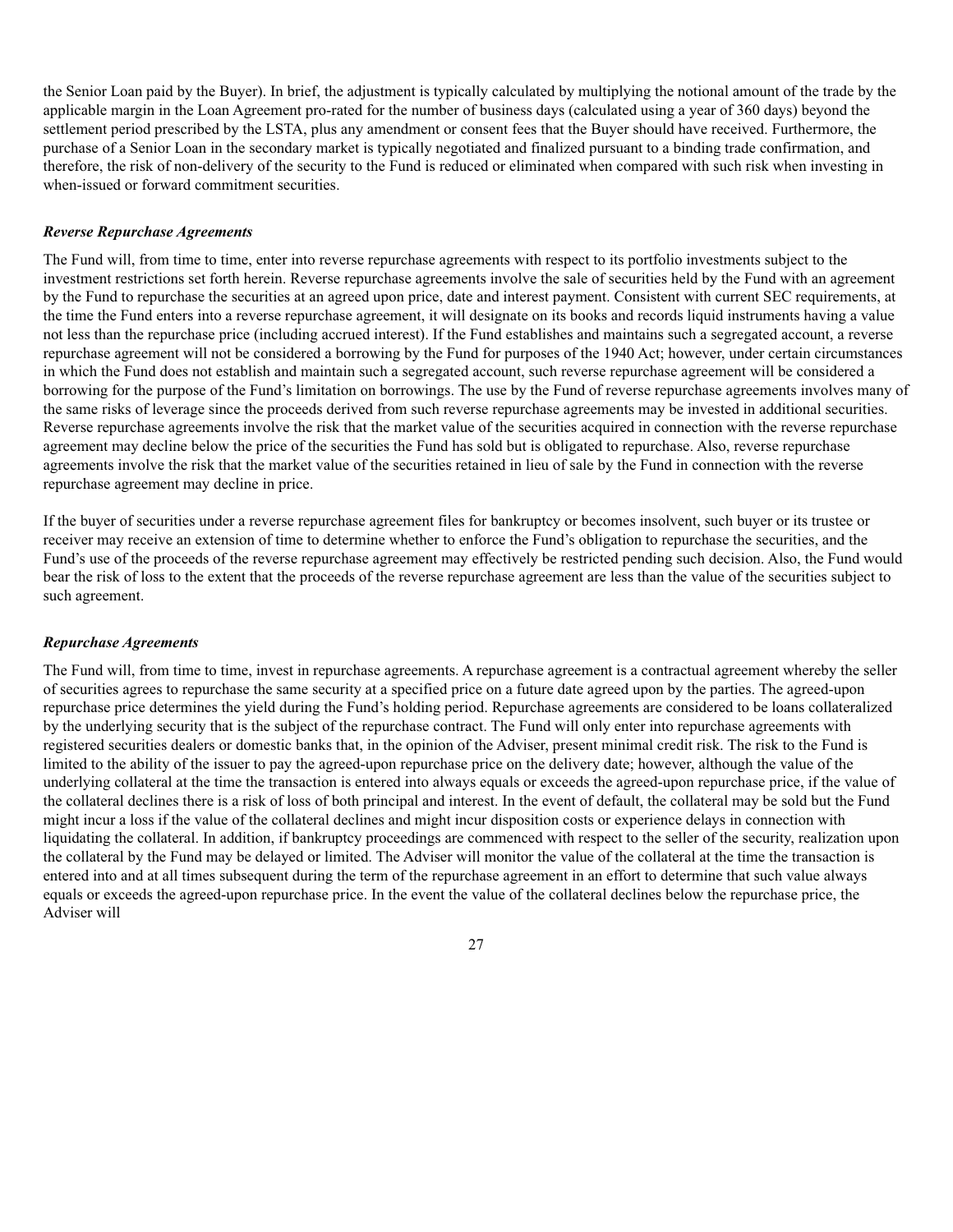the Senior Loan paid by the Buyer). In brief, the adjustment is typically calculated by multiplying the notional amount of the trade by the applicable margin in the Loan Agreement pro-rated for the number of business days (calculated using a year of 360 days) beyond the settlement period prescribed by the LSTA, plus any amendment or consent fees that the Buyer should have received. Furthermore, the purchase of a Senior Loan in the secondary market is typically negotiated and finalized pursuant to a binding trade confirmation, and therefore, the risk of non-delivery of the security to the Fund is reduced or eliminated when compared with such risk when investing in when-issued or forward commitment securities.

### *Reverse Repurchase Agreements*

The Fund will, from time to time, enter into reverse repurchase agreements with respect to its portfolio investments subject to the investment restrictions set forth herein. Reverse repurchase agreements involve the sale of securities held by the Fund with an agreement by the Fund to repurchase the securities at an agreed upon price, date and interest payment. Consistent with current SEC requirements, at the time the Fund enters into a reverse repurchase agreement, it will designate on its books and records liquid instruments having a value not less than the repurchase price (including accrued interest). If the Fund establishes and maintains such a segregated account, a reverse repurchase agreement will not be considered a borrowing by the Fund for purposes of the 1940 Act; however, under certain circumstances in which the Fund does not establish and maintain such a segregated account, such reverse repurchase agreement will be considered a borrowing for the purpose of the Fund's limitation on borrowings. The use by the Fund of reverse repurchase agreements involves many of the same risks of leverage since the proceeds derived from such reverse repurchase agreements may be invested in additional securities. Reverse repurchase agreements involve the risk that the market value of the securities acquired in connection with the reverse repurchase agreement may decline below the price of the securities the Fund has sold but is obligated to repurchase. Also, reverse repurchase agreements involve the risk that the market value of the securities retained in lieu of sale by the Fund in connection with the reverse repurchase agreement may decline in price.

If the buyer of securities under a reverse repurchase agreement files for bankruptcy or becomes insolvent, such buyer or its trustee or receiver may receive an extension of time to determine whether to enforce the Fund's obligation to repurchase the securities, and the Fund's use of the proceeds of the reverse repurchase agreement may effectively be restricted pending such decision. Also, the Fund would bear the risk of loss to the extent that the proceeds of the reverse repurchase agreement are less than the value of the securities subject to such agreement.

### *Repurchase Agreements*

The Fund will, from time to time, invest in repurchase agreements. A repurchase agreement is a contractual agreement whereby the seller of securities agrees to repurchase the same security at a specified price on a future date agreed upon by the parties. The agreed-upon repurchase price determines the yield during the Fund's holding period. Repurchase agreements are considered to be loans collateralized by the underlying security that is the subject of the repurchase contract. The Fund will only enter into repurchase agreements with registered securities dealers or domestic banks that, in the opinion of the Adviser, present minimal credit risk. The risk to the Fund is limited to the ability of the issuer to pay the agreed-upon repurchase price on the delivery date; however, although the value of the underlying collateral at the time the transaction is entered into always equals or exceeds the agreed-upon repurchase price, if the value of the collateral declines there is a risk of loss of both principal and interest. In the event of default, the collateral may be sold but the Fund might incur a loss if the value of the collateral declines and might incur disposition costs or experience delays in connection with liquidating the collateral. In addition, if bankruptcy proceedings are commenced with respect to the seller of the security, realization upon the collateral by the Fund may be delayed or limited. The Adviser will monitor the value of the collateral at the time the transaction is entered into and at all times subsequent during the term of the repurchase agreement in an effort to determine that such value always equals or exceeds the agreed-upon repurchase price. In the event the value of the collateral declines below the repurchase price, the Adviser will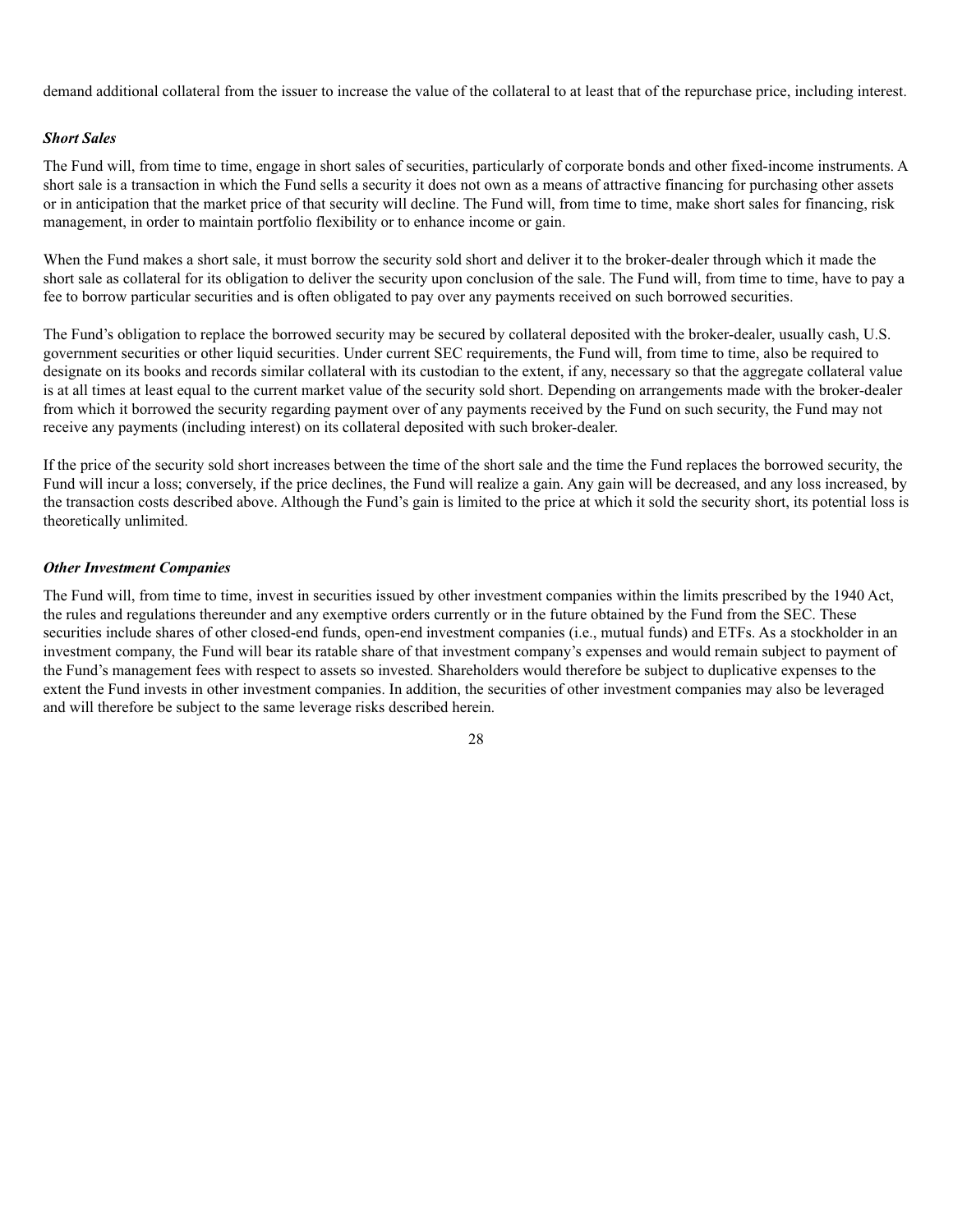demand additional collateral from the issuer to increase the value of the collateral to at least that of the repurchase price, including interest.

***Short Sales***

The Fund will, from time to time, engage in short sales of securities, particularly of corporate bonds and other fixed-income instruments. A short sale is a transaction in which the Fund sells a security it does not own as a means of attractive financing for purchasing other assets or in anticipation that the market price of that security will decline. The Fund will, from time to time, make short sales for financing, risk management, in order to maintain portfolio flexibility or to enhance income or gain.

When the Fund makes a short sale, it must borrow the security sold short and deliver it to the broker-dealer through which it made the short sale as collateral for its obligation to deliver the security upon conclusion of the sale. The Fund will, from time to time, have to pay a fee to borrow particular securities and is often obligated to pay over any payments received on such borrowed securities.

The Fund's obligation to replace the borrowed security may be secured by collateral deposited with the broker-dealer, usually cash, U.S. government securities or other liquid securities. Under current SEC requirements, the Fund will, from time to time, also be required to designate on its books and records similar collateral with its custodian to the extent, if any, necessary so that the aggregate collateral value is at all times at least equal to the current market value of the security sold short. Depending on arrangements made with the broker-dealer from which it borrowed the security regarding payment over of any payments received by the Fund on such security, the Fund may not receive any payments (including interest) on its collateral deposited with such broker-dealer.

If the price of the security sold short increases between the time of the short sale and the time the Fund replaces the borrowed security, the Fund will incur a loss; conversely, if the price declines, the Fund will realize a gain. Any gain will be decreased, and any loss increased, by the transaction costs described above. Although the Fund's gain is limited to the price at which it sold the security short, its potential loss is theoretically unlimited.

***Other Investment Companies***

The Fund will, from time to time, invest in securities issued by other investment companies within the limits prescribed by the 1940 Act, the rules and regulations thereunder and any exemptive orders currently or in the future obtained by the Fund from the SEC. These securities include shares of other closed-end funds, open-end investment companies (i.e., mutual funds) and ETFs. As a stockholder in an investment company, the Fund will bear its ratable share of that investment company's expenses and would remain subject to payment of the Fund's management fees with respect to assets so invested. Shareholders would therefore be subject to duplicative expenses to the extent the Fund invests in other investment companies. In addition, the securities of other investment companies may also be leveraged and will therefore be subject to the same leverage risks described herein.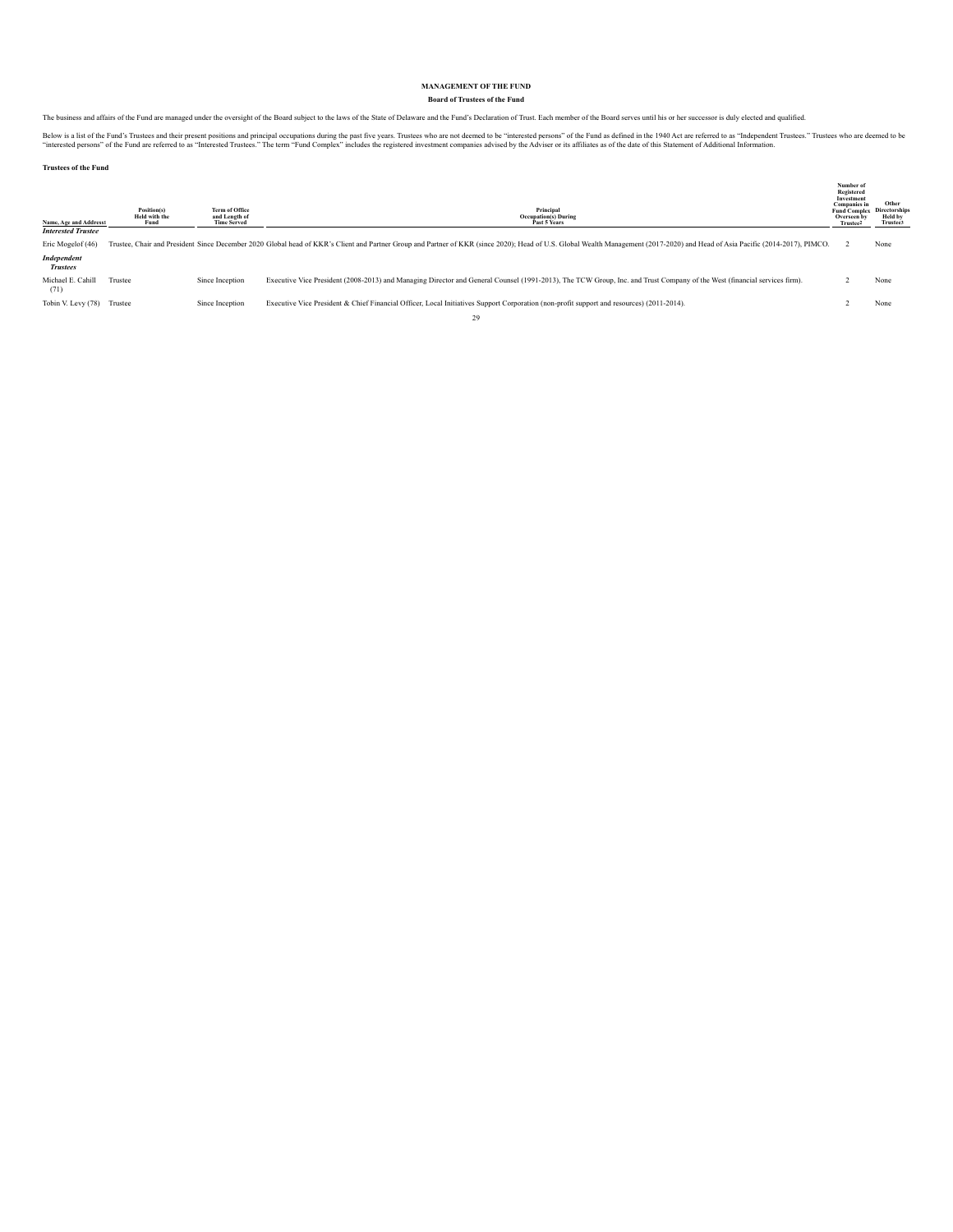## MANAGEMENT OF THE FUND

### Board of Trustees of the Fund

The business and affairs of the Fund are managed under the oversight of the Board subject to the laws of the State of Delaware and the Fund's Declaration of Trust. Each member of the Board serves until his or her successor is duly elected and qualified.

Below is a list of the Fund's Trustees and their present positions and principal occupations during the past five years. Trustees who are not deemed to be "interested persons" of the Fund as defined in the 1940 Act are referred to as "Independent Trustees." Trustees who are deemed to be "interested persons" of the Fund are referred to as "Interested Trustees." The term "Fund Complex" includes the registered investment companies advised by the Adviser or its affiliates as of the date of this Statement of Additional Information.

**Trustees of the Fund**

| Name, Age and Address[1] | Position(s) Held with the Fund | Term of Office and Length of Time Served | Principal Occupation(s) During Past 5 Years | Number of Registered Investment Companies in Fund Complex Overseen by Trustee[2] | Other Directorships Held by Trustee[3] |
|---|---|---|---|---|---|
| ***Interested Trustee*** | | | | | |
| Eric Mogelof (46) | Trustee, Chair and President | Since December 2020 | Global head of KKR's Client and Partner Group and Partner of KKR (since 2020); Head of U.S. Global Wealth Management (2017-2020) and Head of Asia Pacific (2014-2017), PIMCO. | 2 | None |
| ***Independent Trustees*** | | | | | |
| Michael E. Cahill (71) | Trustee | Since Inception | Executive Vice President (2008-2013) and Managing Director and General Counsel (1991-2013), The TCW Group, Inc. and Trust Company of the West (financial services firm). | 2 | None |
| Tobin V. Levy (78) | Trustee | Since Inception | Executive Vice President & Chief Financial Officer, Local Initiatives Support Corporation (non-profit support and resources) (2011-2014). | 2 | None |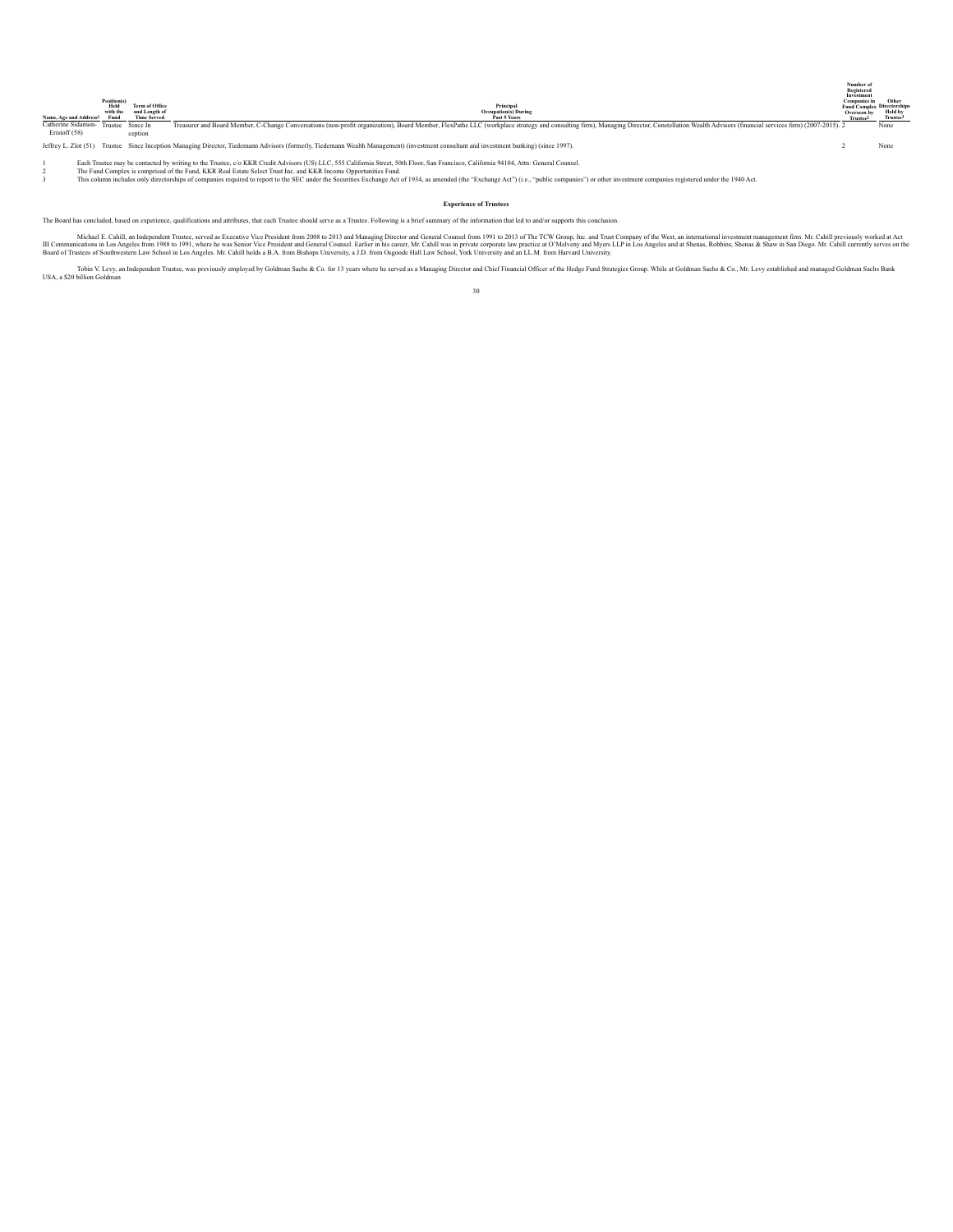| Name, Age and Address[1] | Position(s) Held with the Fund | Term of Office and Length of Time Served | Principal Occupation(s) During Past 5 Years | Number of Registered Investment Companies in Fund Complex Overseen by Trustee[2] | Other Directorships Held by Trustee[3] |
|---|---|---|---|---|---|
| Catherine Sidamon-Eristoff (58) | Trustee | Since Inception | Treasurer and Board Member, C-Change Conversations (non-profit organization), Board Member, FlexPaths LLC (workplace strategy and consulting firm), Managing Director, Constellation Wealth Advisors (financial services firm) (2007-2015). | 2 | None |
| Jeffrey L. Zlot (51) | Trustee | Since Inception | Managing Director, Tiedemann Advisors (formerly, Tiedemann Wealth Management) (investment consultant and investment banking) (since 1997). | 2 | None |

1 Each Trustee may be contacted by writing to the Trustee, c/o KKR Credit Advisors (US) LLC, 555 California Street, 50th Floor, San Francisco, California 94104, Attn: General Counsel.
2 The Fund Complex is comprised of the Fund, KKR Real Estate Select Trust Inc. and KKR Income Opportunities Fund.
3 This column includes only directorships of companies required to report to the SEC under the Securities Exchange Act of 1934, as amended (the "Exchange Act") (i.e., "public companies") or other investment companies registered under the 1940 Act.

**Experience of Trustees**

The Board has concluded, based on experience, qualifications and attributes, that each Trustee should serve as a Trustee. Following is a brief summary of the information that led to and/or supports this conclusion.

Michael E. Cahill, an Independent Trustee, served as Executive Vice President from 2008 to 2013 and Managing Director and General Counsel from 1991 to 2013 of The TCW Group, Inc. and Trust Company of the West, an international investment management firm. Mr. Cahill previously worked at Act III Communications in Los Angeles from 1988 to 1991, where he was Senior Vice President and General Counsel. Earlier in his career, Mr. Cahill was in private corporate law practice at O'Melveny and Myers LLP in Los Angeles and at Shenas, Robbins, Shenas & Shaw in San Diego. Mr. Cahill currently serves on the Board of Trustees of Southwestern Law School in Los Angeles. Mr. Cahill holds a B.A. from Bishops University, a J.D. from Osgoode Hall Law School, York University and an LL.M. from Harvard University.

Tobin V. Levy, an Independent Trustee, was previously employed by Goldman Sachs & Co. for 13 years where he served as a Managing Director and Chief Financial Officer of the Hedge Fund Strategies Group. While at Goldman Sachs & Co., Mr. Levy established and managed Goldman Sachs Bank USA, a $20 billion Goldman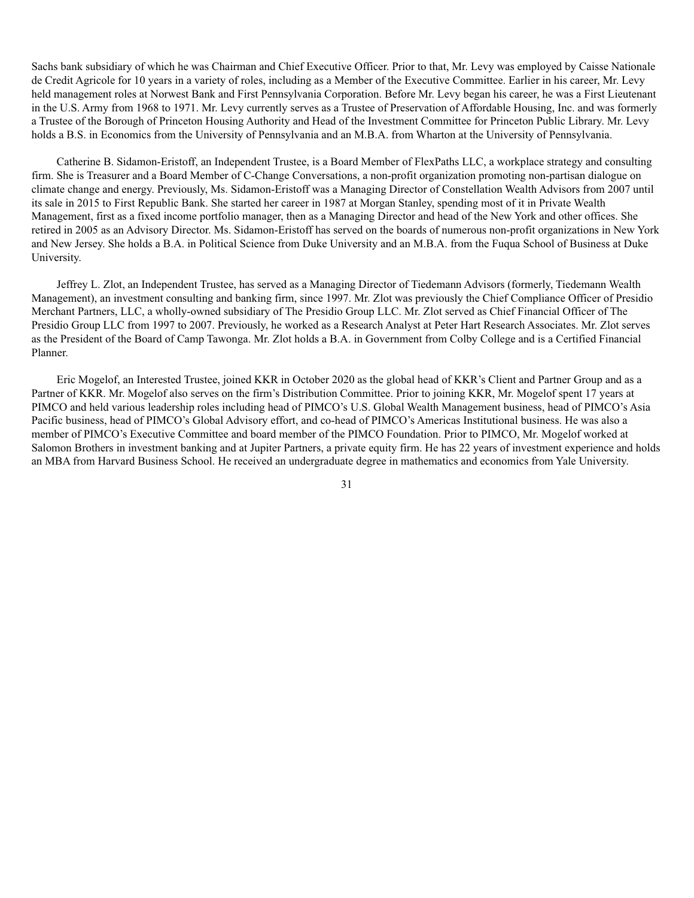Sachs bank subsidiary of which he was Chairman and Chief Executive Officer. Prior to that, Mr. Levy was employed by Caisse Nationale de Credit Agricole for 10 years in a variety of roles, including as a Member of the Executive Committee. Earlier in his career, Mr. Levy held management roles at Norwest Bank and First Pennsylvania Corporation. Before Mr. Levy began his career, he was a First Lieutenant in the U.S. Army from 1968 to 1971. Mr. Levy currently serves as a Trustee of Preservation of Affordable Housing, Inc. and was formerly a Trustee of the Borough of Princeton Housing Authority and Head of the Investment Committee for Princeton Public Library. Mr. Levy holds a B.S. in Economics from the University of Pennsylvania and an M.B.A. from Wharton at the University of Pennsylvania.

Catherine B. Sidamon-Eristoff, an Independent Trustee, is a Board Member of FlexPaths LLC, a workplace strategy and consulting firm. She is Treasurer and a Board Member of C-Change Conversations, a non-profit organization promoting non-partisan dialogue on climate change and energy. Previously, Ms. Sidamon-Eristoff was a Managing Director of Constellation Wealth Advisors from 2007 until its sale in 2015 to First Republic Bank. She started her career in 1987 at Morgan Stanley, spending most of it in Private Wealth Management, first as a fixed income portfolio manager, then as a Managing Director and head of the New York and other offices. She retired in 2005 as an Advisory Director. Ms. Sidamon-Eristoff has served on the boards of numerous non-profit organizations in New York and New Jersey. She holds a B.A. in Political Science from Duke University and an M.B.A. from the Fuqua School of Business at Duke University.

Jeffrey L. Zlot, an Independent Trustee, has served as a Managing Director of Tiedemann Advisors (formerly, Tiedemann Wealth Management), an investment consulting and banking firm, since 1997. Mr. Zlot was previously the Chief Compliance Officer of Presidio Merchant Partners, LLC, a wholly-owned subsidiary of The Presidio Group LLC. Mr. Zlot served as Chief Financial Officer of The Presidio Group LLC from 1997 to 2007. Previously, he worked as a Research Analyst at Peter Hart Research Associates. Mr. Zlot serves as the President of the Board of Camp Tawonga. Mr. Zlot holds a B.A. in Government from Colby College and is a Certified Financial Planner.

Eric Mogelof, an Interested Trustee, joined KKR in October 2020 as the global head of KKR's Client and Partner Group and as a Partner of KKR. Mr. Mogelof also serves on the firm's Distribution Committee. Prior to joining KKR, Mr. Mogelof spent 17 years at PIMCO and held various leadership roles including head of PIMCO's U.S. Global Wealth Management business, head of PIMCO's Asia Pacific business, head of PIMCO's Global Advisory effort, and co-head of PIMCO's Americas Institutional business. He was also a member of PIMCO's Executive Committee and board member of the PIMCO Foundation. Prior to PIMCO, Mr. Mogelof worked at Salomon Brothers in investment banking and at Jupiter Partners, a private equity firm. He has 22 years of investment experience and holds an MBA from Harvard Business School. He received an undergraduate degree in mathematics and economics from Yale University.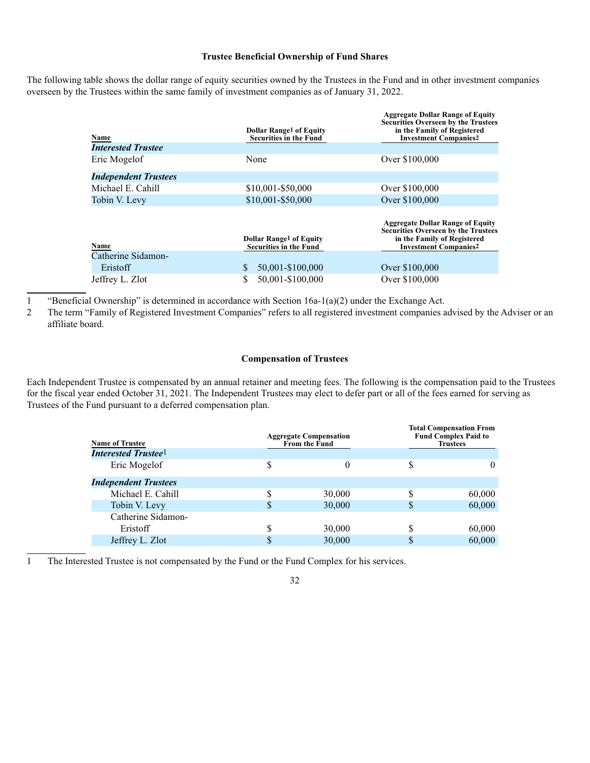### Trustee Beneficial Ownership of Fund Shares

The following table shows the dollar range of equity securities owned by the Trustees in the Fund and in other investment companies overseen by the Trustees within the same family of investment companies as of January 31, 2022.

| Name | Dollar Range[1] of Equity Securities in the Fund | Aggregate Dollar Range of Equity Securities Overseen by the Trustees in the Family of Registered Investment Companies[2] |
|---|---|---|
| ***Interested Trustee*** | | |
| Eric Mogelof | None | Over $100,000 |
| ***Independent Trustees*** | | |
| Michael E. Cahill | $10,001-$50,000 | Over $100,000 |
| Tobin V. Levy | $10,001-$50,000 | Over $100,000 |
| Catherine Sidamon-Eristoff | $ 50,001-$100,000 | Over $100,000 |
| Jeffrey L. Zlot | $ 50,001-$100,000 | Over $100,000 |

1 "Beneficial Ownership" is determined in accordance with Section 16a-1(a)(2) under the Exchange Act.

2 The term "Family of Registered Investment Companies" refers to all registered investment companies advised by the Adviser or an affiliate board.

### Compensation of Trustees

Each Independent Trustee is compensated by an annual retainer and meeting fees. The following is the compensation paid to the Trustees for the fiscal year ended October 31, 2021. The Independent Trustees may elect to defer part or all of the fees earned for serving as Trustees of the Fund pursuant to a deferred compensation plan.

| Name of Trustee | Aggregate Compensation From the Fund | Total Compensation From Fund Complex Paid to Trustees |
|---|---|---|
| ***Interested Trustee***[1] | | |
| Eric Mogelof | $ 0 | $ 0 |
| ***Independent Trustees*** | | |
| Michael E. Cahill | $ 30,000 | $ 60,000 |
| Tobin V. Levy | $ 30,000 | $ 60,000 |
| Catherine Sidamon-Eristoff | $ 30,000 | $ 60,000 |
| Jeffrey L. Zlot | $ 30,000 | $ 60,000 |

1 The Interested Trustee is not compensated by the Fund or the Fund Complex for his services.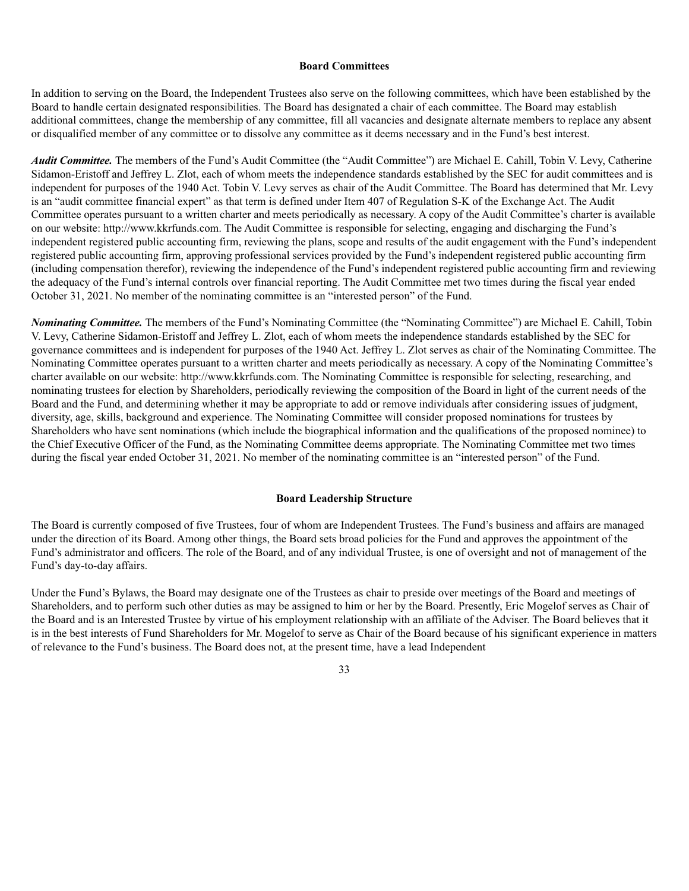## Board Committees

In addition to serving on the Board, the Independent Trustees also serve on the following committees, which have been established by the Board to handle certain designated responsibilities. The Board has designated a chair of each committee. The Board may establish additional committees, change the membership of any committee, fill all vacancies and designate alternate members to replace any absent or disqualified member of any committee or to dissolve any committee as it deems necessary and in the Fund's best interest.

***Audit Committee.*** The members of the Fund's Audit Committee (the "Audit Committee") are Michael E. Cahill, Tobin V. Levy, Catherine Sidamon-Eristoff and Jeffrey L. Zlot, each of whom meets the independence standards established by the SEC for audit committees and is independent for purposes of the 1940 Act. Tobin V. Levy serves as chair of the Audit Committee. The Board has determined that Mr. Levy is an "audit committee financial expert" as that term is defined under Item 407 of Regulation S-K of the Exchange Act. The Audit Committee operates pursuant to a written charter and meets periodically as necessary. A copy of the Audit Committee's charter is available on our website: http://www.kkrfunds.com. The Audit Committee is responsible for selecting, engaging and discharging the Fund's independent registered public accounting firm, reviewing the plans, scope and results of the audit engagement with the Fund's independent registered public accounting firm, approving professional services provided by the Fund's independent registered public accounting firm (including compensation therefor), reviewing the independence of the Fund's independent registered public accounting firm and reviewing the adequacy of the Fund's internal controls over financial reporting. The Audit Committee met two times during the fiscal year ended October 31, 2021. No member of the nominating committee is an "interested person" of the Fund.

***Nominating Committee.*** The members of the Fund's Nominating Committee (the "Nominating Committee") are Michael E. Cahill, Tobin V. Levy, Catherine Sidamon-Eristoff and Jeffrey L. Zlot, each of whom meets the independence standards established by the SEC for governance committees and is independent for purposes of the 1940 Act. Jeffrey L. Zlot serves as chair of the Nominating Committee. The Nominating Committee operates pursuant to a written charter and meets periodically as necessary. A copy of the Nominating Committee's charter available on our website: http://www.kkrfunds.com. The Nominating Committee is responsible for selecting, researching, and nominating trustees for election by Shareholders, periodically reviewing the composition of the Board in light of the current needs of the Board and the Fund, and determining whether it may be appropriate to add or remove individuals after considering issues of judgment, diversity, age, skills, background and experience. The Nominating Committee will consider proposed nominations for trustees by Shareholders who have sent nominations (which include the biographical information and the qualifications of the proposed nominee) to the Chief Executive Officer of the Fund, as the Nominating Committee deems appropriate. The Nominating Committee met two times during the fiscal year ended October 31, 2021. No member of the nominating committee is an "interested person" of the Fund.

## Board Leadership Structure

The Board is currently composed of five Trustees, four of whom are Independent Trustees. The Fund's business and affairs are managed under the direction of its Board. Among other things, the Board sets broad policies for the Fund and approves the appointment of the Fund's administrator and officers. The role of the Board, and of any individual Trustee, is one of oversight and not of management of the Fund's day-to-day affairs.

Under the Fund's Bylaws, the Board may designate one of the Trustees as chair to preside over meetings of the Board and meetings of Shareholders, and to perform such other duties as may be assigned to him or her by the Board. Presently, Eric Mogelof serves as Chair of the Board and is an Interested Trustee by virtue of his employment relationship with an affiliate of the Adviser. The Board believes that it is in the best interests of Fund Shareholders for Mr. Mogelof to serve as Chair of the Board because of his significant experience in matters of relevance to the Fund's business. The Board does not, at the present time, have a lead Independent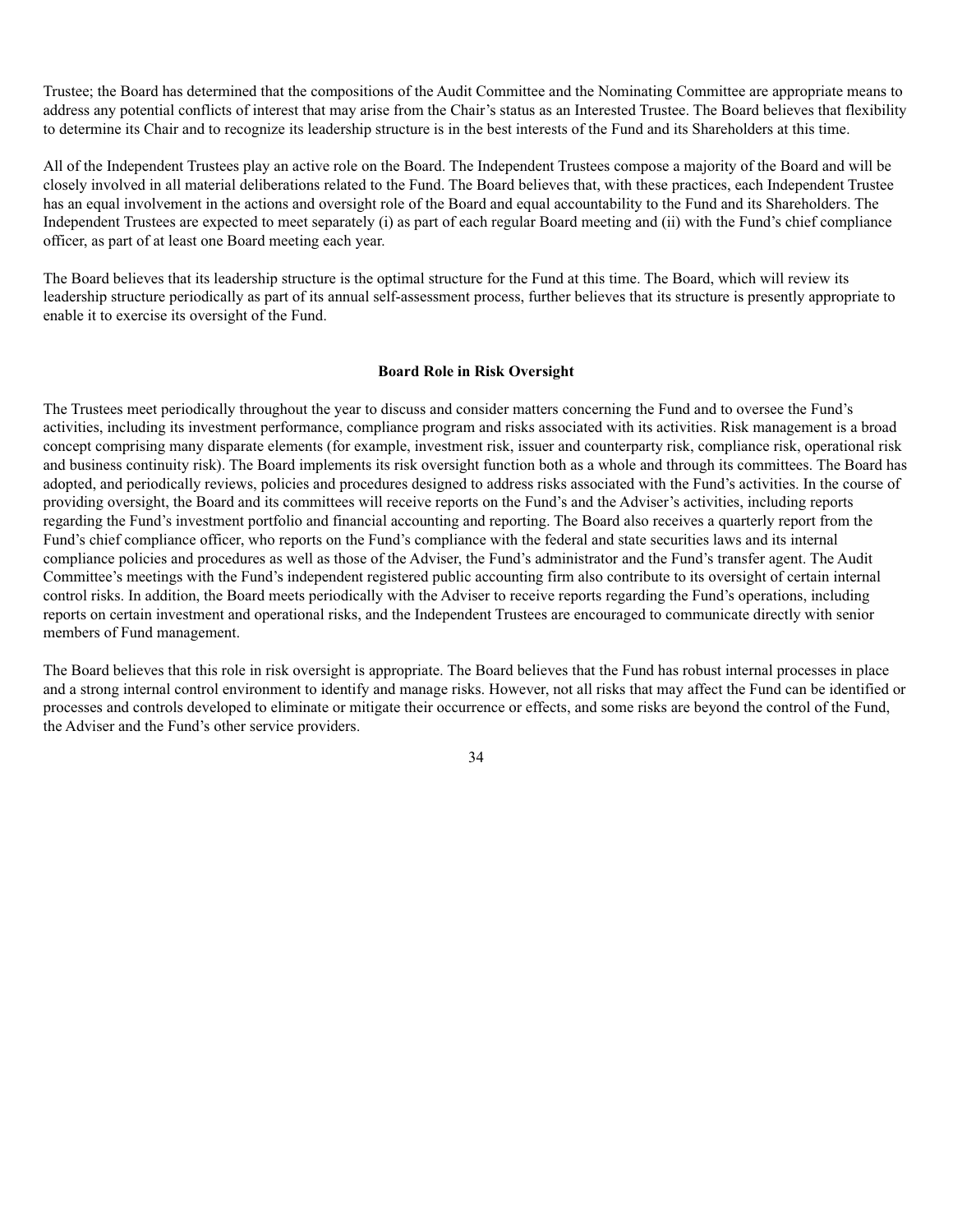Trustee; the Board has determined that the compositions of the Audit Committee and the Nominating Committee are appropriate means to address any potential conflicts of interest that may arise from the Chair's status as an Interested Trustee. The Board believes that flexibility to determine its Chair and to recognize its leadership structure is in the best interests of the Fund and its Shareholders at this time.

All of the Independent Trustees play an active role on the Board. The Independent Trustees compose a majority of the Board and will be closely involved in all material deliberations related to the Fund. The Board believes that, with these practices, each Independent Trustee has an equal involvement in the actions and oversight role of the Board and equal accountability to the Fund and its Shareholders. The Independent Trustees are expected to meet separately (i) as part of each regular Board meeting and (ii) with the Fund's chief compliance officer, as part of at least one Board meeting each year.

The Board believes that its leadership structure is the optimal structure for the Fund at this time. The Board, which will review its leadership structure periodically as part of its annual self-assessment process, further believes that its structure is presently appropriate to enable it to exercise its oversight of the Fund.

## Board Role in Risk Oversight

The Trustees meet periodically throughout the year to discuss and consider matters concerning the Fund and to oversee the Fund's activities, including its investment performance, compliance program and risks associated with its activities. Risk management is a broad concept comprising many disparate elements (for example, investment risk, issuer and counterparty risk, compliance risk, operational risk and business continuity risk). The Board implements its risk oversight function both as a whole and through its committees. The Board has adopted, and periodically reviews, policies and procedures designed to address risks associated with the Fund's activities. In the course of providing oversight, the Board and its committees will receive reports on the Fund's and the Adviser's activities, including reports regarding the Fund's investment portfolio and financial accounting and reporting. The Board also receives a quarterly report from the Fund's chief compliance officer, who reports on the Fund's compliance with the federal and state securities laws and its internal compliance policies and procedures as well as those of the Adviser, the Fund's administrator and the Fund's transfer agent. The Audit Committee's meetings with the Fund's independent registered public accounting firm also contribute to its oversight of certain internal control risks. In addition, the Board meets periodically with the Adviser to receive reports regarding the Fund's operations, including reports on certain investment and operational risks, and the Independent Trustees are encouraged to communicate directly with senior members of Fund management.

The Board believes that this role in risk oversight is appropriate. The Board believes that the Fund has robust internal processes in place and a strong internal control environment to identify and manage risks. However, not all risks that may affect the Fund can be identified or processes and controls developed to eliminate or mitigate their occurrence or effects, and some risks are beyond the control of the Fund, the Adviser and the Fund's other service providers.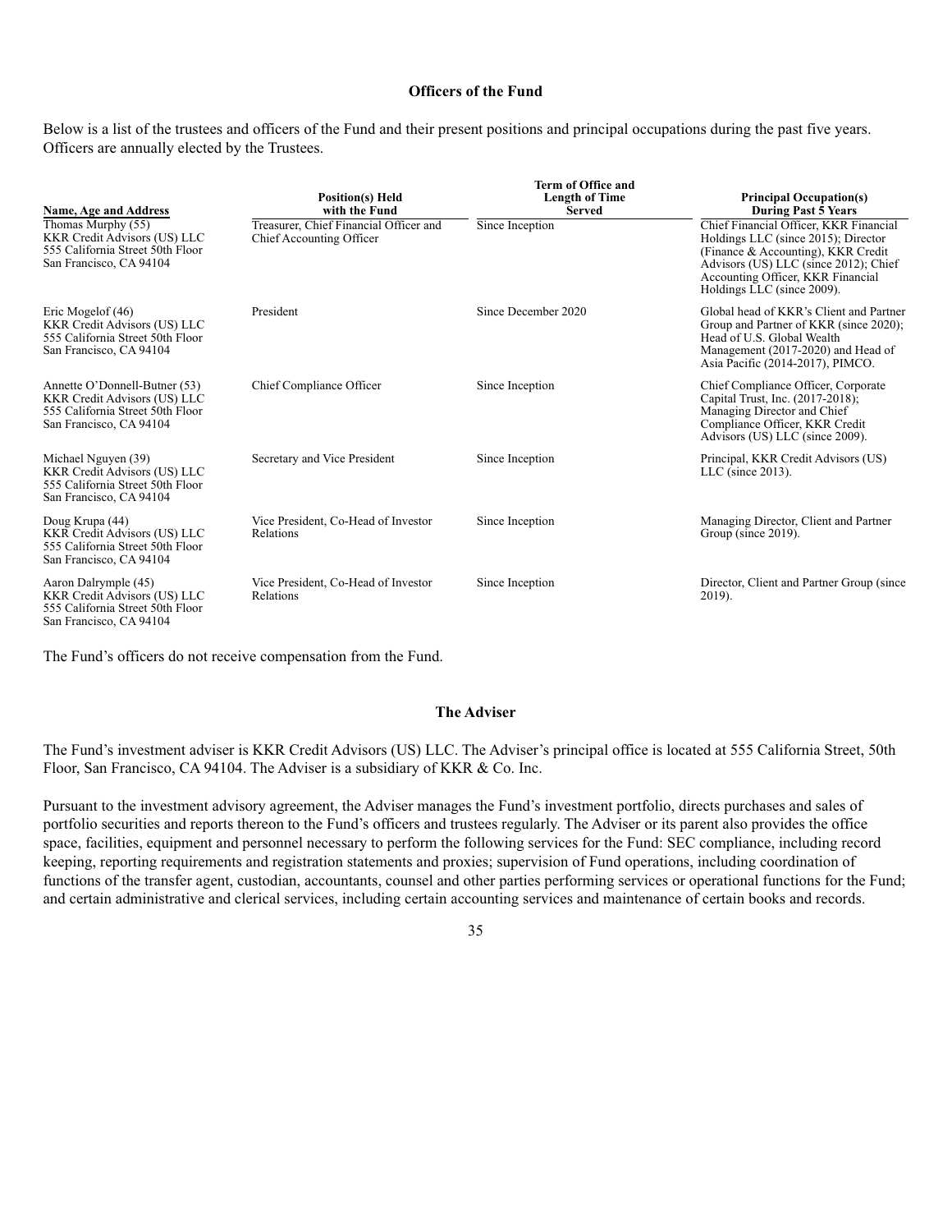## Officers of the Fund

Below is a list of the trustees and officers of the Fund and their present positions and principal occupations during the past five years. Officers are annually elected by the Trustees.

| Name, Age and Address | Position(s) Held with the Fund | Term of Office and Length of Time Served | Principal Occupation(s) During Past 5 Years |
|---|---|---|---|
| Thomas Murphy (55) KKR Credit Advisors (US) LLC 555 California Street 50th Floor San Francisco, CA 94104 | Treasurer, Chief Financial Officer and Chief Accounting Officer | Since Inception | Chief Financial Officer, KKR Financial Holdings LLC (since 2015); Director (Finance & Accounting), KKR Credit Advisors (US) LLC (since 2012); Chief Accounting Officer, KKR Financial Holdings LLC (since 2009). |
| Eric Mogelof (46) KKR Credit Advisors (US) LLC 555 California Street 50th Floor San Francisco, CA 94104 | President | Since December 2020 | Global head of KKR's Client and Partner Group and Partner of KKR (since 2020); Head of U.S. Global Wealth Management (2017-2020) and Head of Asia Pacific (2014-2017), PIMCO. |
| Annette O'Donnell-Butner (53) KKR Credit Advisors (US) LLC 555 California Street 50th Floor San Francisco, CA 94104 | Chief Compliance Officer | Since Inception | Chief Compliance Officer, Corporate Capital Trust, Inc. (2017-2018); Managing Director and Chief Compliance Officer, KKR Credit Advisors (US) LLC (since 2009). |
| Michael Nguyen (39) KKR Credit Advisors (US) LLC 555 California Street 50th Floor San Francisco, CA 94104 | Secretary and Vice President | Since Inception | Principal, KKR Credit Advisors (US) LLC (since 2013). |
| Doug Krupa (44) KKR Credit Advisors (US) LLC 555 California Street 50th Floor San Francisco, CA 94104 | Vice President, Co-Head of Investor Relations | Since Inception | Managing Director, Client and Partner Group (since 2019). |
| Aaron Dalrymple (45) KKR Credit Advisors (US) LLC 555 California Street 50th Floor San Francisco, CA 94104 | Vice President, Co-Head of Investor Relations | Since Inception | Director, Client and Partner Group (since 2019). |

The Fund's officers do not receive compensation from the Fund.

## The Adviser

The Fund's investment adviser is KKR Credit Advisors (US) LLC. The Adviser's principal office is located at 555 California Street, 50th Floor, San Francisco, CA 94104. The Adviser is a subsidiary of KKR & Co. Inc.

Pursuant to the investment advisory agreement, the Adviser manages the Fund's investment portfolio, directs purchases and sales of portfolio securities and reports thereon to the Fund's officers and trustees regularly. The Adviser or its parent also provides the office space, facilities, equipment and personnel necessary to perform the following services for the Fund: SEC compliance, including record keeping, reporting requirements and registration statements and proxies; supervision of Fund operations, including coordination of functions of the transfer agent, custodian, accountants, counsel and other parties performing services or operational functions for the Fund; and certain administrative and clerical services, including certain accounting services and maintenance of certain books and records.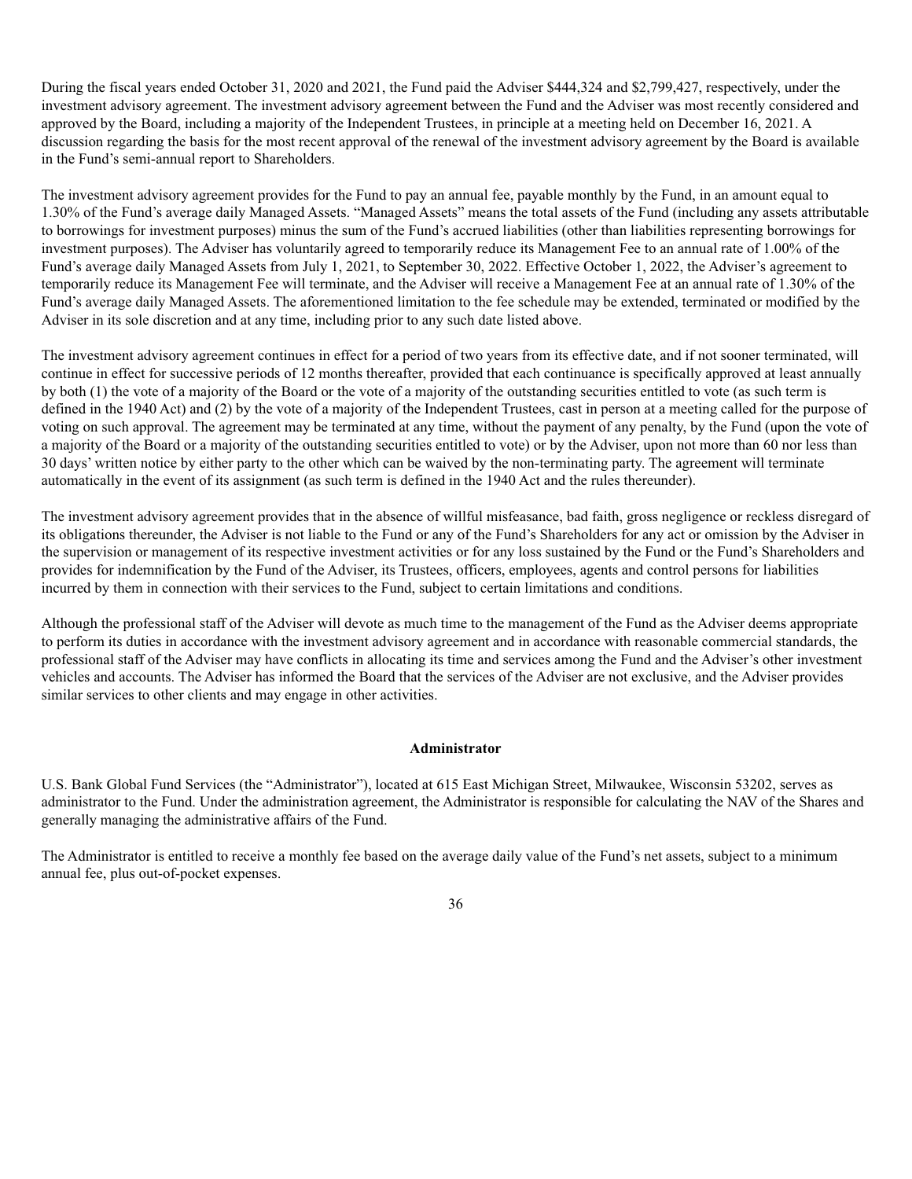During the fiscal years ended October 31, 2020 and 2021, the Fund paid the Adviser $444,324 and $2,799,427, respectively, under the investment advisory agreement. The investment advisory agreement between the Fund and the Adviser was most recently considered and approved by the Board, including a majority of the Independent Trustees, in principle at a meeting held on December 16, 2021. A discussion regarding the basis for the most recent approval of the renewal of the investment advisory agreement by the Board is available in the Fund's semi-annual report to Shareholders.

The investment advisory agreement provides for the Fund to pay an annual fee, payable monthly by the Fund, in an amount equal to 1.30% of the Fund's average daily Managed Assets. "Managed Assets" means the total assets of the Fund (including any assets attributable to borrowings for investment purposes) minus the sum of the Fund's accrued liabilities (other than liabilities representing borrowings for investment purposes). The Adviser has voluntarily agreed to temporarily reduce its Management Fee to an annual rate of 1.00% of the Fund's average daily Managed Assets from July 1, 2021, to September 30, 2022. Effective October 1, 2022, the Adviser's agreement to temporarily reduce its Management Fee will terminate, and the Adviser will receive a Management Fee at an annual rate of 1.30% of the Fund's average daily Managed Assets. The aforementioned limitation to the fee schedule may be extended, terminated or modified by the Adviser in its sole discretion and at any time, including prior to any such date listed above.

The investment advisory agreement continues in effect for a period of two years from its effective date, and if not sooner terminated, will continue in effect for successive periods of 12 months thereafter, provided that each continuance is specifically approved at least annually by both (1) the vote of a majority of the Board or the vote of a majority of the outstanding securities entitled to vote (as such term is defined in the 1940 Act) and (2) by the vote of a majority of the Independent Trustees, cast in person at a meeting called for the purpose of voting on such approval. The agreement may be terminated at any time, without the payment of any penalty, by the Fund (upon the vote of a majority of the Board or a majority of the outstanding securities entitled to vote) or by the Adviser, upon not more than 60 nor less than 30 days' written notice by either party to the other which can be waived by the non-terminating party. The agreement will terminate automatically in the event of its assignment (as such term is defined in the 1940 Act and the rules thereunder).

The investment advisory agreement provides that in the absence of willful misfeasance, bad faith, gross negligence or reckless disregard of its obligations thereunder, the Adviser is not liable to the Fund or any of the Fund's Shareholders for any act or omission by the Adviser in the supervision or management of its respective investment activities or for any loss sustained by the Fund or the Fund's Shareholders and provides for indemnification by the Fund of the Adviser, its Trustees, officers, employees, agents and control persons for liabilities incurred by them in connection with their services to the Fund, subject to certain limitations and conditions.

Although the professional staff of the Adviser will devote as much time to the management of the Fund as the Adviser deems appropriate to perform its duties in accordance with the investment advisory agreement and in accordance with reasonable commercial standards, the professional staff of the Adviser may have conflicts in allocating its time and services among the Fund and the Adviser's other investment vehicles and accounts. The Adviser has informed the Board that the services of the Adviser are not exclusive, and the Adviser provides similar services to other clients and may engage in other activities.

## Administrator

U.S. Bank Global Fund Services (the "Administrator"), located at 615 East Michigan Street, Milwaukee, Wisconsin 53202, serves as administrator to the Fund. Under the administration agreement, the Administrator is responsible for calculating the NAV of the Shares and generally managing the administrative affairs of the Fund.

The Administrator is entitled to receive a monthly fee based on the average daily value of the Fund's net assets, subject to a minimum annual fee, plus out-of-pocket expenses.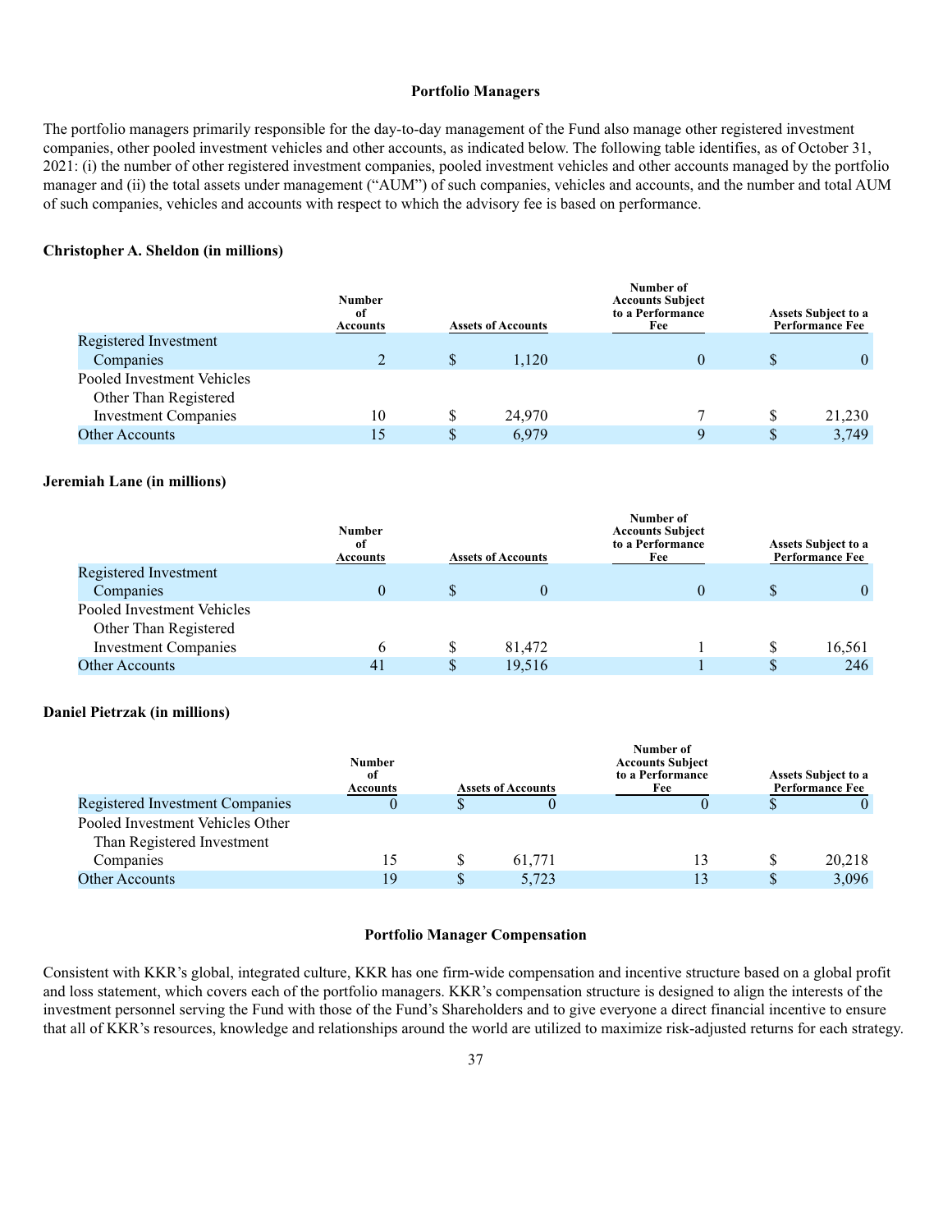## Portfolio Managers

The portfolio managers primarily responsible for the day-to-day management of the Fund also manage other registered investment companies, other pooled investment vehicles and other accounts, as indicated below. The following table identifies, as of October 31, 2021: (i) the number of other registered investment companies, pooled investment vehicles and other accounts managed by the portfolio manager and (ii) the total assets under management ("AUM") of such companies, vehicles and accounts, and the number and total AUM of such companies, vehicles and accounts with respect to which the advisory fee is based on performance.

### Christopher A. Sheldon (in millions)

| | Number of Accounts | Assets of Accounts | Number of Accounts Subject to a Performance Fee | Assets Subject to a Performance Fee |
|---|---|---|---|---|
| Registered Investment Companies | 2 | $ 1,120 | 0 | $ 0 |
| Pooled Investment Vehicles Other Than Registered Investment Companies | 10 | $ 24,970 | 7 | $ 21,230 |
| Other Accounts | 15 | $ 6,979 | 9 | $ 3,749 |

### Jeremiah Lane (in millions)

| | Number of Accounts | Assets of Accounts | Number of Accounts Subject to a Performance Fee | Assets Subject to a Performance Fee |
|---|---|---|---|---|
| Registered Investment Companies | 0 | $ 0 | 0 | $ 0 |
| Pooled Investment Vehicles Other Than Registered Investment Companies | 6 | $ 81,472 | 1 | $ 16,561 |
| Other Accounts | 41 | $ 19,516 | 1 | $ 246 |

### Daniel Pietrzak (in millions)

| | Number of Accounts | Assets of Accounts | Number of Accounts Subject to a Performance Fee | Assets Subject to a Performance Fee |
|---|---|---|---|---|
| Registered Investment Companies | 0 | $ 0 | 0 | $ 0 |
| Pooled Investment Vehicles Other Than Registered Investment Companies | 15 | $ 61,771 | 13 | $ 20,218 |
| Other Accounts | 19 | $ 5,723 | 13 | $ 3,096 |

## Portfolio Manager Compensation

Consistent with KKR's global, integrated culture, KKR has one firm-wide compensation and incentive structure based on a global profit and loss statement, which covers each of the portfolio managers. KKR's compensation structure is designed to align the interests of the investment personnel serving the Fund with those of the Fund's Shareholders and to give everyone a direct financial incentive to ensure that all of KKR's resources, knowledge and relationships around the world are utilized to maximize risk-adjusted returns for each strategy.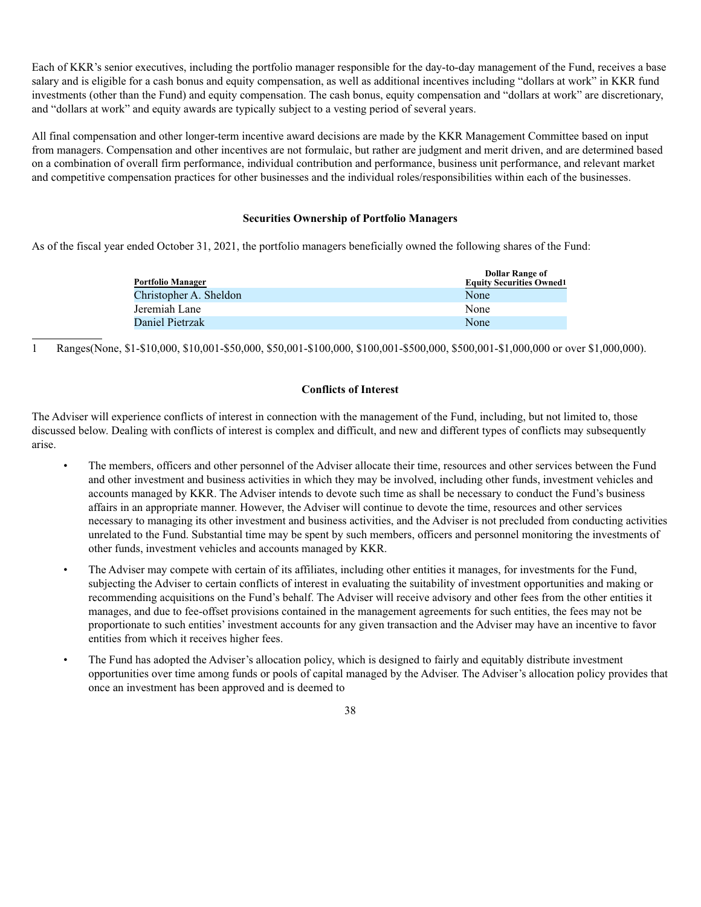Each of KKR's senior executives, including the portfolio manager responsible for the day-to-day management of the Fund, receives a base salary and is eligible for a cash bonus and equity compensation, as well as additional incentives including "dollars at work" in KKR fund investments (other than the Fund) and equity compensation. The cash bonus, equity compensation and "dollars at work" are discretionary, and "dollars at work" and equity awards are typically subject to a vesting period of several years.

All final compensation and other longer-term incentive award decisions are made by the KKR Management Committee based on input from managers. Compensation and other incentives are not formulaic, but rather are judgment and merit driven, and are determined based on a combination of overall firm performance, individual contribution and performance, business unit performance, and relevant market and competitive compensation practices for other businesses and the individual roles/responsibilities within each of the businesses.

### Securities Ownership of Portfolio Managers

As of the fiscal year ended October 31, 2021, the portfolio managers beneficially owned the following shares of the Fund:

| Portfolio Manager | Dollar Range of Equity Securities Owned[1] |
|---|---|
| Christopher A. Sheldon | None |
| Jeremiah Lane | None |
| Daniel Pietrzak | None |

1 Ranges(None, $1-$10,000, $10,001-$50,000, $50,001-$100,000, $100,001-$500,000, $500,001-$1,000,000 or over $1,000,000).

### Conflicts of Interest

The Adviser will experience conflicts of interest in connection with the management of the Fund, including, but not limited to, those discussed below. Dealing with conflicts of interest is complex and difficult, and new and different types of conflicts may subsequently arise.

- The members, officers and other personnel of the Adviser allocate their time, resources and other services between the Fund and other investment and business activities in which they may be involved, including other funds, investment vehicles and accounts managed by KKR. The Adviser intends to devote such time as shall be necessary to conduct the Fund's business affairs in an appropriate manner. However, the Adviser will continue to devote the time, resources and other services necessary to managing its other investment and business activities, and the Adviser is not precluded from conducting activities unrelated to the Fund. Substantial time may be spent by such members, officers and personnel monitoring the investments of other funds, investment vehicles and accounts managed by KKR.
- The Adviser may compete with certain of its affiliates, including other entities it manages, for investments for the Fund, subjecting the Adviser to certain conflicts of interest in evaluating the suitability of investment opportunities and making or recommending acquisitions on the Fund's behalf. The Adviser will receive advisory and other fees from the other entities it manages, and due to fee-offset provisions contained in the management agreements for such entities, the fees may not be proportionate to such entities' investment accounts for any given transaction and the Adviser may have an incentive to favor entities from which it receives higher fees.
- The Fund has adopted the Adviser's allocation policy, which is designed to fairly and equitably distribute investment opportunities over time among funds or pools of capital managed by the Adviser. The Adviser's allocation policy provides that once an investment has been approved and is deemed to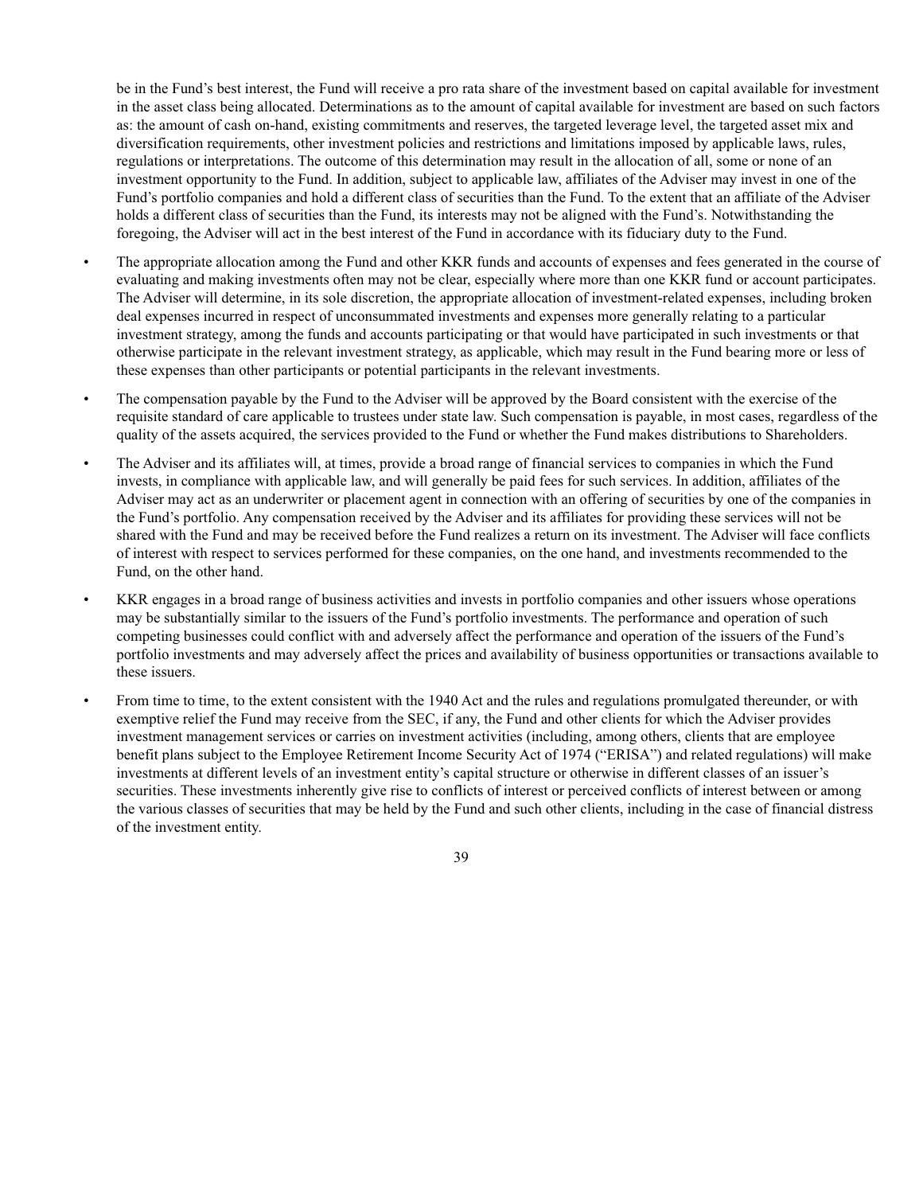be in the Fund's best interest, the Fund will receive a pro rata share of the investment based on capital available for investment in the asset class being allocated. Determinations as to the amount of capital available for investment are based on such factors as: the amount of cash on-hand, existing commitments and reserves, the targeted leverage level, the targeted asset mix and diversification requirements, other investment policies and restrictions and limitations imposed by applicable laws, rules, regulations or interpretations. The outcome of this determination may result in the allocation of all, some or none of an investment opportunity to the Fund. In addition, subject to applicable law, affiliates of the Adviser may invest in one of the Fund's portfolio companies and hold a different class of securities than the Fund. To the extent that an affiliate of the Adviser holds a different class of securities than the Fund, its interests may not be aligned with the Fund's. Notwithstanding the foregoing, the Adviser will act in the best interest of the Fund in accordance with its fiduciary duty to the Fund.

- The appropriate allocation among the Fund and other KKR funds and accounts of expenses and fees generated in the course of evaluating and making investments often may not be clear, especially where more than one KKR fund or account participates. The Adviser will determine, in its sole discretion, the appropriate allocation of investment-related expenses, including broken deal expenses incurred in respect of unconsummated investments and expenses more generally relating to a particular investment strategy, among the funds and accounts participating or that would have participated in such investments or that otherwise participate in the relevant investment strategy, as applicable, which may result in the Fund bearing more or less of these expenses than other participants or potential participants in the relevant investments.
- The compensation payable by the Fund to the Adviser will be approved by the Board consistent with the exercise of the requisite standard of care applicable to trustees under state law. Such compensation is payable, in most cases, regardless of the quality of the assets acquired, the services provided to the Fund or whether the Fund makes distributions to Shareholders.
- The Adviser and its affiliates will, at times, provide a broad range of financial services to companies in which the Fund invests, in compliance with applicable law, and will generally be paid fees for such services. In addition, affiliates of the Adviser may act as an underwriter or placement agent in connection with an offering of securities by one of the companies in the Fund's portfolio. Any compensation received by the Adviser and its affiliates for providing these services will not be shared with the Fund and may be received before the Fund realizes a return on its investment. The Adviser will face conflicts of interest with respect to services performed for these companies, on the one hand, and investments recommended to the Fund, on the other hand.
- KKR engages in a broad range of business activities and invests in portfolio companies and other issuers whose operations may be substantially similar to the issuers of the Fund's portfolio investments. The performance and operation of such competing businesses could conflict with and adversely affect the performance and operation of the issuers of the Fund's portfolio investments and may adversely affect the prices and availability of business opportunities or transactions available to these issuers.
- From time to time, to the extent consistent with the 1940 Act and the rules and regulations promulgated thereunder, or with exemptive relief the Fund may receive from the SEC, if any, the Fund and other clients for which the Adviser provides investment management services or carries on investment activities (including, among others, clients that are employee benefit plans subject to the Employee Retirement Income Security Act of 1974 ("ERISA") and related regulations) will make investments at different levels of an investment entity's capital structure or otherwise in different classes of an issuer's securities. These investments inherently give rise to conflicts of interest or perceived conflicts of interest between or among the various classes of securities that may be held by the Fund and such other clients, including in the case of financial distress of the investment entity.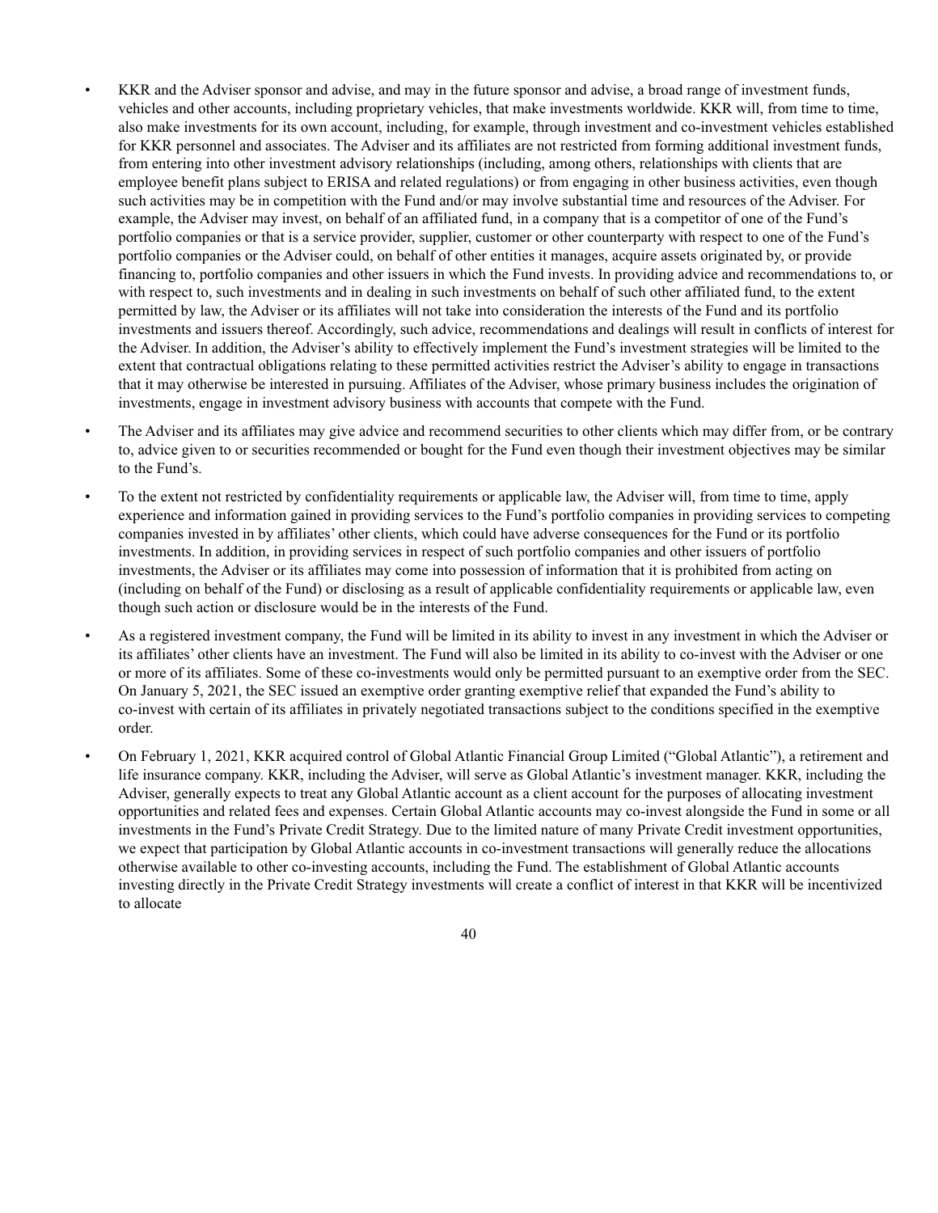- KKR and the Adviser sponsor and advise, and may in the future sponsor and advise, a broad range of investment funds, vehicles and other accounts, including proprietary vehicles, that make investments worldwide. KKR will, from time to time, also make investments for its own account, including, for example, through investment and co-investment vehicles established for KKR personnel and associates. The Adviser and its affiliates are not restricted from forming additional investment funds, from entering into other investment advisory relationships (including, among others, relationships with clients that are employee benefit plans subject to ERISA and related regulations) or from engaging in other business activities, even though such activities may be in competition with the Fund and/or may involve substantial time and resources of the Adviser. For example, the Adviser may invest, on behalf of an affiliated fund, in a company that is a competitor of one of the Fund's portfolio companies or that is a service provider, supplier, customer or other counterparty with respect to one of the Fund's portfolio companies or the Adviser could, on behalf of other entities it manages, acquire assets originated by, or provide financing to, portfolio companies and other issuers in which the Fund invests. In providing advice and recommendations to, or with respect to, such investments and in dealing in such investments on behalf of such other affiliated fund, to the extent permitted by law, the Adviser or its affiliates will not take into consideration the interests of the Fund and its portfolio investments and issuers thereof. Accordingly, such advice, recommendations and dealings will result in conflicts of interest for the Adviser. In addition, the Adviser's ability to effectively implement the Fund's investment strategies will be limited to the extent that contractual obligations relating to these permitted activities restrict the Adviser's ability to engage in transactions that it may otherwise be interested in pursuing. Affiliates of the Adviser, whose primary business includes the origination of investments, engage in investment advisory business with accounts that compete with the Fund.
- The Adviser and its affiliates may give advice and recommend securities to other clients which may differ from, or be contrary to, advice given to or securities recommended or bought for the Fund even though their investment objectives may be similar to the Fund's.
- To the extent not restricted by confidentiality requirements or applicable law, the Adviser will, from time to time, apply experience and information gained in providing services to the Fund's portfolio companies in providing services to competing companies invested in by affiliates' other clients, which could have adverse consequences for the Fund or its portfolio investments. In addition, in providing services in respect of such portfolio companies and other issuers of portfolio investments, the Adviser or its affiliates may come into possession of information that it is prohibited from acting on (including on behalf of the Fund) or disclosing as a result of applicable confidentiality requirements or applicable law, even though such action or disclosure would be in the interests of the Fund.
- As a registered investment company, the Fund will be limited in its ability to invest in any investment in which the Adviser or its affiliates' other clients have an investment. The Fund will also be limited in its ability to co-invest with the Adviser or one or more of its affiliates. Some of these co-investments would only be permitted pursuant to an exemptive order from the SEC. On January 5, 2021, the SEC issued an exemptive order granting exemptive relief that expanded the Fund's ability to co-invest with certain of its affiliates in privately negotiated transactions subject to the conditions specified in the exemptive order.
- On February 1, 2021, KKR acquired control of Global Atlantic Financial Group Limited ("Global Atlantic"), a retirement and life insurance company. KKR, including the Adviser, will serve as Global Atlantic's investment manager. KKR, including the Adviser, generally expects to treat any Global Atlantic account as a client account for the purposes of allocating investment opportunities and related fees and expenses. Certain Global Atlantic accounts may co-invest alongside the Fund in some or all investments in the Fund's Private Credit Strategy. Due to the limited nature of many Private Credit investment opportunities, we expect that participation by Global Atlantic accounts in co-investment transactions will generally reduce the allocations otherwise available to other co-investing accounts, including the Fund. The establishment of Global Atlantic accounts investing directly in the Private Credit Strategy investments will create a conflict of interest in that KKR will be incentivized to allocate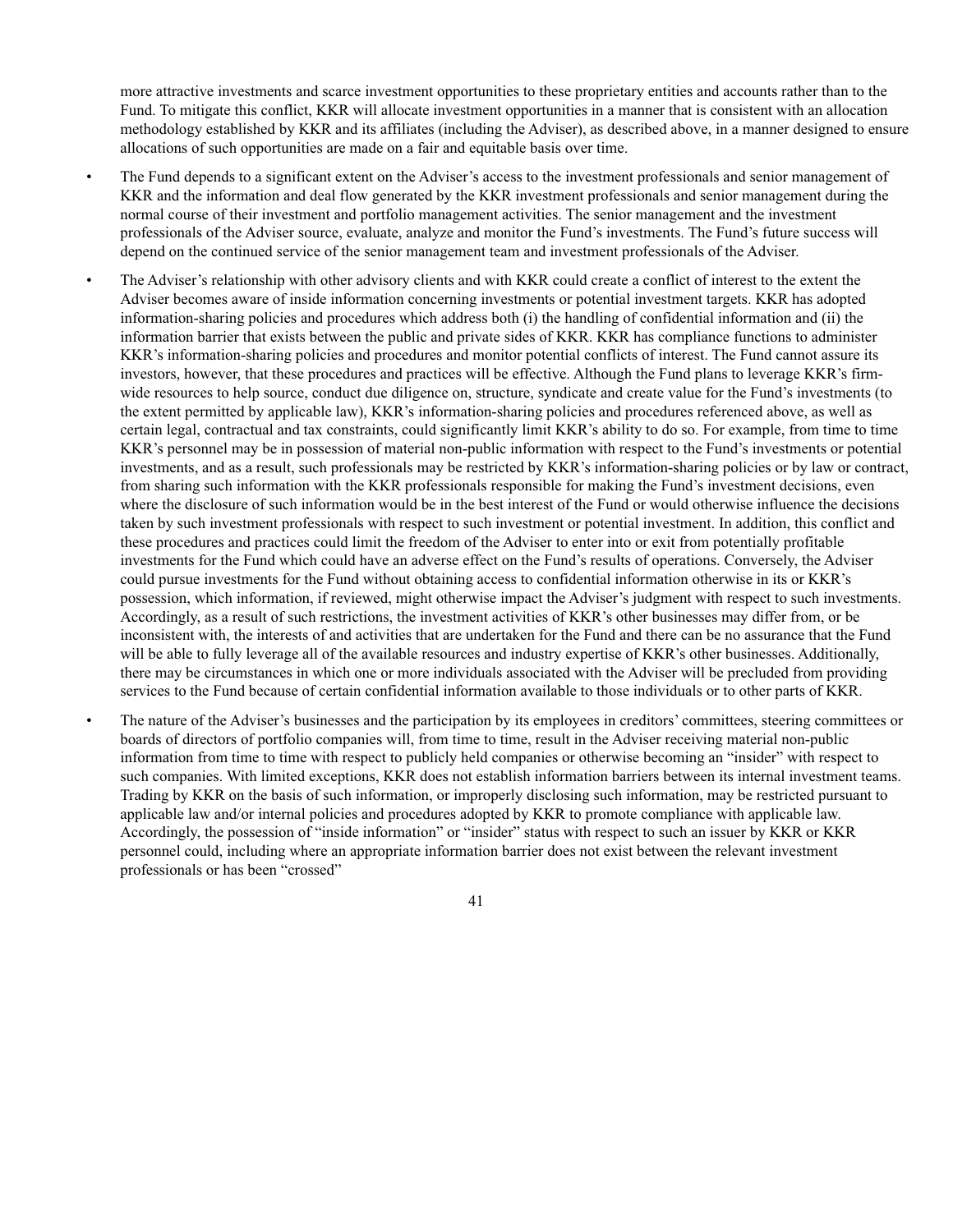more attractive investments and scarce investment opportunities to these proprietary entities and accounts rather than to the Fund. To mitigate this conflict, KKR will allocate investment opportunities in a manner that is consistent with an allocation methodology established by KKR and its affiliates (including the Adviser), as described above, in a manner designed to ensure allocations of such opportunities are made on a fair and equitable basis over time.

- The Fund depends to a significant extent on the Adviser's access to the investment professionals and senior management of KKR and the information and deal flow generated by the KKR investment professionals and senior management during the normal course of their investment and portfolio management activities. The senior management and the investment professionals of the Adviser source, evaluate, analyze and monitor the Fund's investments. The Fund's future success will depend on the continued service of the senior management team and investment professionals of the Adviser.
- The Adviser's relationship with other advisory clients and with KKR could create a conflict of interest to the extent the Adviser becomes aware of inside information concerning investments or potential investment targets. KKR has adopted information-sharing policies and procedures which address both (i) the handling of confidential information and (ii) the information barrier that exists between the public and private sides of KKR. KKR has compliance functions to administer KKR's information-sharing policies and procedures and monitor potential conflicts of interest. The Fund cannot assure its investors, however, that these procedures and practices will be effective. Although the Fund plans to leverage KKR's firm-wide resources to help source, conduct due diligence on, structure, syndicate and create value for the Fund's investments (to the extent permitted by applicable law), KKR's information-sharing policies and procedures referenced above, as well as certain legal, contractual and tax constraints, could significantly limit KKR's ability to do so. For example, from time to time KKR's personnel may be in possession of material non-public information with respect to the Fund's investments or potential investments, and as a result, such professionals may be restricted by KKR's information-sharing policies or by law or contract, from sharing such information with the KKR professionals responsible for making the Fund's investment decisions, even where the disclosure of such information would be in the best interest of the Fund or would otherwise influence the decisions taken by such investment professionals with respect to such investment or potential investment. In addition, this conflict and these procedures and practices could limit the freedom of the Adviser to enter into or exit from potentially profitable investments for the Fund which could have an adverse effect on the Fund's results of operations. Conversely, the Adviser could pursue investments for the Fund without obtaining access to confidential information otherwise in its or KKR's possession, which information, if reviewed, might otherwise impact the Adviser's judgment with respect to such investments. Accordingly, as a result of such restrictions, the investment activities of KKR's other businesses may differ from, or be inconsistent with, the interests of and activities that are undertaken for the Fund and there can be no assurance that the Fund will be able to fully leverage all of the available resources and industry expertise of KKR's other businesses. Additionally, there may be circumstances in which one or more individuals associated with the Adviser will be precluded from providing services to the Fund because of certain confidential information available to those individuals or to other parts of KKR.
- The nature of the Adviser's businesses and the participation by its employees in creditors' committees, steering committees or boards of directors of portfolio companies will, from time to time, result in the Adviser receiving material non-public information from time to time with respect to publicly held companies or otherwise becoming an "insider" with respect to such companies. With limited exceptions, KKR does not establish information barriers between its internal investment teams. Trading by KKR on the basis of such information, or improperly disclosing such information, may be restricted pursuant to applicable law and/or internal policies and procedures adopted by KKR to promote compliance with applicable law. Accordingly, the possession of "inside information" or "insider" status with respect to such an issuer by KKR or KKR personnel could, including where an appropriate information barrier does not exist between the relevant investment professionals or has been "crossed"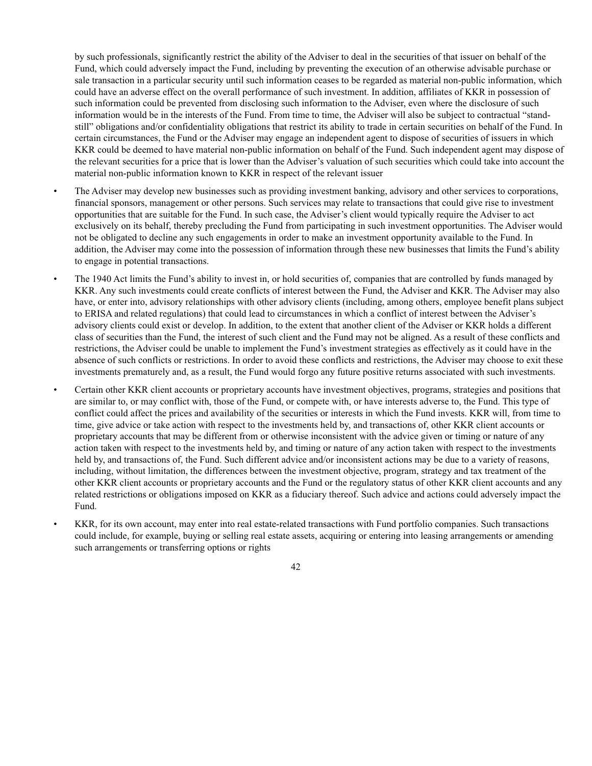by such professionals, significantly restrict the ability of the Adviser to deal in the securities of that issuer on behalf of the Fund, which could adversely impact the Fund, including by preventing the execution of an otherwise advisable purchase or sale transaction in a particular security until such information ceases to be regarded as material non-public information, which could have an adverse effect on the overall performance of such investment. In addition, affiliates of KKR in possession of such information could be prevented from disclosing such information to the Adviser, even where the disclosure of such information would be in the interests of the Fund. From time to time, the Adviser will also be subject to contractual "stand-still" obligations and/or confidentiality obligations that restrict its ability to trade in certain securities on behalf of the Fund. In certain circumstances, the Fund or the Adviser may engage an independent agent to dispose of securities of issuers in which KKR could be deemed to have material non-public information on behalf of the Fund. Such independent agent may dispose of the relevant securities for a price that is lower than the Adviser's valuation of such securities which could take into account the material non-public information known to KKR in respect of the relevant issuer

- The Adviser may develop new businesses such as providing investment banking, advisory and other services to corporations, financial sponsors, management or other persons. Such services may relate to transactions that could give rise to investment opportunities that are suitable for the Fund. In such case, the Adviser's client would typically require the Adviser to act exclusively on its behalf, thereby precluding the Fund from participating in such investment opportunities. The Adviser would not be obligated to decline any such engagements in order to make an investment opportunity available to the Fund. In addition, the Adviser may come into the possession of information through these new businesses that limits the Fund's ability to engage in potential transactions.
- The 1940 Act limits the Fund's ability to invest in, or hold securities of, companies that are controlled by funds managed by KKR. Any such investments could create conflicts of interest between the Fund, the Adviser and KKR. The Adviser may also have, or enter into, advisory relationships with other advisory clients (including, among others, employee benefit plans subject to ERISA and related regulations) that could lead to circumstances in which a conflict of interest between the Adviser's advisory clients could exist or develop. In addition, to the extent that another client of the Adviser or KKR holds a different class of securities than the Fund, the interest of such client and the Fund may not be aligned. As a result of these conflicts and restrictions, the Adviser could be unable to implement the Fund's investment strategies as effectively as it could have in the absence of such conflicts or restrictions. In order to avoid these conflicts and restrictions, the Adviser may choose to exit these investments prematurely and, as a result, the Fund would forgo any future positive returns associated with such investments.
- Certain other KKR client accounts or proprietary accounts have investment objectives, programs, strategies and positions that are similar to, or may conflict with, those of the Fund, or compete with, or have interests adverse to, the Fund. This type of conflict could affect the prices and availability of the securities or interests in which the Fund invests. KKR will, from time to time, give advice or take action with respect to the investments held by, and transactions of, other KKR client accounts or proprietary accounts that may be different from or otherwise inconsistent with the advice given or timing or nature of any action taken with respect to the investments held by, and timing or nature of any action taken with respect to the investments held by, and transactions of, the Fund. Such different advice and/or inconsistent actions may be due to a variety of reasons, including, without limitation, the differences between the investment objective, program, strategy and tax treatment of the other KKR client accounts or proprietary accounts and the Fund or the regulatory status of other KKR client accounts and any related restrictions or obligations imposed on KKR as a fiduciary thereof. Such advice and actions could adversely impact the Fund.
- KKR, for its own account, may enter into real estate-related transactions with Fund portfolio companies. Such transactions could include, for example, buying or selling real estate assets, acquiring or entering into leasing arrangements or amending such arrangements or transferring options or rights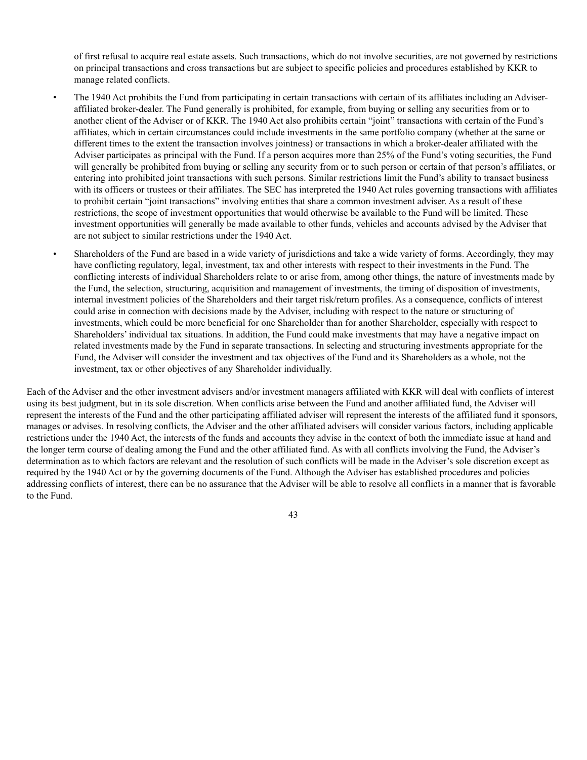of first refusal to acquire real estate assets. Such transactions, which do not involve securities, are not governed by restrictions on principal transactions and cross transactions but are subject to specific policies and procedures established by KKR to manage related conflicts.

- The 1940 Act prohibits the Fund from participating in certain transactions with certain of its affiliates including an Adviser-affiliated broker-dealer. The Fund generally is prohibited, for example, from buying or selling any securities from or to another client of the Adviser or of KKR. The 1940 Act also prohibits certain "joint" transactions with certain of the Fund's affiliates, which in certain circumstances could include investments in the same portfolio company (whether at the same or different times to the extent the transaction involves jointness) or transactions in which a broker-dealer affiliated with the Adviser participates as principal with the Fund. If a person acquires more than 25% of the Fund's voting securities, the Fund will generally be prohibited from buying or selling any security from or to such person or certain of that person's affiliates, or entering into prohibited joint transactions with such persons. Similar restrictions limit the Fund's ability to transact business with its officers or trustees or their affiliates. The SEC has interpreted the 1940 Act rules governing transactions with affiliates to prohibit certain "joint transactions" involving entities that share a common investment adviser. As a result of these restrictions, the scope of investment opportunities that would otherwise be available to the Fund will be limited. These investment opportunities will generally be made available to other funds, vehicles and accounts advised by the Adviser that are not subject to similar restrictions under the 1940 Act.

- Shareholders of the Fund are based in a wide variety of jurisdictions and take a wide variety of forms. Accordingly, they may have conflicting regulatory, legal, investment, tax and other interests with respect to their investments in the Fund. The conflicting interests of individual Shareholders relate to or arise from, among other things, the nature of investments made by the Fund, the selection, structuring, acquisition and management of investments, the timing of disposition of investments, internal investment policies of the Shareholders and their target risk/return profiles. As a consequence, conflicts of interest could arise in connection with decisions made by the Adviser, including with respect to the nature or structuring of investments, which could be more beneficial for one Shareholder than for another Shareholder, especially with respect to Shareholders' individual tax situations. In addition, the Fund could make investments that may have a negative impact on related investments made by the Fund in separate transactions. In selecting and structuring investments appropriate for the Fund, the Adviser will consider the investment and tax objectives of the Fund and its Shareholders as a whole, not the investment, tax or other objectives of any Shareholder individually.

Each of the Adviser and the other investment advisers and/or investment managers affiliated with KKR will deal with conflicts of interest using its best judgment, but in its sole discretion. When conflicts arise between the Fund and another affiliated fund, the Adviser will represent the interests of the Fund and the other participating affiliated adviser will represent the interests of the affiliated fund it sponsors, manages or advises. In resolving conflicts, the Adviser and the other affiliated advisers will consider various factors, including applicable restrictions under the 1940 Act, the interests of the funds and accounts they advise in the context of both the immediate issue at hand and the longer term course of dealing among the Fund and the other affiliated fund. As with all conflicts involving the Fund, the Adviser's determination as to which factors are relevant and the resolution of such conflicts will be made in the Adviser's sole discretion except as required by the 1940 Act or by the governing documents of the Fund. Although the Adviser has established procedures and policies addressing conflicts of interest, there can be no assurance that the Adviser will be able to resolve all conflicts in a manner that is favorable to the Fund.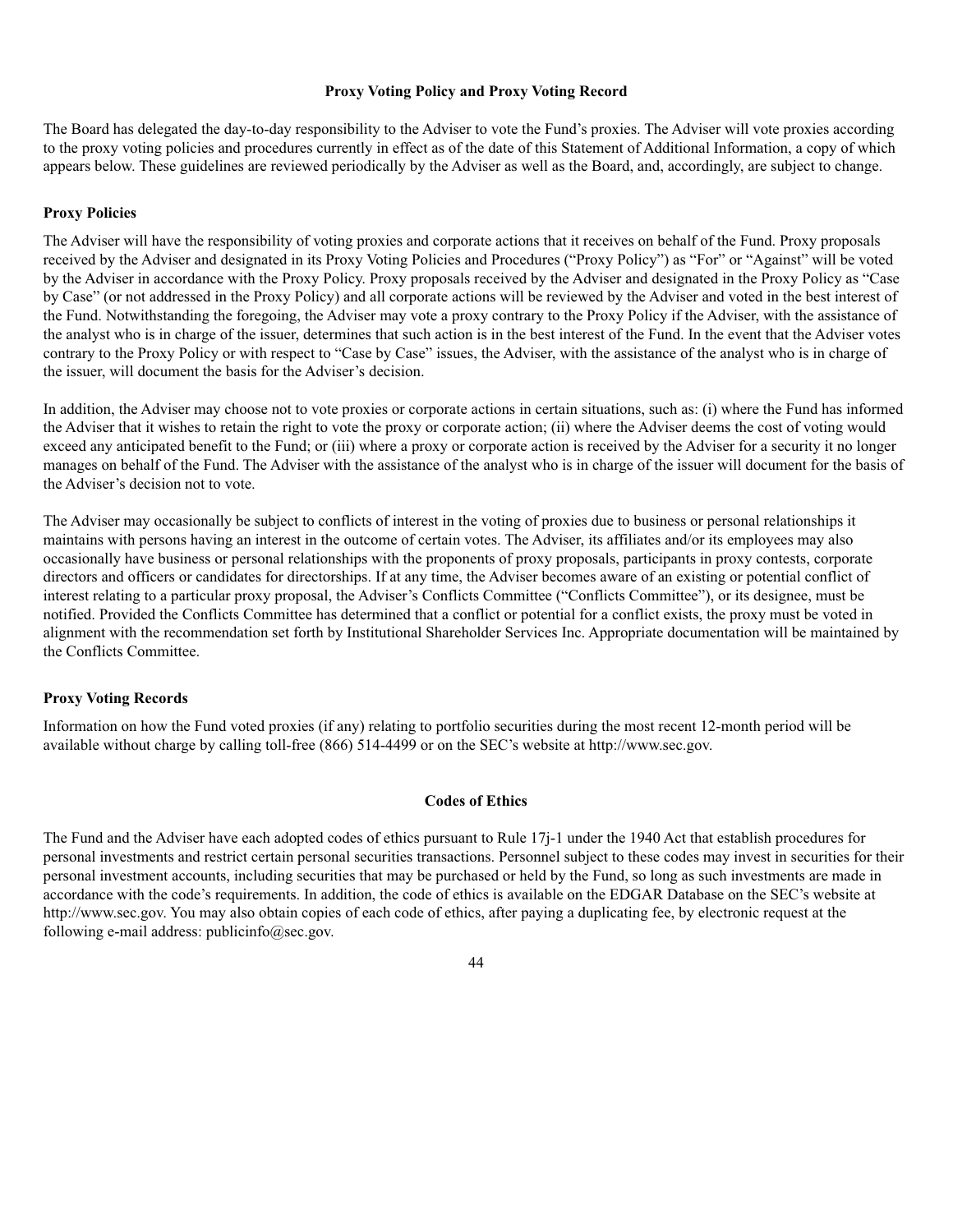## Proxy Voting Policy and Proxy Voting Record

The Board has delegated the day-to-day responsibility to the Adviser to vote the Fund's proxies. The Adviser will vote proxies according to the proxy voting policies and procedures currently in effect as of the date of this Statement of Additional Information, a copy of which appears below. These guidelines are reviewed periodically by the Adviser as well as the Board, and, accordingly, are subject to change.

### Proxy Policies

The Adviser will have the responsibility of voting proxies and corporate actions that it receives on behalf of the Fund. Proxy proposals received by the Adviser and designated in its Proxy Voting Policies and Procedures ("Proxy Policy") as "For" or "Against" will be voted by the Adviser in accordance with the Proxy Policy. Proxy proposals received by the Adviser and designated in the Proxy Policy as "Case by Case" (or not addressed in the Proxy Policy) and all corporate actions will be reviewed by the Adviser and voted in the best interest of the Fund. Notwithstanding the foregoing, the Adviser may vote a proxy contrary to the Proxy Policy if the Adviser, with the assistance of the analyst who is in charge of the issuer, determines that such action is in the best interest of the Fund. In the event that the Adviser votes contrary to the Proxy Policy or with respect to "Case by Case" issues, the Adviser, with the assistance of the analyst who is in charge of the issuer, will document the basis for the Adviser's decision.

In addition, the Adviser may choose not to vote proxies or corporate actions in certain situations, such as: (i) where the Fund has informed the Adviser that it wishes to retain the right to vote the proxy or corporate action; (ii) where the Adviser deems the cost of voting would exceed any anticipated benefit to the Fund; or (iii) where a proxy or corporate action is received by the Adviser for a security it no longer manages on behalf of the Fund. The Adviser with the assistance of the analyst who is in charge of the issuer will document for the basis of the Adviser's decision not to vote.

The Adviser may occasionally be subject to conflicts of interest in the voting of proxies due to business or personal relationships it maintains with persons having an interest in the outcome of certain votes. The Adviser, its affiliates and/or its employees may also occasionally have business or personal relationships with the proponents of proxy proposals, participants in proxy contests, corporate directors and officers or candidates for directorships. If at any time, the Adviser becomes aware of an existing or potential conflict of interest relating to a particular proxy proposal, the Adviser's Conflicts Committee ("Conflicts Committee"), or its designee, must be notified. Provided the Conflicts Committee has determined that a conflict or potential for a conflict exists, the proxy must be voted in alignment with the recommendation set forth by Institutional Shareholder Services Inc. Appropriate documentation will be maintained by the Conflicts Committee.

### Proxy Voting Records

Information on how the Fund voted proxies (if any) relating to portfolio securities during the most recent 12-month period will be available without charge by calling toll-free (866) 514-4499 or on the SEC's website at http://www.sec.gov.

## Codes of Ethics

The Fund and the Adviser have each adopted codes of ethics pursuant to Rule 17j-1 under the 1940 Act that establish procedures for personal investments and restrict certain personal securities transactions. Personnel subject to these codes may invest in securities for their personal investment accounts, including securities that may be purchased or held by the Fund, so long as such investments are made in accordance with the code's requirements. In addition, the code of ethics is available on the EDGAR Database on the SEC's website at http://www.sec.gov. You may also obtain copies of each code of ethics, after paying a duplicating fee, by electronic request at the following e-mail address: publicinfo@sec.gov.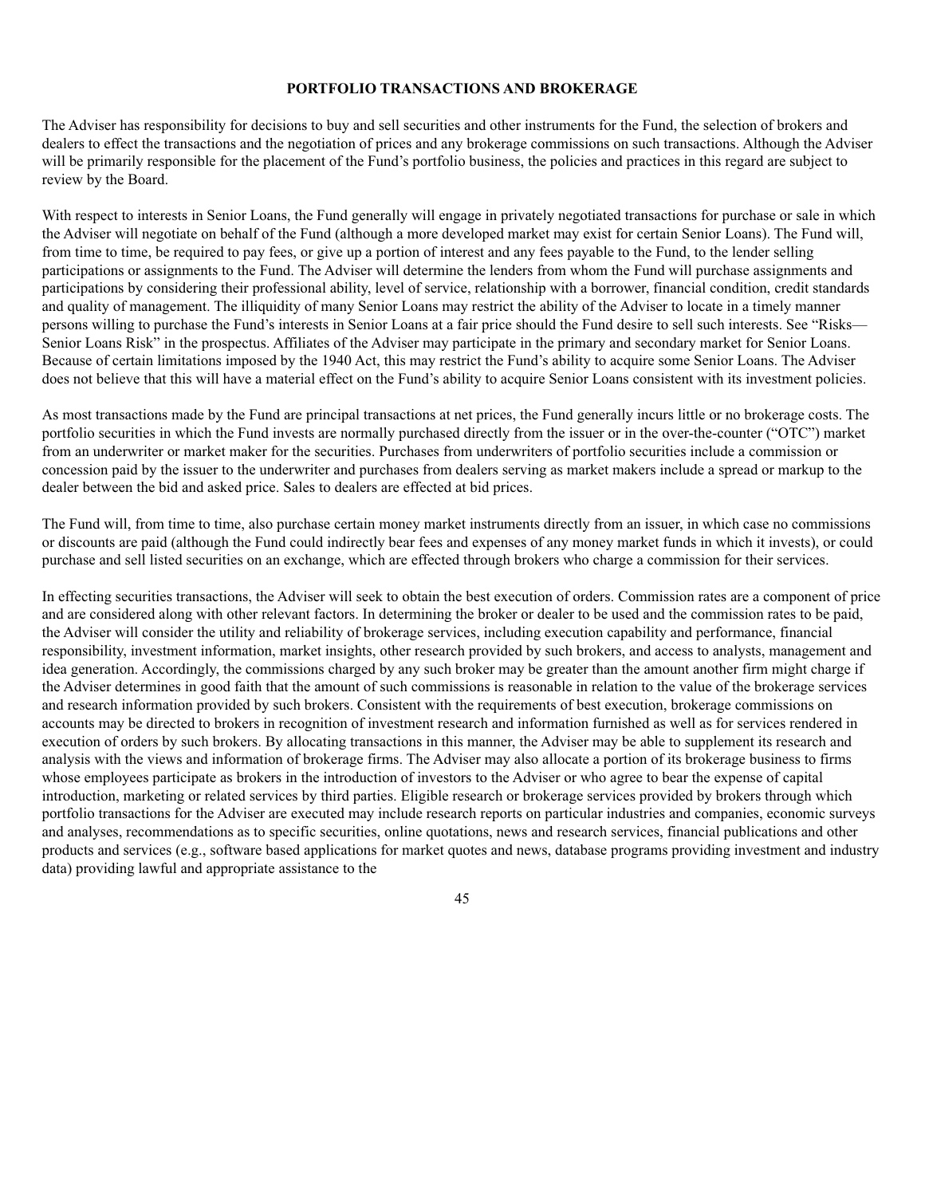## PORTFOLIO TRANSACTIONS AND BROKERAGE

The Adviser has responsibility for decisions to buy and sell securities and other instruments for the Fund, the selection of brokers and dealers to effect the transactions and the negotiation of prices and any brokerage commissions on such transactions. Although the Adviser will be primarily responsible for the placement of the Fund's portfolio business, the policies and practices in this regard are subject to review by the Board.

With respect to interests in Senior Loans, the Fund generally will engage in privately negotiated transactions for purchase or sale in which the Adviser will negotiate on behalf of the Fund (although a more developed market may exist for certain Senior Loans). The Fund will, from time to time, be required to pay fees, or give up a portion of interest and any fees payable to the Fund, to the lender selling participations or assignments to the Fund. The Adviser will determine the lenders from whom the Fund will purchase assignments and participations by considering their professional ability, level of service, relationship with a borrower, financial condition, credit standards and quality of management. The illiquidity of many Senior Loans may restrict the ability of the Adviser to locate in a timely manner persons willing to purchase the Fund's interests in Senior Loans at a fair price should the Fund desire to sell such interests. See "Risks—Senior Loans Risk" in the prospectus. Affiliates of the Adviser may participate in the primary and secondary market for Senior Loans. Because of certain limitations imposed by the 1940 Act, this may restrict the Fund's ability to acquire some Senior Loans. The Adviser does not believe that this will have a material effect on the Fund's ability to acquire Senior Loans consistent with its investment policies.

As most transactions made by the Fund are principal transactions at net prices, the Fund generally incurs little or no brokerage costs. The portfolio securities in which the Fund invests are normally purchased directly from the issuer or in the over-the-counter ("OTC") market from an underwriter or market maker for the securities. Purchases from underwriters of portfolio securities include a commission or concession paid by the issuer to the underwriter and purchases from dealers serving as market makers include a spread or markup to the dealer between the bid and asked price. Sales to dealers are effected at bid prices.

The Fund will, from time to time, also purchase certain money market instruments directly from an issuer, in which case no commissions or discounts are paid (although the Fund could indirectly bear fees and expenses of any money market funds in which it invests), or could purchase and sell listed securities on an exchange, which are effected through brokers who charge a commission for their services.

In effecting securities transactions, the Adviser will seek to obtain the best execution of orders. Commission rates are a component of price and are considered along with other relevant factors. In determining the broker or dealer to be used and the commission rates to be paid, the Adviser will consider the utility and reliability of brokerage services, including execution capability and performance, financial responsibility, investment information, market insights, other research provided by such brokers, and access to analysts, management and idea generation. Accordingly, the commissions charged by any such broker may be greater than the amount another firm might charge if the Adviser determines in good faith that the amount of such commissions is reasonable in relation to the value of the brokerage services and research information provided by such brokers. Consistent with the requirements of best execution, brokerage commissions on accounts may be directed to brokers in recognition of investment research and information furnished as well as for services rendered in execution of orders by such brokers. By allocating transactions in this manner, the Adviser may be able to supplement its research and analysis with the views and information of brokerage firms. The Adviser may also allocate a portion of its brokerage business to firms whose employees participate as brokers in the introduction of investors to the Adviser or who agree to bear the expense of capital introduction, marketing or related services by third parties. Eligible research or brokerage services provided by brokers through which portfolio transactions for the Adviser are executed may include research reports on particular industries and companies, economic surveys and analyses, recommendations as to specific securities, online quotations, news and research services, financial publications and other products and services (e.g., software based applications for market quotes and news, database programs providing investment and industry data) providing lawful and appropriate assistance to the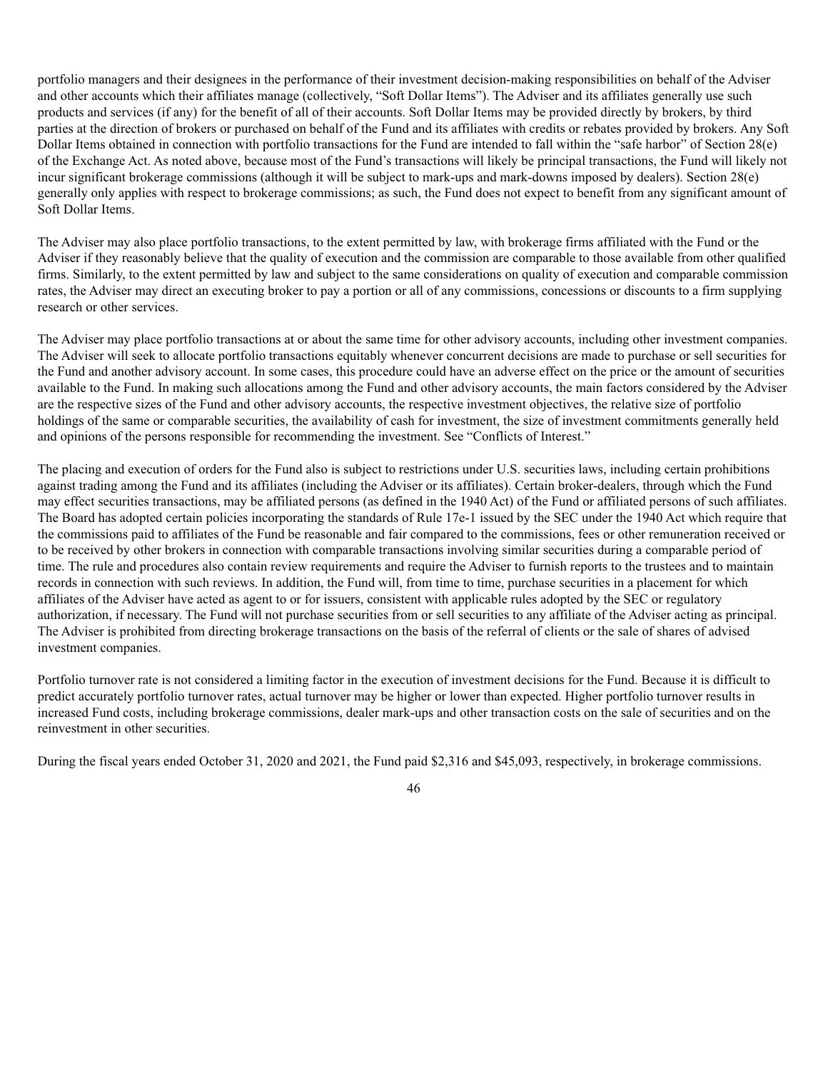portfolio managers and their designees in the performance of their investment decision-making responsibilities on behalf of the Adviser and other accounts which their affiliates manage (collectively, "Soft Dollar Items"). The Adviser and its affiliates generally use such products and services (if any) for the benefit of all of their accounts. Soft Dollar Items may be provided directly by brokers, by third parties at the direction of brokers or purchased on behalf of the Fund and its affiliates with credits or rebates provided by brokers. Any Soft Dollar Items obtained in connection with portfolio transactions for the Fund are intended to fall within the "safe harbor" of Section 28(e) of the Exchange Act. As noted above, because most of the Fund's transactions will likely be principal transactions, the Fund will likely not incur significant brokerage commissions (although it will be subject to mark-ups and mark-downs imposed by dealers). Section 28(e) generally only applies with respect to brokerage commissions; as such, the Fund does not expect to benefit from any significant amount of Soft Dollar Items.

The Adviser may also place portfolio transactions, to the extent permitted by law, with brokerage firms affiliated with the Fund or the Adviser if they reasonably believe that the quality of execution and the commission are comparable to those available from other qualified firms. Similarly, to the extent permitted by law and subject to the same considerations on quality of execution and comparable commission rates, the Adviser may direct an executing broker to pay a portion or all of any commissions, concessions or discounts to a firm supplying research or other services.

The Adviser may place portfolio transactions at or about the same time for other advisory accounts, including other investment companies. The Adviser will seek to allocate portfolio transactions equitably whenever concurrent decisions are made to purchase or sell securities for the Fund and another advisory account. In some cases, this procedure could have an adverse effect on the price or the amount of securities available to the Fund. In making such allocations among the Fund and other advisory accounts, the main factors considered by the Adviser are the respective sizes of the Fund and other advisory accounts, the respective investment objectives, the relative size of portfolio holdings of the same or comparable securities, the availability of cash for investment, the size of investment commitments generally held and opinions of the persons responsible for recommending the investment. See "Conflicts of Interest."

The placing and execution of orders for the Fund also is subject to restrictions under U.S. securities laws, including certain prohibitions against trading among the Fund and its affiliates (including the Adviser or its affiliates). Certain broker-dealers, through which the Fund may effect securities transactions, may be affiliated persons (as defined in the 1940 Act) of the Fund or affiliated persons of such affiliates. The Board has adopted certain policies incorporating the standards of Rule 17e-1 issued by the SEC under the 1940 Act which require that the commissions paid to affiliates of the Fund be reasonable and fair compared to the commissions, fees or other remuneration received or to be received by other brokers in connection with comparable transactions involving similar securities during a comparable period of time. The rule and procedures also contain review requirements and require the Adviser to furnish reports to the trustees and to maintain records in connection with such reviews. In addition, the Fund will, from time to time, purchase securities in a placement for which affiliates of the Adviser have acted as agent to or for issuers, consistent with applicable rules adopted by the SEC or regulatory authorization, if necessary. The Fund will not purchase securities from or sell securities to any affiliate of the Adviser acting as principal. The Adviser is prohibited from directing brokerage transactions on the basis of the referral of clients or the sale of shares of advised investment companies.

Portfolio turnover rate is not considered a limiting factor in the execution of investment decisions for the Fund. Because it is difficult to predict accurately portfolio turnover rates, actual turnover may be higher or lower than expected. Higher portfolio turnover results in increased Fund costs, including brokerage commissions, dealer mark-ups and other transaction costs on the sale of securities and on the reinvestment in other securities.

During the fiscal years ended October 31, 2020 and 2021, the Fund paid $2,316 and $45,093, respectively, in brokerage commissions.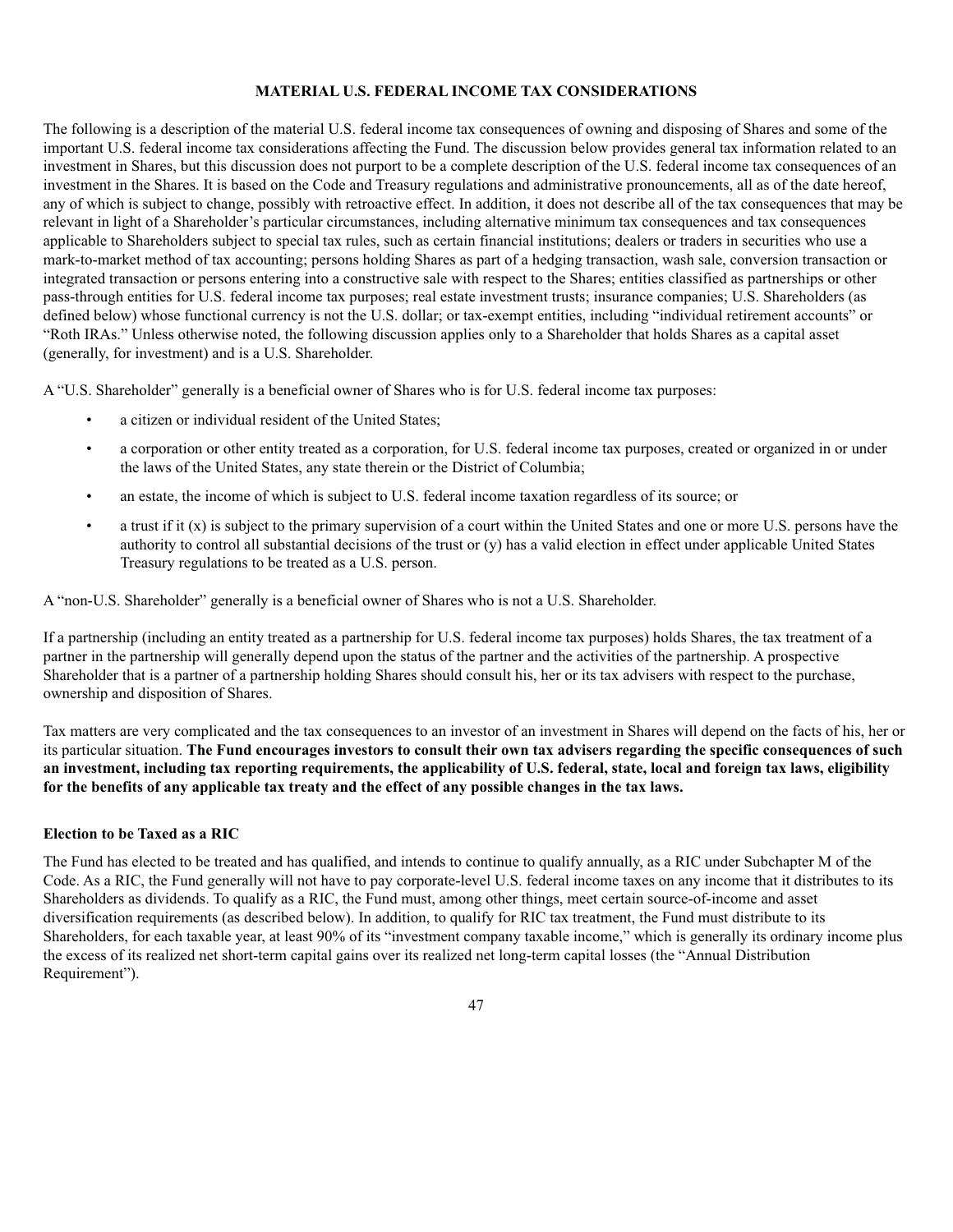## MATERIAL U.S. FEDERAL INCOME TAX CONSIDERATIONS

The following is a description of the material U.S. federal income tax consequences of owning and disposing of Shares and some of the important U.S. federal income tax considerations affecting the Fund. The discussion below provides general tax information related to an investment in Shares, but this discussion does not purport to be a complete description of the U.S. federal income tax consequences of an investment in the Shares. It is based on the Code and Treasury regulations and administrative pronouncements, all as of the date hereof, any of which is subject to change, possibly with retroactive effect. In addition, it does not describe all of the tax consequences that may be relevant in light of a Shareholder's particular circumstances, including alternative minimum tax consequences and tax consequences applicable to Shareholders subject to special tax rules, such as certain financial institutions; dealers or traders in securities who use a mark-to-market method of tax accounting; persons holding Shares as part of a hedging transaction, wash sale, conversion transaction or integrated transaction or persons entering into a constructive sale with respect to the Shares; entities classified as partnerships or other pass-through entities for U.S. federal income tax purposes; real estate investment trusts; insurance companies; U.S. Shareholders (as defined below) whose functional currency is not the U.S. dollar; or tax-exempt entities, including "individual retirement accounts" or "Roth IRAs." Unless otherwise noted, the following discussion applies only to a Shareholder that holds Shares as a capital asset (generally, for investment) and is a U.S. Shareholder.

A "U.S. Shareholder" generally is a beneficial owner of Shares who is for U.S. federal income tax purposes:

- a citizen or individual resident of the United States;
- a corporation or other entity treated as a corporation, for U.S. federal income tax purposes, created or organized in or under the laws of the United States, any state therein or the District of Columbia;
- an estate, the income of which is subject to U.S. federal income taxation regardless of its source; or
- a trust if it (x) is subject to the primary supervision of a court within the United States and one or more U.S. persons have the authority to control all substantial decisions of the trust or (y) has a valid election in effect under applicable United States Treasury regulations to be treated as a U.S. person.

A "non-U.S. Shareholder" generally is a beneficial owner of Shares who is not a U.S. Shareholder.

If a partnership (including an entity treated as a partnership for U.S. federal income tax purposes) holds Shares, the tax treatment of a partner in the partnership will generally depend upon the status of the partner and the activities of the partnership. A prospective Shareholder that is a partner of a partnership holding Shares should consult his, her or its tax advisers with respect to the purchase, ownership and disposition of Shares.

Tax matters are very complicated and the tax consequences to an investor of an investment in Shares will depend on the facts of his, her or its particular situation. **The Fund encourages investors to consult their own tax advisers regarding the specific consequences of such an investment, including tax reporting requirements, the applicability of U.S. federal, state, local and foreign tax laws, eligibility for the benefits of any applicable tax treaty and the effect of any possible changes in the tax laws.**

### Election to be Taxed as a RIC

The Fund has elected to be treated and has qualified, and intends to continue to qualify annually, as a RIC under Subchapter M of the Code. As a RIC, the Fund generally will not have to pay corporate-level U.S. federal income taxes on any income that it distributes to its Shareholders as dividends. To qualify as a RIC, the Fund must, among other things, meet certain source-of-income and asset diversification requirements (as described below). In addition, to qualify for RIC tax treatment, the Fund must distribute to its Shareholders, for each taxable year, at least 90% of its "investment company taxable income," which is generally its ordinary income plus the excess of its realized net short-term capital gains over its realized net long-term capital losses (the "Annual Distribution Requirement").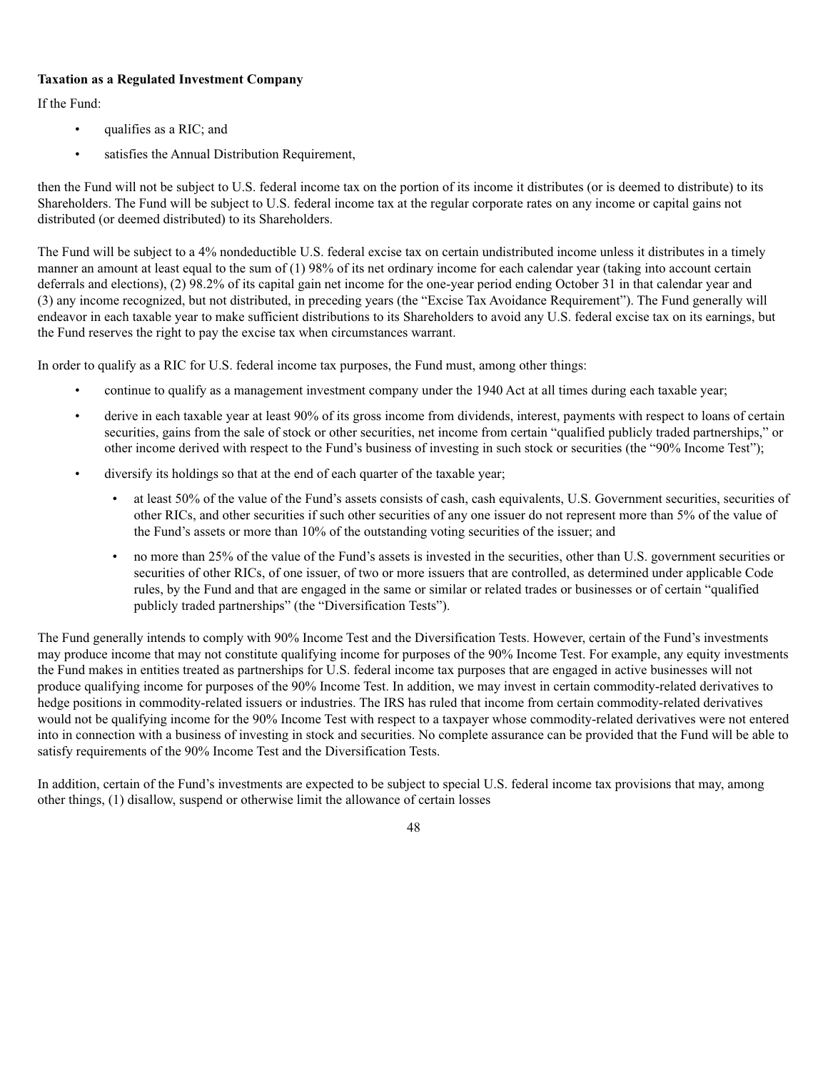**Taxation as a Regulated Investment Company**

If the Fund:

- qualifies as a RIC; and
- satisfies the Annual Distribution Requirement,

then the Fund will not be subject to U.S. federal income tax on the portion of its income it distributes (or is deemed to distribute) to its Shareholders. The Fund will be subject to U.S. federal income tax at the regular corporate rates on any income or capital gains not distributed (or deemed distributed) to its Shareholders.

The Fund will be subject to a 4% nondeductible U.S. federal excise tax on certain undistributed income unless it distributes in a timely manner an amount at least equal to the sum of (1) 98% of its net ordinary income for each calendar year (taking into account certain deferrals and elections), (2) 98.2% of its capital gain net income for the one-year period ending October 31 in that calendar year and (3) any income recognized, but not distributed, in preceding years (the "Excise Tax Avoidance Requirement"). The Fund generally will endeavor in each taxable year to make sufficient distributions to its Shareholders to avoid any U.S. federal excise tax on its earnings, but the Fund reserves the right to pay the excise tax when circumstances warrant.

In order to qualify as a RIC for U.S. federal income tax purposes, the Fund must, among other things:

- continue to qualify as a management investment company under the 1940 Act at all times during each taxable year;
- derive in each taxable year at least 90% of its gross income from dividends, interest, payments with respect to loans of certain securities, gains from the sale of stock or other securities, net income from certain "qualified publicly traded partnerships," or other income derived with respect to the Fund's business of investing in such stock or securities (the "90% Income Test");
- diversify its holdings so that at the end of each quarter of the taxable year;
  - at least 50% of the value of the Fund's assets consists of cash, cash equivalents, U.S. Government securities, securities of other RICs, and other securities if such other securities of any one issuer do not represent more than 5% of the value of the Fund's assets or more than 10% of the outstanding voting securities of the issuer; and
  - no more than 25% of the value of the Fund's assets is invested in the securities, other than U.S. government securities or securities of other RICs, of one issuer, of two or more issuers that are controlled, as determined under applicable Code rules, by the Fund and that are engaged in the same or similar or related trades or businesses or of certain "qualified publicly traded partnerships" (the "Diversification Tests").

The Fund generally intends to comply with 90% Income Test and the Diversification Tests. However, certain of the Fund's investments may produce income that may not constitute qualifying income for purposes of the 90% Income Test. For example, any equity investments the Fund makes in entities treated as partnerships for U.S. federal income tax purposes that are engaged in active businesses will not produce qualifying income for purposes of the 90% Income Test. In addition, we may invest in certain commodity-related derivatives to hedge positions in commodity-related issuers or industries. The IRS has ruled that income from certain commodity-related derivatives would not be qualifying income for the 90% Income Test with respect to a taxpayer whose commodity-related derivatives were not entered into in connection with a business of investing in stock and securities. No complete assurance can be provided that the Fund will be able to satisfy requirements of the 90% Income Test and the Diversification Tests.

In addition, certain of the Fund's investments are expected to be subject to special U.S. federal income tax provisions that may, among other things, (1) disallow, suspend or otherwise limit the allowance of certain losses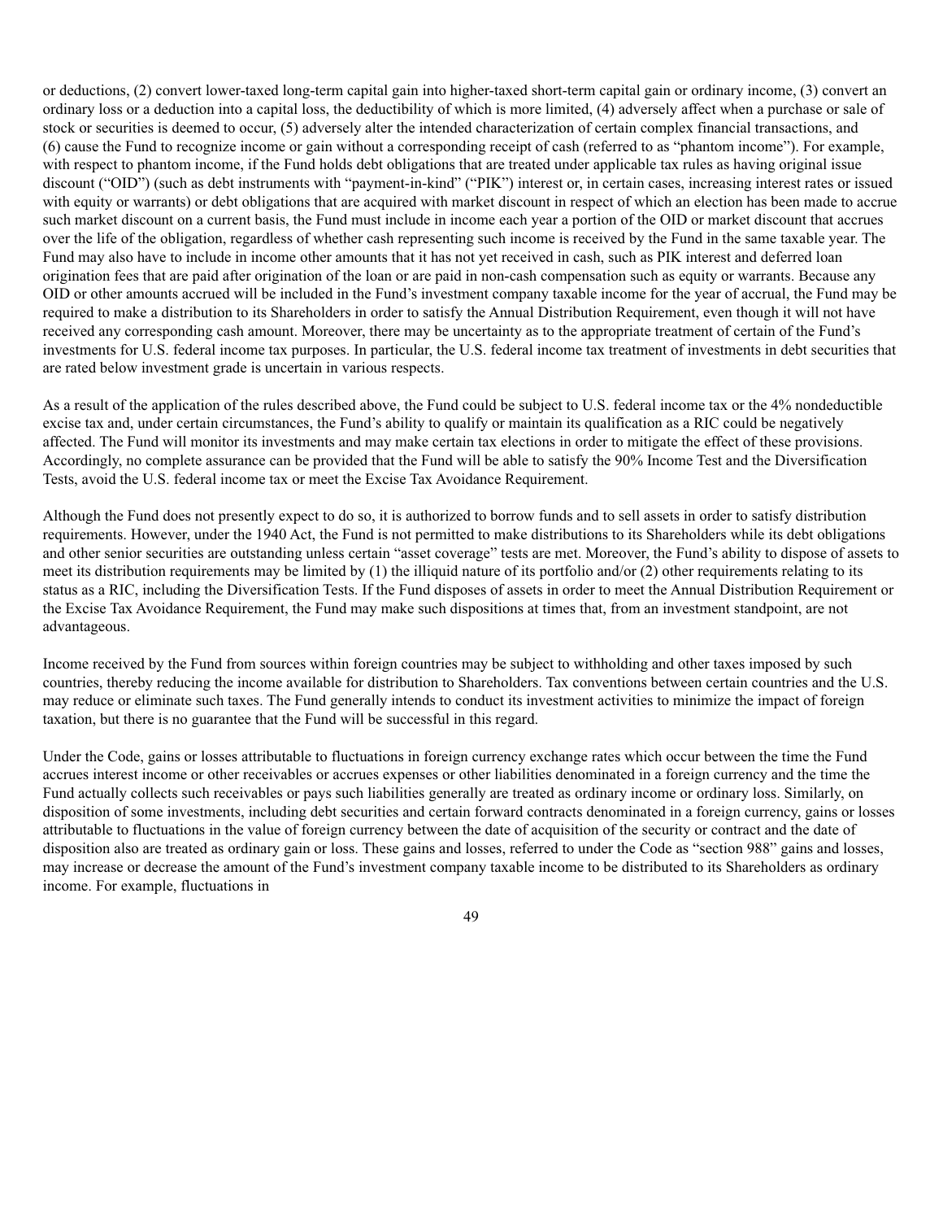or deductions, (2) convert lower-taxed long-term capital gain into higher-taxed short-term capital gain or ordinary income, (3) convert an ordinary loss or a deduction into a capital loss, the deductibility of which is more limited, (4) adversely affect when a purchase or sale of stock or securities is deemed to occur, (5) adversely alter the intended characterization of certain complex financial transactions, and (6) cause the Fund to recognize income or gain without a corresponding receipt of cash (referred to as "phantom income"). For example, with respect to phantom income, if the Fund holds debt obligations that are treated under applicable tax rules as having original issue discount ("OID") (such as debt instruments with "payment-in-kind" ("PIK") interest or, in certain cases, increasing interest rates or issued with equity or warrants) or debt obligations that are acquired with market discount in respect of which an election has been made to accrue such market discount on a current basis, the Fund must include in income each year a portion of the OID or market discount that accrues over the life of the obligation, regardless of whether cash representing such income is received by the Fund in the same taxable year. The Fund may also have to include in income other amounts that it has not yet received in cash, such as PIK interest and deferred loan origination fees that are paid after origination of the loan or are paid in non-cash compensation such as equity or warrants. Because any OID or other amounts accrued will be included in the Fund's investment company taxable income for the year of accrual, the Fund may be required to make a distribution to its Shareholders in order to satisfy the Annual Distribution Requirement, even though it will not have received any corresponding cash amount. Moreover, there may be uncertainty as to the appropriate treatment of certain of the Fund's investments for U.S. federal income tax purposes. In particular, the U.S. federal income tax treatment of investments in debt securities that are rated below investment grade is uncertain in various respects.

As a result of the application of the rules described above, the Fund could be subject to U.S. federal income tax or the 4% nondeductible excise tax and, under certain circumstances, the Fund's ability to qualify or maintain its qualification as a RIC could be negatively affected. The Fund will monitor its investments and may make certain tax elections in order to mitigate the effect of these provisions. Accordingly, no complete assurance can be provided that the Fund will be able to satisfy the 90% Income Test and the Diversification Tests, avoid the U.S. federal income tax or meet the Excise Tax Avoidance Requirement.

Although the Fund does not presently expect to do so, it is authorized to borrow funds and to sell assets in order to satisfy distribution requirements. However, under the 1940 Act, the Fund is not permitted to make distributions to its Shareholders while its debt obligations and other senior securities are outstanding unless certain "asset coverage" tests are met. Moreover, the Fund's ability to dispose of assets to meet its distribution requirements may be limited by (1) the illiquid nature of its portfolio and/or (2) other requirements relating to its status as a RIC, including the Diversification Tests. If the Fund disposes of assets in order to meet the Annual Distribution Requirement or the Excise Tax Avoidance Requirement, the Fund may make such dispositions at times that, from an investment standpoint, are not advantageous.

Income received by the Fund from sources within foreign countries may be subject to withholding and other taxes imposed by such countries, thereby reducing the income available for distribution to Shareholders. Tax conventions between certain countries and the U.S. may reduce or eliminate such taxes. The Fund generally intends to conduct its investment activities to minimize the impact of foreign taxation, but there is no guarantee that the Fund will be successful in this regard.

Under the Code, gains or losses attributable to fluctuations in foreign currency exchange rates which occur between the time the Fund accrues interest income or other receivables or accrues expenses or other liabilities denominated in a foreign currency and the time the Fund actually collects such receivables or pays such liabilities generally are treated as ordinary income or ordinary loss. Similarly, on disposition of some investments, including debt securities and certain forward contracts denominated in a foreign currency, gains or losses attributable to fluctuations in the value of foreign currency between the date of acquisition of the security or contract and the date of disposition also are treated as ordinary gain or loss. These gains and losses, referred to under the Code as "section 988" gains and losses, may increase or decrease the amount of the Fund's investment company taxable income to be distributed to its Shareholders as ordinary income. For example, fluctuations in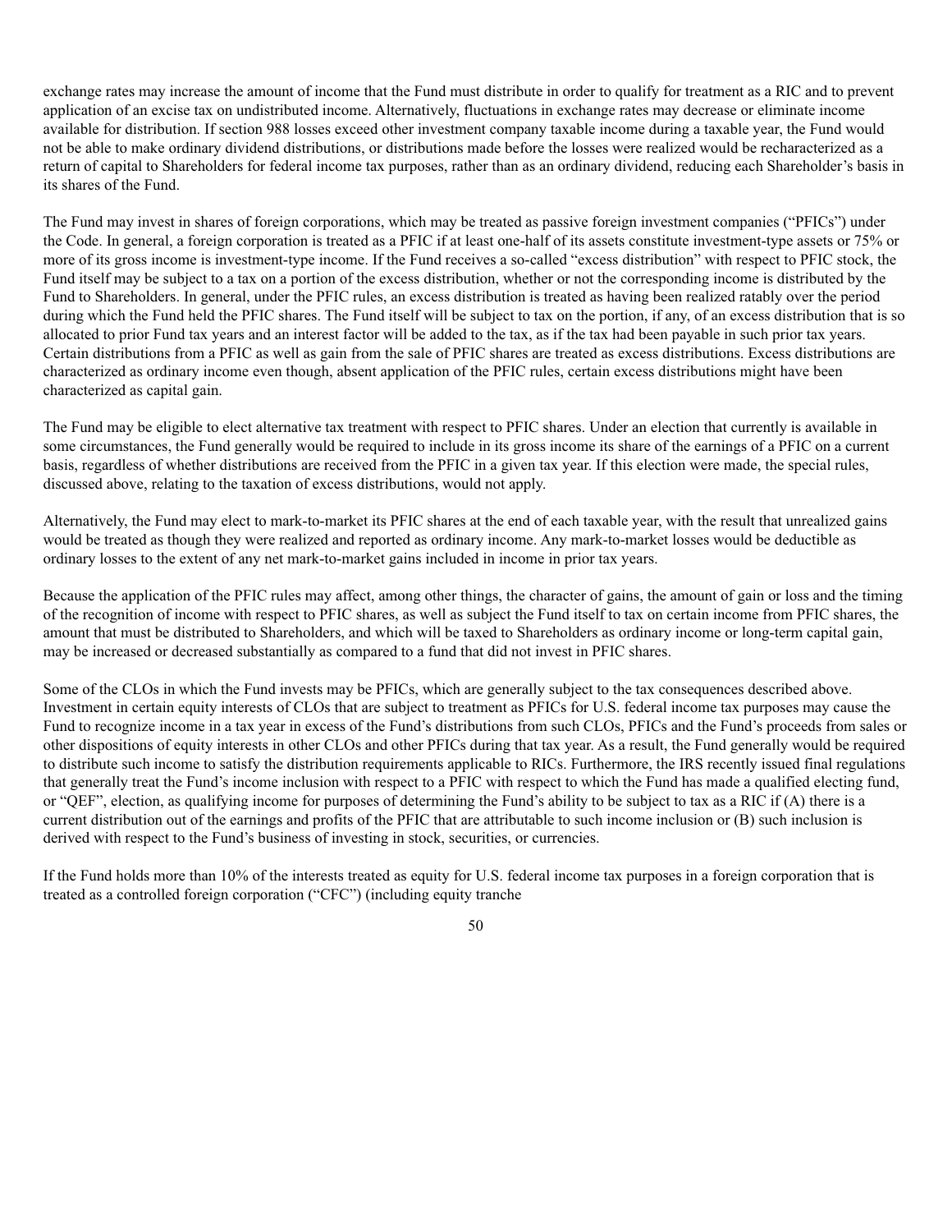exchange rates may increase the amount of income that the Fund must distribute in order to qualify for treatment as a RIC and to prevent application of an excise tax on undistributed income. Alternatively, fluctuations in exchange rates may decrease or eliminate income available for distribution. If section 988 losses exceed other investment company taxable income during a taxable year, the Fund would not be able to make ordinary dividend distributions, or distributions made before the losses were realized would be recharacterized as a return of capital to Shareholders for federal income tax purposes, rather than as an ordinary dividend, reducing each Shareholder's basis in its shares of the Fund.

The Fund may invest in shares of foreign corporations, which may be treated as passive foreign investment companies ("PFICs") under the Code. In general, a foreign corporation is treated as a PFIC if at least one-half of its assets constitute investment-type assets or 75% or more of its gross income is investment-type income. If the Fund receives a so-called "excess distribution" with respect to PFIC stock, the Fund itself may be subject to a tax on a portion of the excess distribution, whether or not the corresponding income is distributed by the Fund to Shareholders. In general, under the PFIC rules, an excess distribution is treated as having been realized ratably over the period during which the Fund held the PFIC shares. The Fund itself will be subject to tax on the portion, if any, of an excess distribution that is so allocated to prior Fund tax years and an interest factor will be added to the tax, as if the tax had been payable in such prior tax years. Certain distributions from a PFIC as well as gain from the sale of PFIC shares are treated as excess distributions. Excess distributions are characterized as ordinary income even though, absent application of the PFIC rules, certain excess distributions might have been characterized as capital gain.

The Fund may be eligible to elect alternative tax treatment with respect to PFIC shares. Under an election that currently is available in some circumstances, the Fund generally would be required to include in its gross income its share of the earnings of a PFIC on a current basis, regardless of whether distributions are received from the PFIC in a given tax year. If this election were made, the special rules, discussed above, relating to the taxation of excess distributions, would not apply.

Alternatively, the Fund may elect to mark-to-market its PFIC shares at the end of each taxable year, with the result that unrealized gains would be treated as though they were realized and reported as ordinary income. Any mark-to-market losses would be deductible as ordinary losses to the extent of any net mark-to-market gains included in income in prior tax years.

Because the application of the PFIC rules may affect, among other things, the character of gains, the amount of gain or loss and the timing of the recognition of income with respect to PFIC shares, as well as subject the Fund itself to tax on certain income from PFIC shares, the amount that must be distributed to Shareholders, and which will be taxed to Shareholders as ordinary income or long-term capital gain, may be increased or decreased substantially as compared to a fund that did not invest in PFIC shares.

Some of the CLOs in which the Fund invests may be PFICs, which are generally subject to the tax consequences described above. Investment in certain equity interests of CLOs that are subject to treatment as PFICs for U.S. federal income tax purposes may cause the Fund to recognize income in a tax year in excess of the Fund's distributions from such CLOs, PFICs and the Fund's proceeds from sales or other dispositions of equity interests in other CLOs and other PFICs during that tax year. As a result, the Fund generally would be required to distribute such income to satisfy the distribution requirements applicable to RICs. Furthermore, the IRS recently issued final regulations that generally treat the Fund's income inclusion with respect to a PFIC with respect to which the Fund has made a qualified electing fund, or "QEF", election, as qualifying income for purposes of determining the Fund's ability to be subject to tax as a RIC if (A) there is a current distribution out of the earnings and profits of the PFIC that are attributable to such income inclusion or (B) such inclusion is derived with respect to the Fund's business of investing in stock, securities, or currencies.

If the Fund holds more than 10% of the interests treated as equity for U.S. federal income tax purposes in a foreign corporation that is treated as a controlled foreign corporation ("CFC") (including equity tranche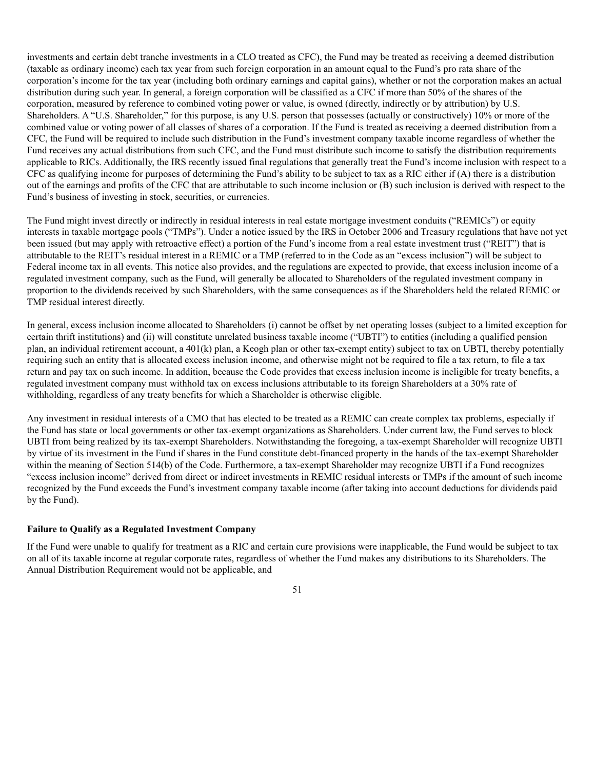investments and certain debt tranche investments in a CLO treated as CFC), the Fund may be treated as receiving a deemed distribution (taxable as ordinary income) each tax year from such foreign corporation in an amount equal to the Fund's pro rata share of the corporation's income for the tax year (including both ordinary earnings and capital gains), whether or not the corporation makes an actual distribution during such year. In general, a foreign corporation will be classified as a CFC if more than 50% of the shares of the corporation, measured by reference to combined voting power or value, is owned (directly, indirectly or by attribution) by U.S. Shareholders. A "U.S. Shareholder," for this purpose, is any U.S. person that possesses (actually or constructively) 10% or more of the combined value or voting power of all classes of shares of a corporation. If the Fund is treated as receiving a deemed distribution from a CFC, the Fund will be required to include such distribution in the Fund's investment company taxable income regardless of whether the Fund receives any actual distributions from such CFC, and the Fund must distribute such income to satisfy the distribution requirements applicable to RICs. Additionally, the IRS recently issued final regulations that generally treat the Fund's income inclusion with respect to a CFC as qualifying income for purposes of determining the Fund's ability to be subject to tax as a RIC either if (A) there is a distribution out of the earnings and profits of the CFC that are attributable to such income inclusion or (B) such inclusion is derived with respect to the Fund's business of investing in stock, securities, or currencies.

The Fund might invest directly or indirectly in residual interests in real estate mortgage investment conduits ("REMICs") or equity interests in taxable mortgage pools ("TMPs"). Under a notice issued by the IRS in October 2006 and Treasury regulations that have not yet been issued (but may apply with retroactive effect) a portion of the Fund's income from a real estate investment trust ("REIT") that is attributable to the REIT's residual interest in a REMIC or a TMP (referred to in the Code as an "excess inclusion") will be subject to Federal income tax in all events. This notice also provides, and the regulations are expected to provide, that excess inclusion income of a regulated investment company, such as the Fund, will generally be allocated to Shareholders of the regulated investment company in proportion to the dividends received by such Shareholders, with the same consequences as if the Shareholders held the related REMIC or TMP residual interest directly.

In general, excess inclusion income allocated to Shareholders (i) cannot be offset by net operating losses (subject to a limited exception for certain thrift institutions) and (ii) will constitute unrelated business taxable income ("UBTI") to entities (including a qualified pension plan, an individual retirement account, a 401(k) plan, a Keogh plan or other tax-exempt entity) subject to tax on UBTI, thereby potentially requiring such an entity that is allocated excess inclusion income, and otherwise might not be required to file a tax return, to file a tax return and pay tax on such income. In addition, because the Code provides that excess inclusion income is ineligible for treaty benefits, a regulated investment company must withhold tax on excess inclusions attributable to its foreign Shareholders at a 30% rate of withholding, regardless of any treaty benefits for which a Shareholder is otherwise eligible.

Any investment in residual interests of a CMO that has elected to be treated as a REMIC can create complex tax problems, especially if the Fund has state or local governments or other tax-exempt organizations as Shareholders. Under current law, the Fund serves to block UBTI from being realized by its tax-exempt Shareholders. Notwithstanding the foregoing, a tax-exempt Shareholder will recognize UBTI by virtue of its investment in the Fund if shares in the Fund constitute debt-financed property in the hands of the tax-exempt Shareholder within the meaning of Section 514(b) of the Code. Furthermore, a tax-exempt Shareholder may recognize UBTI if a Fund recognizes "excess inclusion income" derived from direct or indirect investments in REMIC residual interests or TMPs if the amount of such income recognized by the Fund exceeds the Fund's investment company taxable income (after taking into account deductions for dividends paid by the Fund).

**Failure to Qualify as a Regulated Investment Company**

If the Fund were unable to qualify for treatment as a RIC and certain cure provisions were inapplicable, the Fund would be subject to tax on all of its taxable income at regular corporate rates, regardless of whether the Fund makes any distributions to its Shareholders. The Annual Distribution Requirement would not be applicable, and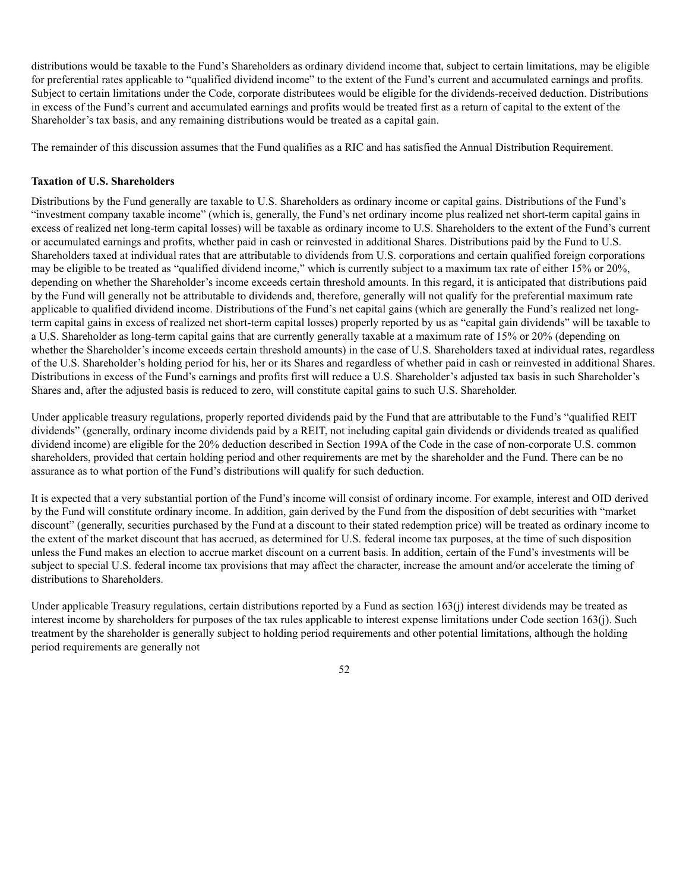distributions would be taxable to the Fund's Shareholders as ordinary dividend income that, subject to certain limitations, may be eligible for preferential rates applicable to "qualified dividend income" to the extent of the Fund's current and accumulated earnings and profits. Subject to certain limitations under the Code, corporate distributees would be eligible for the dividends-received deduction. Distributions in excess of the Fund's current and accumulated earnings and profits would be treated first as a return of capital to the extent of the Shareholder's tax basis, and any remaining distributions would be treated as a capital gain.

The remainder of this discussion assumes that the Fund qualifies as a RIC and has satisfied the Annual Distribution Requirement.

**Taxation of U.S. Shareholders**

Distributions by the Fund generally are taxable to U.S. Shareholders as ordinary income or capital gains. Distributions of the Fund's "investment company taxable income" (which is, generally, the Fund's net ordinary income plus realized net short-term capital gains in excess of realized net long-term capital losses) will be taxable as ordinary income to U.S. Shareholders to the extent of the Fund's current or accumulated earnings and profits, whether paid in cash or reinvested in additional Shares. Distributions paid by the Fund to U.S. Shareholders taxed at individual rates that are attributable to dividends from U.S. corporations and certain qualified foreign corporations may be eligible to be treated as "qualified dividend income," which is currently subject to a maximum tax rate of either 15% or 20%, depending on whether the Shareholder's income exceeds certain threshold amounts. In this regard, it is anticipated that distributions paid by the Fund will generally not be attributable to dividends and, therefore, generally will not qualify for the preferential maximum rate applicable to qualified dividend income. Distributions of the Fund's net capital gains (which are generally the Fund's realized net long-term capital gains in excess of realized net short-term capital losses) properly reported by us as "capital gain dividends" will be taxable to a U.S. Shareholder as long-term capital gains that are currently generally taxable at a maximum rate of 15% or 20% (depending on whether the Shareholder's income exceeds certain threshold amounts) in the case of U.S. Shareholders taxed at individual rates, regardless of the U.S. Shareholder's holding period for his, her or its Shares and regardless of whether paid in cash or reinvested in additional Shares. Distributions in excess of the Fund's earnings and profits first will reduce a U.S. Shareholder's adjusted tax basis in such Shareholder's Shares and, after the adjusted basis is reduced to zero, will constitute capital gains to such U.S. Shareholder.

Under applicable treasury regulations, properly reported dividends paid by the Fund that are attributable to the Fund's "qualified REIT dividends" (generally, ordinary income dividends paid by a REIT, not including capital gain dividends or dividends treated as qualified dividend income) are eligible for the 20% deduction described in Section 199A of the Code in the case of non-corporate U.S. common shareholders, provided that certain holding period and other requirements are met by the shareholder and the Fund. There can be no assurance as to what portion of the Fund's distributions will qualify for such deduction.

It is expected that a very substantial portion of the Fund's income will consist of ordinary income. For example, interest and OID derived by the Fund will constitute ordinary income. In addition, gain derived by the Fund from the disposition of debt securities with "market discount" (generally, securities purchased by the Fund at a discount to their stated redemption price) will be treated as ordinary income to the extent of the market discount that has accrued, as determined for U.S. federal income tax purposes, at the time of such disposition unless the Fund makes an election to accrue market discount on a current basis. In addition, certain of the Fund's investments will be subject to special U.S. federal income tax provisions that may affect the character, increase the amount and/or accelerate the timing of distributions to Shareholders.

Under applicable Treasury regulations, certain distributions reported by a Fund as section 163(j) interest dividends may be treated as interest income by shareholders for purposes of the tax rules applicable to interest expense limitations under Code section 163(j). Such treatment by the shareholder is generally subject to holding period requirements and other potential limitations, although the holding period requirements are generally not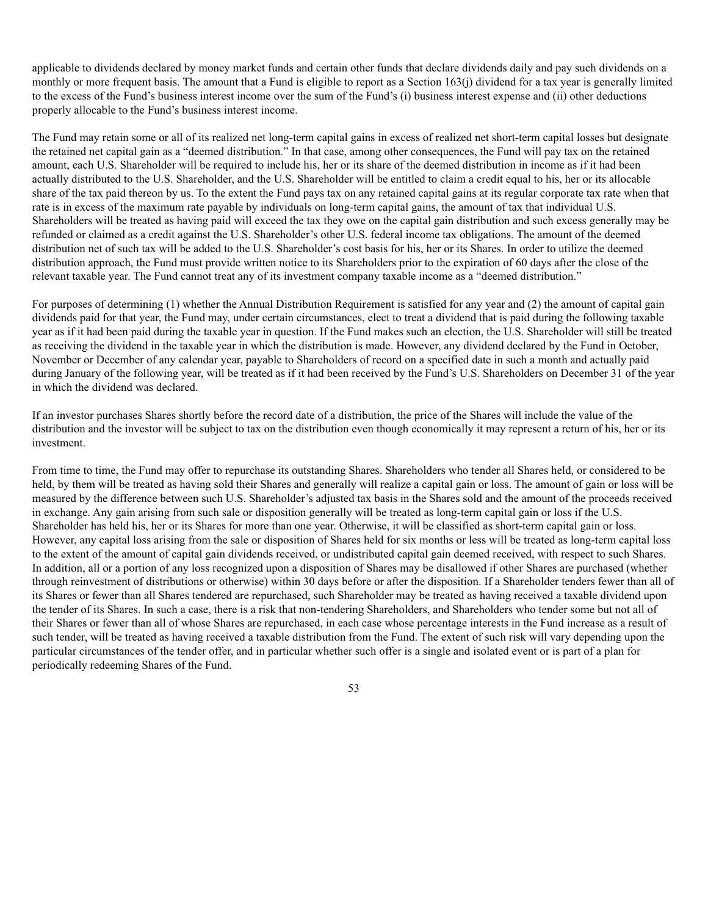applicable to dividends declared by money market funds and certain other funds that declare dividends daily and pay such dividends on a monthly or more frequent basis. The amount that a Fund is eligible to report as a Section 163(j) dividend for a tax year is generally limited to the excess of the Fund's business interest income over the sum of the Fund's (i) business interest expense and (ii) other deductions properly allocable to the Fund's business interest income.

The Fund may retain some or all of its realized net long-term capital gains in excess of realized net short-term capital losses but designate the retained net capital gain as a "deemed distribution." In that case, among other consequences, the Fund will pay tax on the retained amount, each U.S. Shareholder will be required to include his, her or its share of the deemed distribution in income as if it had been actually distributed to the U.S. Shareholder, and the U.S. Shareholder will be entitled to claim a credit equal to his, her or its allocable share of the tax paid thereon by us. To the extent the Fund pays tax on any retained capital gains at its regular corporate tax rate when that rate is in excess of the maximum rate payable by individuals on long-term capital gains, the amount of tax that individual U.S. Shareholders will be treated as having paid will exceed the tax they owe on the capital gain distribution and such excess generally may be refunded or claimed as a credit against the U.S. Shareholder's other U.S. federal income tax obligations. The amount of the deemed distribution net of such tax will be added to the U.S. Shareholder's cost basis for his, her or its Shares. In order to utilize the deemed distribution approach, the Fund must provide written notice to its Shareholders prior to the expiration of 60 days after the close of the relevant taxable year. The Fund cannot treat any of its investment company taxable income as a "deemed distribution."

For purposes of determining (1) whether the Annual Distribution Requirement is satisfied for any year and (2) the amount of capital gain dividends paid for that year, the Fund may, under certain circumstances, elect to treat a dividend that is paid during the following taxable year as if it had been paid during the taxable year in question. If the Fund makes such an election, the U.S. Shareholder will still be treated as receiving the dividend in the taxable year in which the distribution is made. However, any dividend declared by the Fund in October, November or December of any calendar year, payable to Shareholders of record on a specified date in such a month and actually paid during January of the following year, will be treated as if it had been received by the Fund's U.S. Shareholders on December 31 of the year in which the dividend was declared.

If an investor purchases Shares shortly before the record date of a distribution, the price of the Shares will include the value of the distribution and the investor will be subject to tax on the distribution even though economically it may represent a return of his, her or its investment.

From time to time, the Fund may offer to repurchase its outstanding Shares. Shareholders who tender all Shares held, or considered to be held, by them will be treated as having sold their Shares and generally will realize a capital gain or loss. The amount of gain or loss will be measured by the difference between such U.S. Shareholder's adjusted tax basis in the Shares sold and the amount of the proceeds received in exchange. Any gain arising from such sale or disposition generally will be treated as long-term capital gain or loss if the U.S. Shareholder has held his, her or its Shares for more than one year. Otherwise, it will be classified as short-term capital gain or loss. However, any capital loss arising from the sale or disposition of Shares held for six months or less will be treated as long-term capital loss to the extent of the amount of capital gain dividends received, or undistributed capital gain deemed received, with respect to such Shares. In addition, all or a portion of any loss recognized upon a disposition of Shares may be disallowed if other Shares are purchased (whether through reinvestment of distributions or otherwise) within 30 days before or after the disposition. If a Shareholder tenders fewer than all of its Shares or fewer than all Shares tendered are repurchased, such Shareholder may be treated as having received a taxable dividend upon the tender of its Shares. In such a case, there is a risk that non-tendering Shareholders, and Shareholders who tender some but not all of their Shares or fewer than all of whose Shares are repurchased, in each case whose percentage interests in the Fund increase as a result of such tender, will be treated as having received a taxable distribution from the Fund. The extent of such risk will vary depending upon the particular circumstances of the tender offer, and in particular whether such offer is a single and isolated event or is part of a plan for periodically redeeming Shares of the Fund.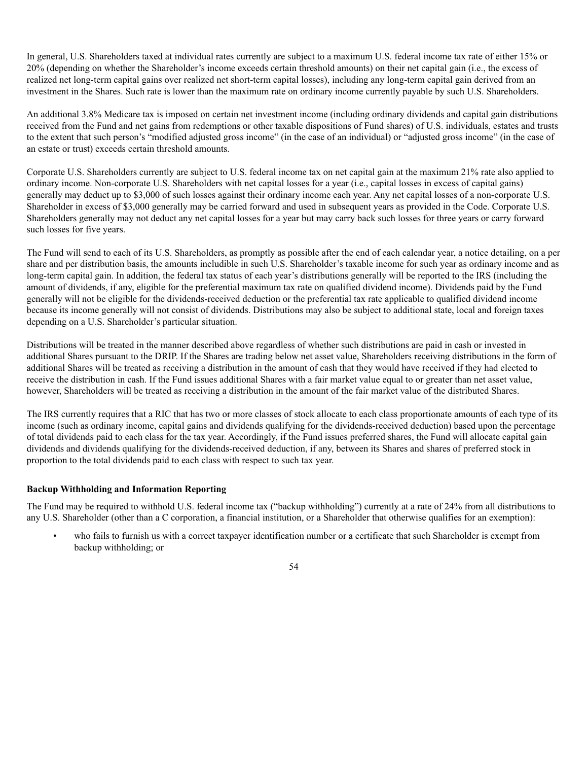In general, U.S. Shareholders taxed at individual rates currently are subject to a maximum U.S. federal income tax rate of either 15% or 20% (depending on whether the Shareholder's income exceeds certain threshold amounts) on their net capital gain (i.e., the excess of realized net long-term capital gains over realized net short-term capital losses), including any long-term capital gain derived from an investment in the Shares. Such rate is lower than the maximum rate on ordinary income currently payable by such U.S. Shareholders.

An additional 3.8% Medicare tax is imposed on certain net investment income (including ordinary dividends and capital gain distributions received from the Fund and net gains from redemptions or other taxable dispositions of Fund shares) of U.S. individuals, estates and trusts to the extent that such person's "modified adjusted gross income" (in the case of an individual) or "adjusted gross income" (in the case of an estate or trust) exceeds certain threshold amounts.

Corporate U.S. Shareholders currently are subject to U.S. federal income tax on net capital gain at the maximum 21% rate also applied to ordinary income. Non-corporate U.S. Shareholders with net capital losses for a year (i.e., capital losses in excess of capital gains) generally may deduct up to $3,000 of such losses against their ordinary income each year. Any net capital losses of a non-corporate U.S. Shareholder in excess of $3,000 generally may be carried forward and used in subsequent years as provided in the Code. Corporate U.S. Shareholders generally may not deduct any net capital losses for a year but may carry back such losses for three years or carry forward such losses for five years.

The Fund will send to each of its U.S. Shareholders, as promptly as possible after the end of each calendar year, a notice detailing, on a per share and per distribution basis, the amounts includible in such U.S. Shareholder's taxable income for such year as ordinary income and as long-term capital gain. In addition, the federal tax status of each year's distributions generally will be reported to the IRS (including the amount of dividends, if any, eligible for the preferential maximum tax rate on qualified dividend income). Dividends paid by the Fund generally will not be eligible for the dividends-received deduction or the preferential tax rate applicable to qualified dividend income because its income generally will not consist of dividends. Distributions may also be subject to additional state, local and foreign taxes depending on a U.S. Shareholder's particular situation.

Distributions will be treated in the manner described above regardless of whether such distributions are paid in cash or invested in additional Shares pursuant to the DRIP. If the Shares are trading below net asset value, Shareholders receiving distributions in the form of additional Shares will be treated as receiving a distribution in the amount of cash that they would have received if they had elected to receive the distribution in cash. If the Fund issues additional Shares with a fair market value equal to or greater than net asset value, however, Shareholders will be treated as receiving a distribution in the amount of the fair market value of the distributed Shares.

The IRS currently requires that a RIC that has two or more classes of stock allocate to each class proportionate amounts of each type of its income (such as ordinary income, capital gains and dividends qualifying for the dividends-received deduction) based upon the percentage of total dividends paid to each class for the tax year. Accordingly, if the Fund issues preferred shares, the Fund will allocate capital gain dividends and dividends qualifying for the dividends-received deduction, if any, between its Shares and shares of preferred stock in proportion to the total dividends paid to each class with respect to such tax year.

**Backup Withholding and Information Reporting**

The Fund may be required to withhold U.S. federal income tax ("backup withholding") currently at a rate of 24% from all distributions to any U.S. Shareholder (other than a C corporation, a financial institution, or a Shareholder that otherwise qualifies for an exemption):

- who fails to furnish us with a correct taxpayer identification number or a certificate that such Shareholder is exempt from backup withholding; or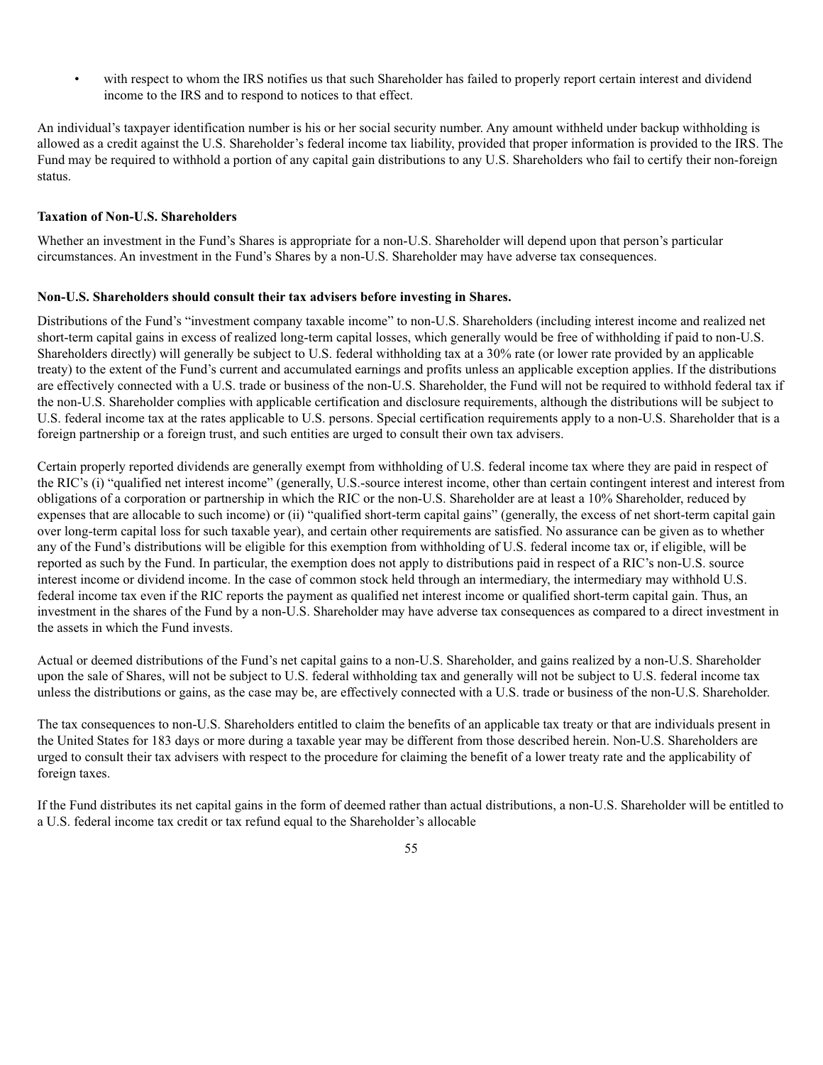- with respect to whom the IRS notifies us that such Shareholder has failed to properly report certain interest and dividend income to the IRS and to respond to notices to that effect.

An individual's taxpayer identification number is his or her social security number. Any amount withheld under backup withholding is allowed as a credit against the U.S. Shareholder's federal income tax liability, provided that proper information is provided to the IRS. The Fund may be required to withhold a portion of any capital gain distributions to any U.S. Shareholders who fail to certify their non-foreign status.

**Taxation of Non-U.S. Shareholders**

Whether an investment in the Fund's Shares is appropriate for a non-U.S. Shareholder will depend upon that person's particular circumstances. An investment in the Fund's Shares by a non-U.S. Shareholder may have adverse tax consequences.

**Non-U.S. Shareholders should consult their tax advisers before investing in Shares.**

Distributions of the Fund's "investment company taxable income" to non-U.S. Shareholders (including interest income and realized net short-term capital gains in excess of realized long-term capital losses, which generally would be free of withholding if paid to non-U.S. Shareholders directly) will generally be subject to U.S. federal withholding tax at a 30% rate (or lower rate provided by an applicable treaty) to the extent of the Fund's current and accumulated earnings and profits unless an applicable exception applies. If the distributions are effectively connected with a U.S. trade or business of the non-U.S. Shareholder, the Fund will not be required to withhold federal tax if the non-U.S. Shareholder complies with applicable certification and disclosure requirements, although the distributions will be subject to U.S. federal income tax at the rates applicable to U.S. persons. Special certification requirements apply to a non-U.S. Shareholder that is a foreign partnership or a foreign trust, and such entities are urged to consult their own tax advisers.

Certain properly reported dividends are generally exempt from withholding of U.S. federal income tax where they are paid in respect of the RIC's (i) "qualified net interest income" (generally, U.S.-source interest income, other than certain contingent interest and interest from obligations of a corporation or partnership in which the RIC or the non-U.S. Shareholder are at least a 10% Shareholder, reduced by expenses that are allocable to such income) or (ii) "qualified short-term capital gains" (generally, the excess of net short-term capital gain over long-term capital loss for such taxable year), and certain other requirements are satisfied. No assurance can be given as to whether any of the Fund's distributions will be eligible for this exemption from withholding of U.S. federal income tax or, if eligible, will be reported as such by the Fund. In particular, the exemption does not apply to distributions paid in respect of a RIC's non-U.S. source interest income or dividend income. In the case of common stock held through an intermediary, the intermediary may withhold U.S. federal income tax even if the RIC reports the payment as qualified net interest income or qualified short-term capital gain. Thus, an investment in the shares of the Fund by a non-U.S. Shareholder may have adverse tax consequences as compared to a direct investment in the assets in which the Fund invests.

Actual or deemed distributions of the Fund's net capital gains to a non-U.S. Shareholder, and gains realized by a non-U.S. Shareholder upon the sale of Shares, will not be subject to U.S. federal withholding tax and generally will not be subject to U.S. federal income tax unless the distributions or gains, as the case may be, are effectively connected with a U.S. trade or business of the non-U.S. Shareholder.

The tax consequences to non-U.S. Shareholders entitled to claim the benefits of an applicable tax treaty or that are individuals present in the United States for 183 days or more during a taxable year may be different from those described herein. Non-U.S. Shareholders are urged to consult their tax advisers with respect to the procedure for claiming the benefit of a lower treaty rate and the applicability of foreign taxes.

If the Fund distributes its net capital gains in the form of deemed rather than actual distributions, a non-U.S. Shareholder will be entitled to a U.S. federal income tax credit or tax refund equal to the Shareholder's allocable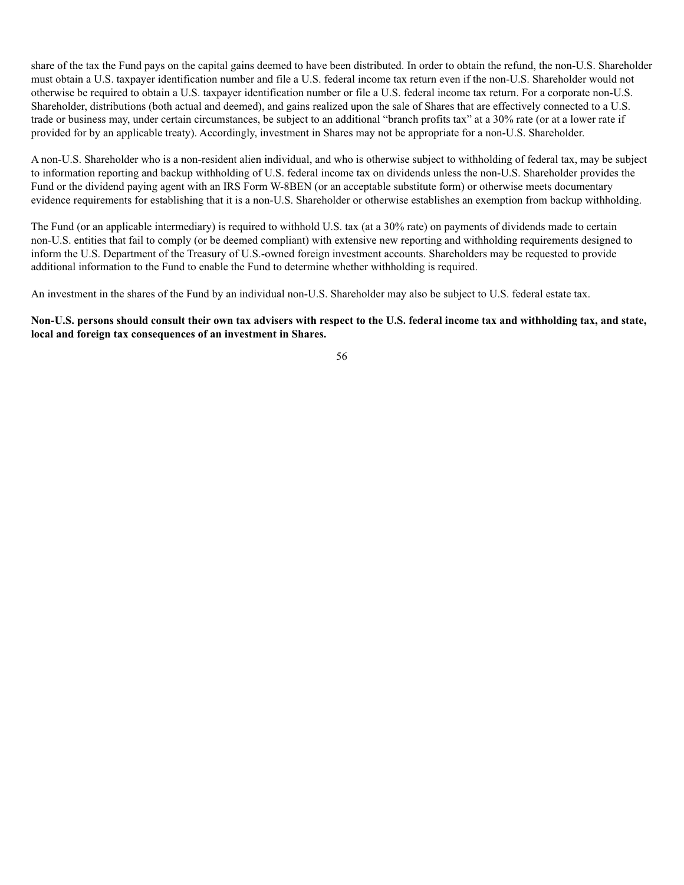share of the tax the Fund pays on the capital gains deemed to have been distributed. In order to obtain the refund, the non-U.S. Shareholder must obtain a U.S. taxpayer identification number and file a U.S. federal income tax return even if the non-U.S. Shareholder would not otherwise be required to obtain a U.S. taxpayer identification number or file a U.S. federal income tax return. For a corporate non-U.S. Shareholder, distributions (both actual and deemed), and gains realized upon the sale of Shares that are effectively connected to a U.S. trade or business may, under certain circumstances, be subject to an additional "branch profits tax" at a 30% rate (or at a lower rate if provided for by an applicable treaty). Accordingly, investment in Shares may not be appropriate for a non-U.S. Shareholder.

A non-U.S. Shareholder who is a non-resident alien individual, and who is otherwise subject to withholding of federal tax, may be subject to information reporting and backup withholding of U.S. federal income tax on dividends unless the non-U.S. Shareholder provides the Fund or the dividend paying agent with an IRS Form W-8BEN (or an acceptable substitute form) or otherwise meets documentary evidence requirements for establishing that it is a non-U.S. Shareholder or otherwise establishes an exemption from backup withholding.

The Fund (or an applicable intermediary) is required to withhold U.S. tax (at a 30% rate) on payments of dividends made to certain non-U.S. entities that fail to comply (or be deemed compliant) with extensive new reporting and withholding requirements designed to inform the U.S. Department of the Treasury of U.S.-owned foreign investment accounts. Shareholders may be requested to provide additional information to the Fund to enable the Fund to determine whether withholding is required.

An investment in the shares of the Fund by an individual non-U.S. Shareholder may also be subject to U.S. federal estate tax.

**Non-U.S. persons should consult their own tax advisers with respect to the U.S. federal income tax and withholding tax, and state, local and foreign tax consequences of an investment in Shares.**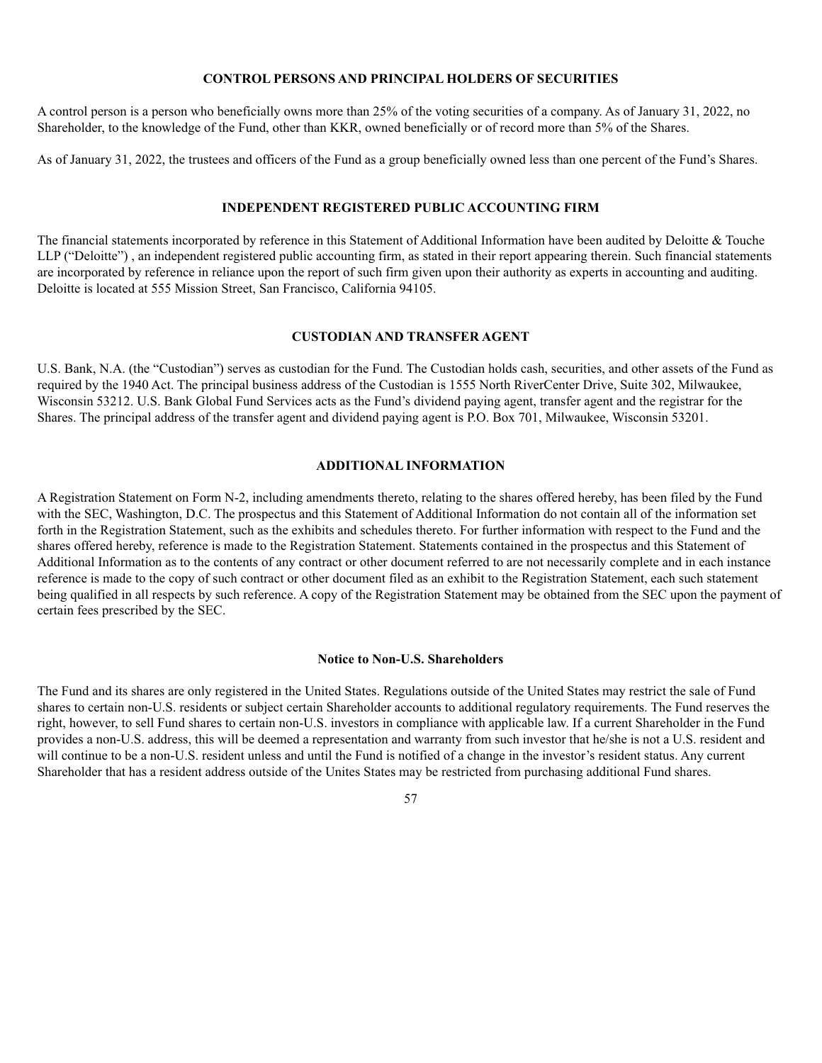## CONTROL PERSONS AND PRINCIPAL HOLDERS OF SECURITIES

A control person is a person who beneficially owns more than 25% of the voting securities of a company. As of January 31, 2022, no Shareholder, to the knowledge of the Fund, other than KKR, owned beneficially or of record more than 5% of the Shares.

As of January 31, 2022, the trustees and officers of the Fund as a group beneficially owned less than one percent of the Fund's Shares.

## INDEPENDENT REGISTERED PUBLIC ACCOUNTING FIRM

The financial statements incorporated by reference in this Statement of Additional Information have been audited by Deloitte & Touche LLP ("Deloitte") , an independent registered public accounting firm, as stated in their report appearing therein. Such financial statements are incorporated by reference in reliance upon the report of such firm given upon their authority as experts in accounting and auditing. Deloitte is located at 555 Mission Street, San Francisco, California 94105.

## CUSTODIAN AND TRANSFER AGENT

U.S. Bank, N.A. (the "Custodian") serves as custodian for the Fund. The Custodian holds cash, securities, and other assets of the Fund as required by the 1940 Act. The principal business address of the Custodian is 1555 North RiverCenter Drive, Suite 302, Milwaukee, Wisconsin 53212. U.S. Bank Global Fund Services acts as the Fund's dividend paying agent, transfer agent and the registrar for the Shares. The principal address of the transfer agent and dividend paying agent is P.O. Box 701, Milwaukee, Wisconsin 53201.

## ADDITIONAL INFORMATION

A Registration Statement on Form N-2, including amendments thereto, relating to the shares offered hereby, has been filed by the Fund with the SEC, Washington, D.C. The prospectus and this Statement of Additional Information do not contain all of the information set forth in the Registration Statement, such as the exhibits and schedules thereto. For further information with respect to the Fund and the shares offered hereby, reference is made to the Registration Statement. Statements contained in the prospectus and this Statement of Additional Information as to the contents of any contract or other document referred to are not necessarily complete and in each instance reference is made to the copy of such contract or other document filed as an exhibit to the Registration Statement, each such statement being qualified in all respects by such reference. A copy of the Registration Statement may be obtained from the SEC upon the payment of certain fees prescribed by the SEC.

### Notice to Non-U.S. Shareholders

The Fund and its shares are only registered in the United States. Regulations outside of the United States may restrict the sale of Fund shares to certain non-U.S. residents or subject certain Shareholder accounts to additional regulatory requirements. The Fund reserves the right, however, to sell Fund shares to certain non-U.S. investors in compliance with applicable law. If a current Shareholder in the Fund provides a non-U.S. address, this will be deemed a representation and warranty from such investor that he/she is not a U.S. resident and will continue to be a non-U.S. resident unless and until the Fund is notified of a change in the investor's resident status. Any current Shareholder that has a resident address outside of the Unites States may be restricted from purchasing additional Fund shares.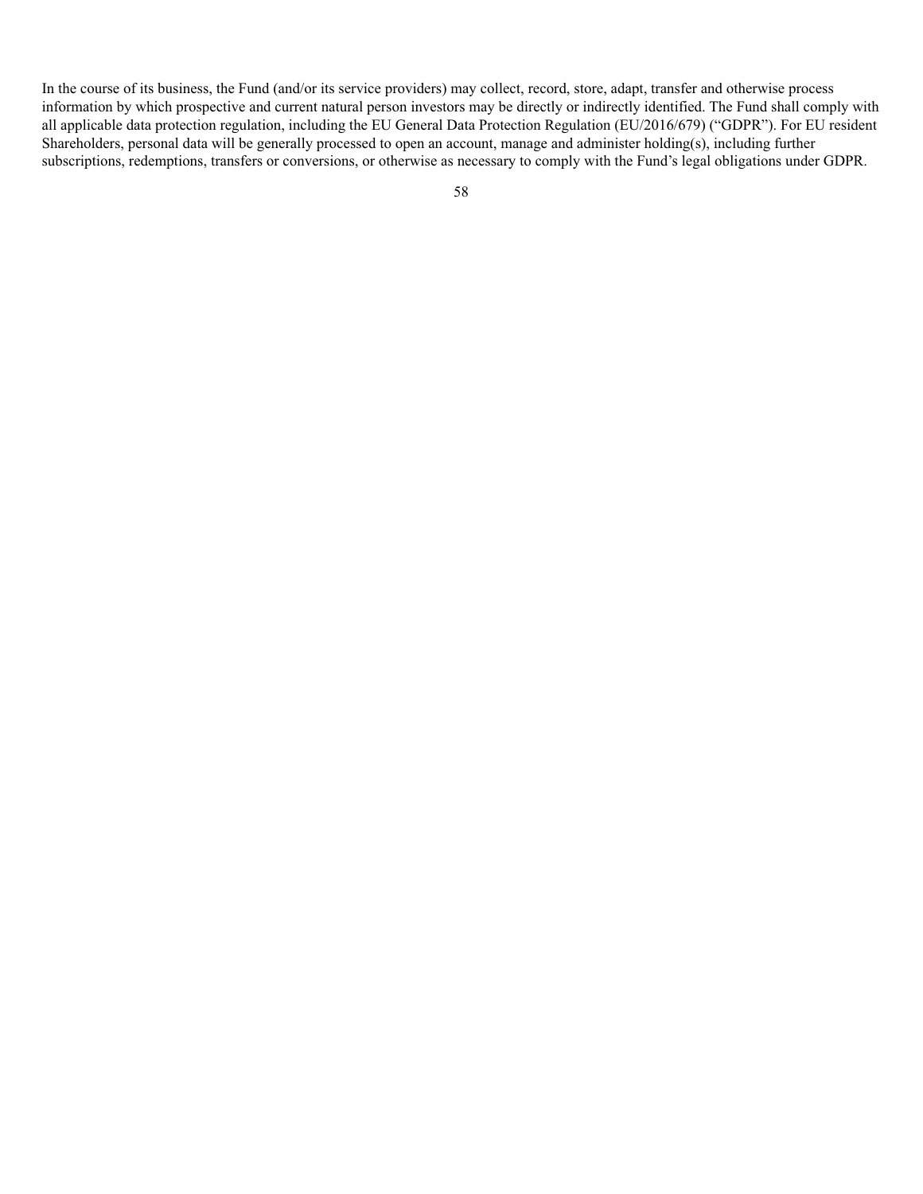In the course of its business, the Fund (and/or its service providers) may collect, record, store, adapt, transfer and otherwise process information by which prospective and current natural person investors may be directly or indirectly identified. The Fund shall comply with all applicable data protection regulation, including the EU General Data Protection Regulation (EU/2016/679) ("GDPR"). For EU resident Shareholders, personal data will be generally processed to open an account, manage and administer holding(s), including further subscriptions, redemptions, transfers or conversions, or otherwise as necessary to comply with the Fund's legal obligations under GDPR.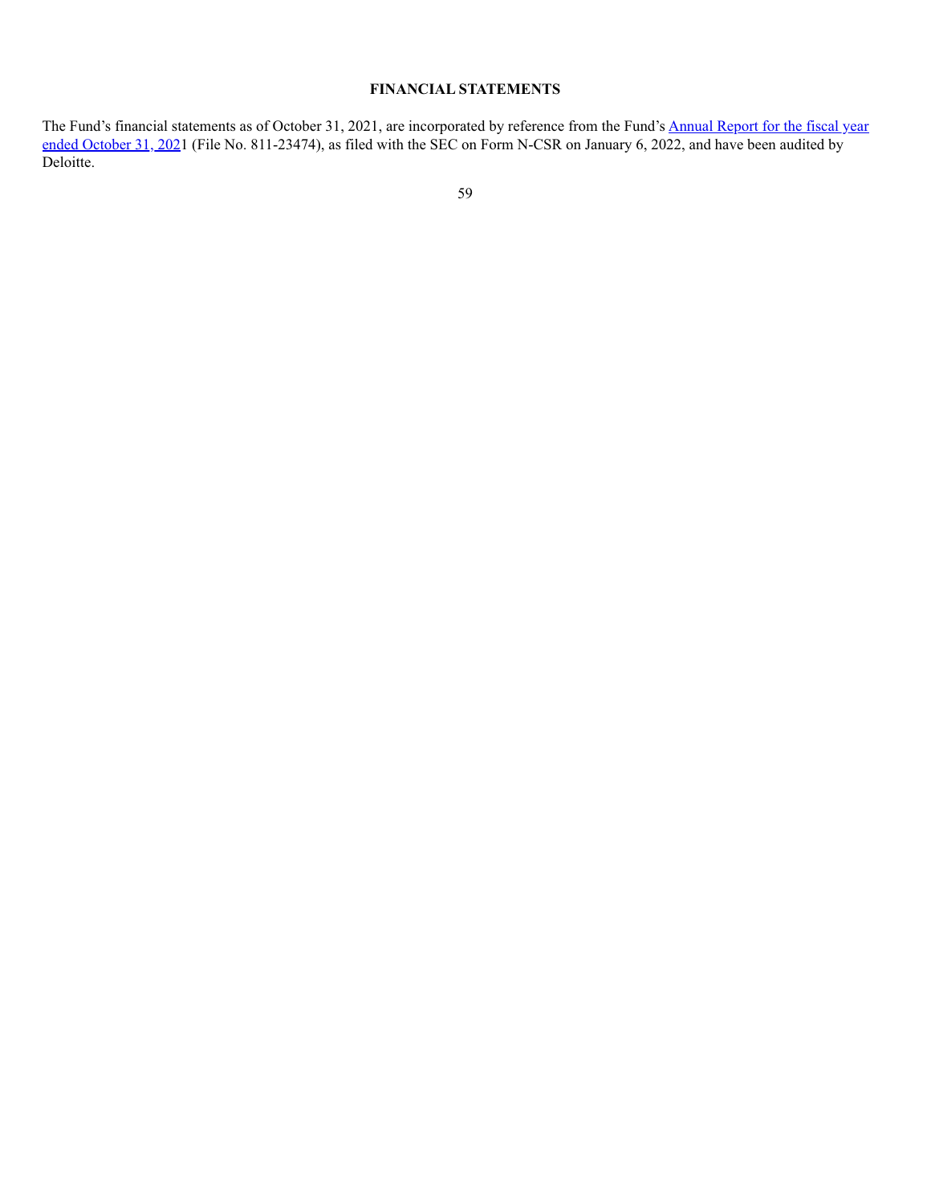## FINANCIAL STATEMENTS

The Fund's financial statements as of October 31, 2021, are incorporated by reference from the Fund's Annual Report for the fiscal year ended October 31, 2021 (File No. 811-23474), as filed with the SEC on Form N-CSR on January 6, 2022, and have been audited by Deloitte.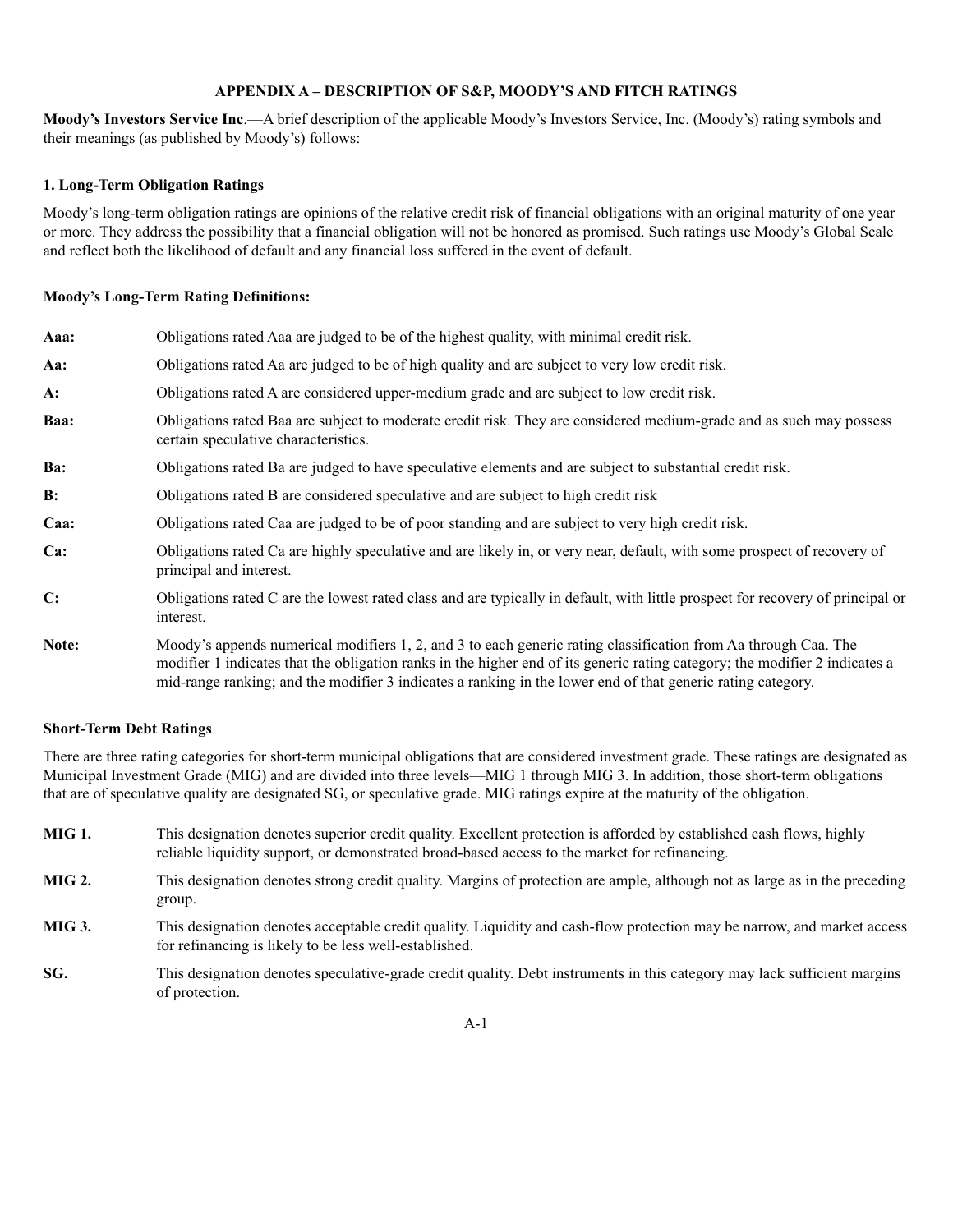## APPENDIX A – DESCRIPTION OF S&P, MOODY'S AND FITCH RATINGS

**Moody's Investors Service Inc**.—A brief description of the applicable Moody's Investors Service, Inc. (Moody's) rating symbols and their meanings (as published by Moody's) follows:

### 1. Long-Term Obligation Ratings

Moody's long-term obligation ratings are opinions of the relative credit risk of financial obligations with an original maturity of one year or more. They address the possibility that a financial obligation will not be honored as promised. Such ratings use Moody's Global Scale and reflect both the likelihood of default and any financial loss suffered in the event of default.

**Moody's Long-Term Rating Definitions:**

**Aaa:** Obligations rated Aaa are judged to be of the highest quality, with minimal credit risk.

**Aa:** Obligations rated Aa are judged to be of high quality and are subject to very low credit risk.

**A:** Obligations rated A are considered upper-medium grade and are subject to low credit risk.

**Baa:** Obligations rated Baa are subject to moderate credit risk. They are considered medium-grade and as such may possess certain speculative characteristics.

**Ba:** Obligations rated Ba are judged to have speculative elements and are subject to substantial credit risk.

**B:** Obligations rated B are considered speculative and are subject to high credit risk

**Caa:** Obligations rated Caa are judged to be of poor standing and are subject to very high credit risk.

**Ca:** Obligations rated Ca are highly speculative and are likely in, or very near, default, with some prospect of recovery of principal and interest.

**C:** Obligations rated C are the lowest rated class and are typically in default, with little prospect for recovery of principal or interest.

**Note:** Moody's appends numerical modifiers 1, 2, and 3 to each generic rating classification from Aa through Caa. The modifier 1 indicates that the obligation ranks in the higher end of its generic rating category; the modifier 2 indicates a mid-range ranking; and the modifier 3 indicates a ranking in the lower end of that generic rating category.

### Short-Term Debt Ratings

There are three rating categories for short-term municipal obligations that are considered investment grade. These ratings are designated as Municipal Investment Grade (MIG) and are divided into three levels—MIG 1 through MIG 3. In addition, those short-term obligations that are of speculative quality are designated SG, or speculative grade. MIG ratings expire at the maturity of the obligation.

**MIG 1.** This designation denotes superior credit quality. Excellent protection is afforded by established cash flows, highly reliable liquidity support, or demonstrated broad-based access to the market for refinancing.

**MIG 2.** This designation denotes strong credit quality. Margins of protection are ample, although not as large as in the preceding group.

**MIG 3.** This designation denotes acceptable credit quality. Liquidity and cash-flow protection may be narrow, and market access for refinancing is likely to be less well-established.

**SG.** This designation denotes speculative-grade credit quality. Debt instruments in this category may lack sufficient margins of protection.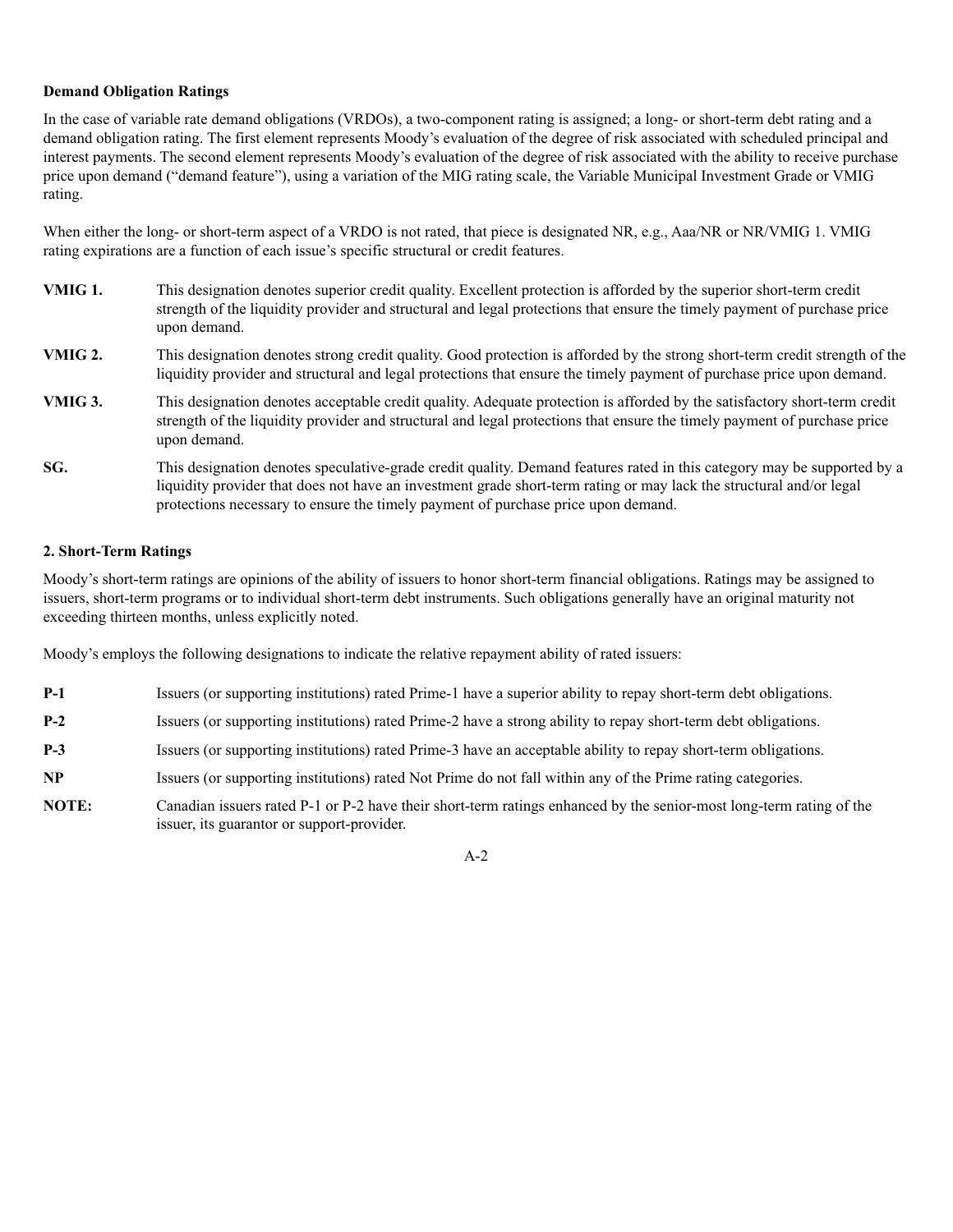**Demand Obligation Ratings**

In the case of variable rate demand obligations (VRDOs), a two-component rating is assigned; a long- or short-term debt rating and a demand obligation rating. The first element represents Moody's evaluation of the degree of risk associated with scheduled principal and interest payments. The second element represents Moody's evaluation of the degree of risk associated with the ability to receive purchase price upon demand ("demand feature"), using a variation of the MIG rating scale, the Variable Municipal Investment Grade or VMIG rating.

When either the long- or short-term aspect of a VRDO is not rated, that piece is designated NR, e.g., Aaa/NR or NR/VMIG 1. VMIG rating expirations are a function of each issue's specific structural or credit features.

**VMIG 1.** This designation denotes superior credit quality. Excellent protection is afforded by the superior short-term credit strength of the liquidity provider and structural and legal protections that ensure the timely payment of purchase price upon demand.

**VMIG 2.** This designation denotes strong credit quality. Good protection is afforded by the strong short-term credit strength of the liquidity provider and structural and legal protections that ensure the timely payment of purchase price upon demand.

**VMIG 3.** This designation denotes acceptable credit quality. Adequate protection is afforded by the satisfactory short-term credit strength of the liquidity provider and structural and legal protections that ensure the timely payment of purchase price upon demand.

**SG.** This designation denotes speculative-grade credit quality. Demand features rated in this category may be supported by a liquidity provider that does not have an investment grade short-term rating or may lack the structural and/or legal protections necessary to ensure the timely payment of purchase price upon demand.

**2. Short-Term Ratings**

Moody's short-term ratings are opinions of the ability of issuers to honor short-term financial obligations. Ratings may be assigned to issuers, short-term programs or to individual short-term debt instruments. Such obligations generally have an original maturity not exceeding thirteen months, unless explicitly noted.

Moody's employs the following designations to indicate the relative repayment ability of rated issuers:

**P-1** Issuers (or supporting institutions) rated Prime-1 have a superior ability to repay short-term debt obligations.

**P-2** Issuers (or supporting institutions) rated Prime-2 have a strong ability to repay short-term debt obligations.

**P-3** Issuers (or supporting institutions) rated Prime-3 have an acceptable ability to repay short-term obligations.

**NP** Issuers (or supporting institutions) rated Not Prime do not fall within any of the Prime rating categories.

**NOTE:** Canadian issuers rated P-1 or P-2 have their short-term ratings enhanced by the senior-most long-term rating of the issuer, its guarantor or support-provider.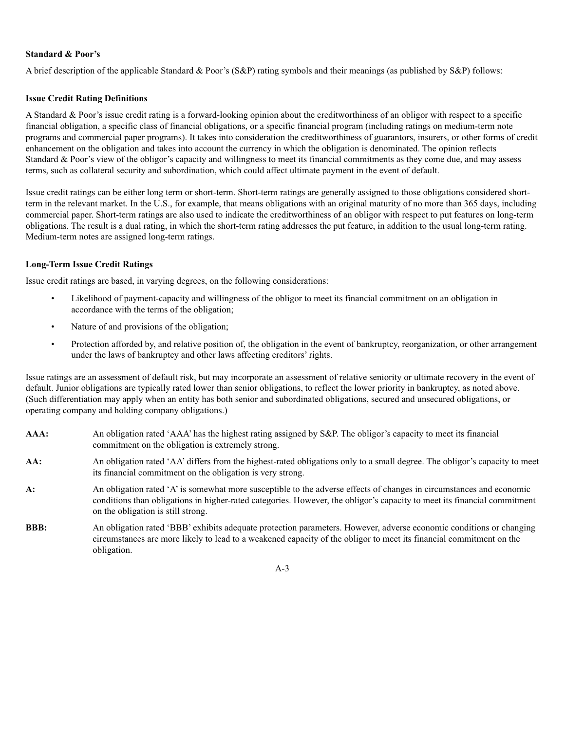**Standard & Poor's**

A brief description of the applicable Standard & Poor's (S&P) rating symbols and their meanings (as published by S&P) follows:

**Issue Credit Rating Definitions**

A Standard & Poor's issue credit rating is a forward-looking opinion about the creditworthiness of an obligor with respect to a specific financial obligation, a specific class of financial obligations, or a specific financial program (including ratings on medium-term note programs and commercial paper programs). It takes into consideration the creditworthiness of guarantors, insurers, or other forms of credit enhancement on the obligation and takes into account the currency in which the obligation is denominated. The opinion reflects Standard & Poor's view of the obligor's capacity and willingness to meet its financial commitments as they come due, and may assess terms, such as collateral security and subordination, which could affect ultimate payment in the event of default.

Issue credit ratings can be either long term or short-term. Short-term ratings are generally assigned to those obligations considered short-term in the relevant market. In the U.S., for example, that means obligations with an original maturity of no more than 365 days, including commercial paper. Short-term ratings are also used to indicate the creditworthiness of an obligor with respect to put features on long-term obligations. The result is a dual rating, in which the short-term rating addresses the put feature, in addition to the usual long-term rating. Medium-term notes are assigned long-term ratings.

**Long-Term Issue Credit Ratings**

Issue credit ratings are based, in varying degrees, on the following considerations:

- Likelihood of payment-capacity and willingness of the obligor to meet its financial commitment on an obligation in accordance with the terms of the obligation;
- Nature of and provisions of the obligation;
- Protection afforded by, and relative position of, the obligation in the event of bankruptcy, reorganization, or other arrangement under the laws of bankruptcy and other laws affecting creditors' rights.

Issue ratings are an assessment of default risk, but may incorporate an assessment of relative seniority or ultimate recovery in the event of default. Junior obligations are typically rated lower than senior obligations, to reflect the lower priority in bankruptcy, as noted above. (Such differentiation may apply when an entity has both senior and subordinated obligations, secured and unsecured obligations, or operating company and holding company obligations.)

**AAA:** An obligation rated 'AAA' has the highest rating assigned by S&P. The obligor's capacity to meet its financial commitment on the obligation is extremely strong.

**AA:** An obligation rated 'AA' differs from the highest-rated obligations only to a small degree. The obligor's capacity to meet its financial commitment on the obligation is very strong.

**A:** An obligation rated 'A' is somewhat more susceptible to the adverse effects of changes in circumstances and economic conditions than obligations in higher-rated categories. However, the obligor's capacity to meet its financial commitment on the obligation is still strong.

**BBB:** An obligation rated 'BBB' exhibits adequate protection parameters. However, adverse economic conditions or changing circumstances are more likely to lead to a weakened capacity of the obligor to meet its financial commitment on the obligation.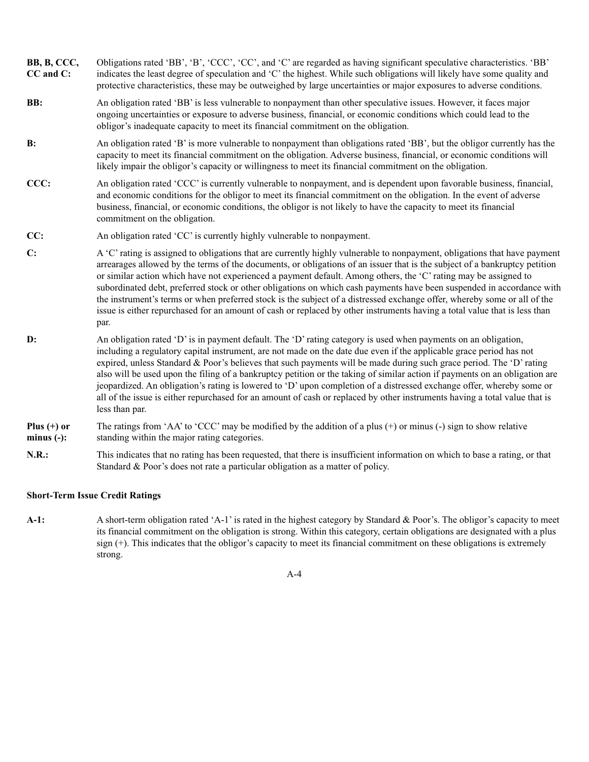**BB, B, CCC, CC and C:** Obligations rated ‘BB’, ‘B’, ‘CCC’, ‘CC’, and ‘C’ are regarded as having significant speculative characteristics. ‘BB’ indicates the least degree of speculation and ‘C’ the highest. While such obligations will likely have some quality and protective characteristics, these may be outweighed by large uncertainties or major exposures to adverse conditions.

**BB:** An obligation rated ‘BB’ is less vulnerable to nonpayment than other speculative issues. However, it faces major ongoing uncertainties or exposure to adverse business, financial, or economic conditions which could lead to the obligor’s inadequate capacity to meet its financial commitment on the obligation.

**B:** An obligation rated ‘B’ is more vulnerable to nonpayment than obligations rated ‘BB’, but the obligor currently has the capacity to meet its financial commitment on the obligation. Adverse business, financial, or economic conditions will likely impair the obligor’s capacity or willingness to meet its financial commitment on the obligation.

**CCC:** An obligation rated ‘CCC’ is currently vulnerable to nonpayment, and is dependent upon favorable business, financial, and economic conditions for the obligor to meet its financial commitment on the obligation. In the event of adverse business, financial, or economic conditions, the obligor is not likely to have the capacity to meet its financial commitment on the obligation.

**CC:** An obligation rated ‘CC’ is currently highly vulnerable to nonpayment.

**C:** A ‘C’ rating is assigned to obligations that are currently highly vulnerable to nonpayment, obligations that have payment arrearages allowed by the terms of the documents, or obligations of an issuer that is the subject of a bankruptcy petition or similar action which have not experienced a payment default. Among others, the ‘C’ rating may be assigned to subordinated debt, preferred stock or other obligations on which cash payments have been suspended in accordance with the instrument’s terms or when preferred stock is the subject of a distressed exchange offer, whereby some or all of the issue is either repurchased for an amount of cash or replaced by other instruments having a total value that is less than par.

**D:** An obligation rated ‘D’ is in payment default. The ‘D’ rating category is used when payments on an obligation, including a regulatory capital instrument, are not made on the date due even if the applicable grace period has not expired, unless Standard & Poor’s believes that such payments will be made during such grace period. The ‘D’ rating also will be used upon the filing of a bankruptcy petition or the taking of similar action if payments on an obligation are jeopardized. An obligation’s rating is lowered to ‘D’ upon completion of a distressed exchange offer, whereby some or all of the issue is either repurchased for an amount of cash or replaced by other instruments having a total value that is less than par.

**Plus (+) or minus (-):** The ratings from ‘AA’ to ‘CCC’ may be modified by the addition of a plus (+) or minus (-) sign to show relative standing within the major rating categories.

**N.R.:** This indicates that no rating has been requested, that there is insufficient information on which to base a rating, or that Standard & Poor’s does not rate a particular obligation as a matter of policy.

**Short-Term Issue Credit Ratings**

**A-1:** A short-term obligation rated ‘A-1’ is rated in the highest category by Standard & Poor’s. The obligor’s capacity to meet its financial commitment on the obligation is strong. Within this category, certain obligations are designated with a plus sign (+). This indicates that the obligor’s capacity to meet its financial commitment on these obligations is extremely strong.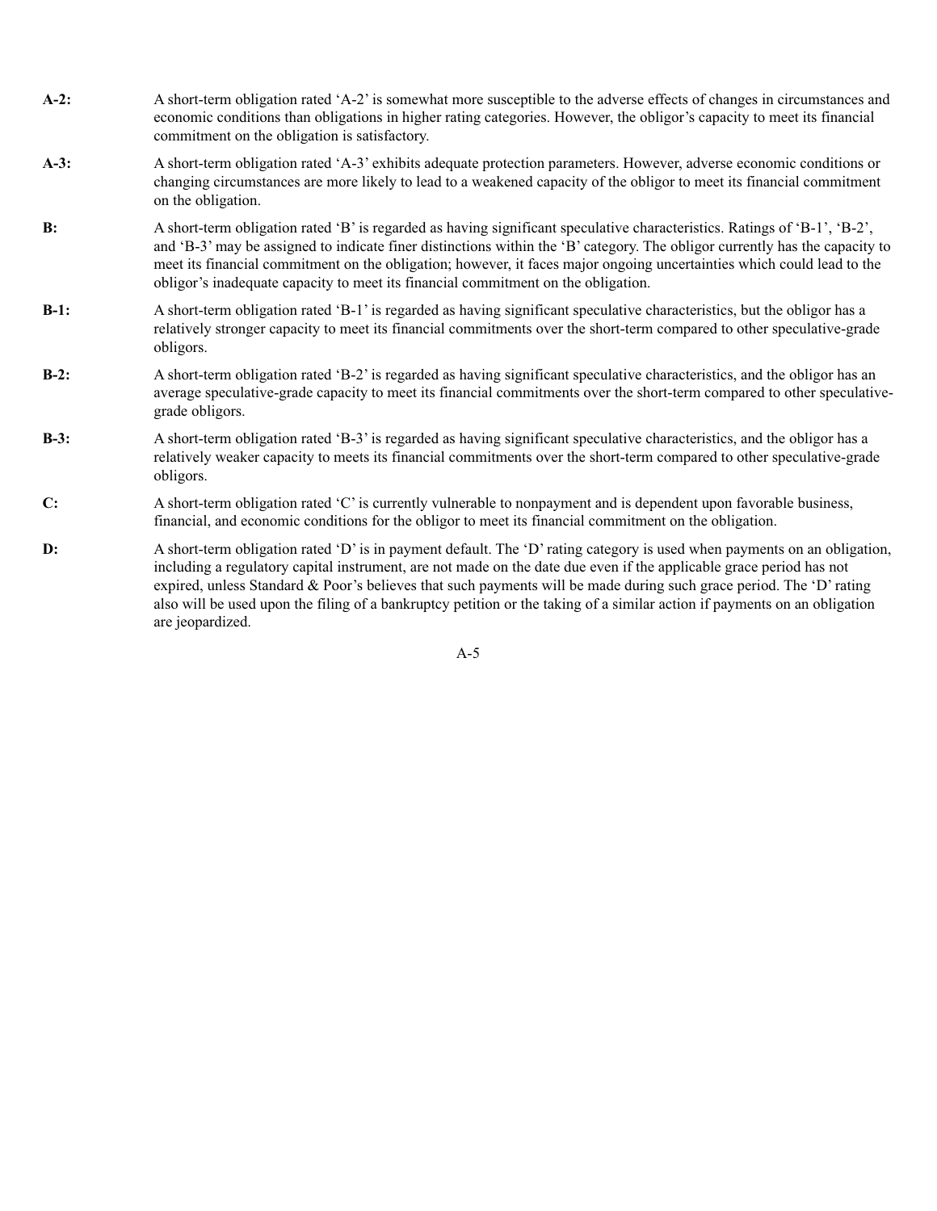**A-2:** A short-term obligation rated 'A-2' is somewhat more susceptible to the adverse effects of changes in circumstances and economic conditions than obligations in higher rating categories. However, the obligor's capacity to meet its financial commitment on the obligation is satisfactory.

**A-3:** A short-term obligation rated 'A-3' exhibits adequate protection parameters. However, adverse economic conditions or changing circumstances are more likely to lead to a weakened capacity of the obligor to meet its financial commitment on the obligation.

**B:** A short-term obligation rated 'B' is regarded as having significant speculative characteristics. Ratings of 'B-1', 'B-2', and 'B-3' may be assigned to indicate finer distinctions within the 'B' category. The obligor currently has the capacity to meet its financial commitment on the obligation; however, it faces major ongoing uncertainties which could lead to the obligor's inadequate capacity to meet its financial commitment on the obligation.

**B-1:** A short-term obligation rated 'B-1' is regarded as having significant speculative characteristics, but the obligor has a relatively stronger capacity to meet its financial commitments over the short-term compared to other speculative-grade obligors.

**B-2:** A short-term obligation rated 'B-2' is regarded as having significant speculative characteristics, and the obligor has an average speculative-grade capacity to meet its financial commitments over the short-term compared to other speculative-grade obligors.

**B-3:** A short-term obligation rated 'B-3' is regarded as having significant speculative characteristics, and the obligor has a relatively weaker capacity to meets its financial commitments over the short-term compared to other speculative-grade obligors.

**C:** A short-term obligation rated 'C' is currently vulnerable to nonpayment and is dependent upon favorable business, financial, and economic conditions for the obligor to meet its financial commitment on the obligation.

**D:** A short-term obligation rated 'D' is in payment default. The 'D' rating category is used when payments on an obligation, including a regulatory capital instrument, are not made on the date due even if the applicable grace period has not expired, unless Standard & Poor's believes that such payments will be made during such grace period. The 'D' rating also will be used upon the filing of a bankruptcy petition or the taking of a similar action if payments on an obligation are jeopardized.